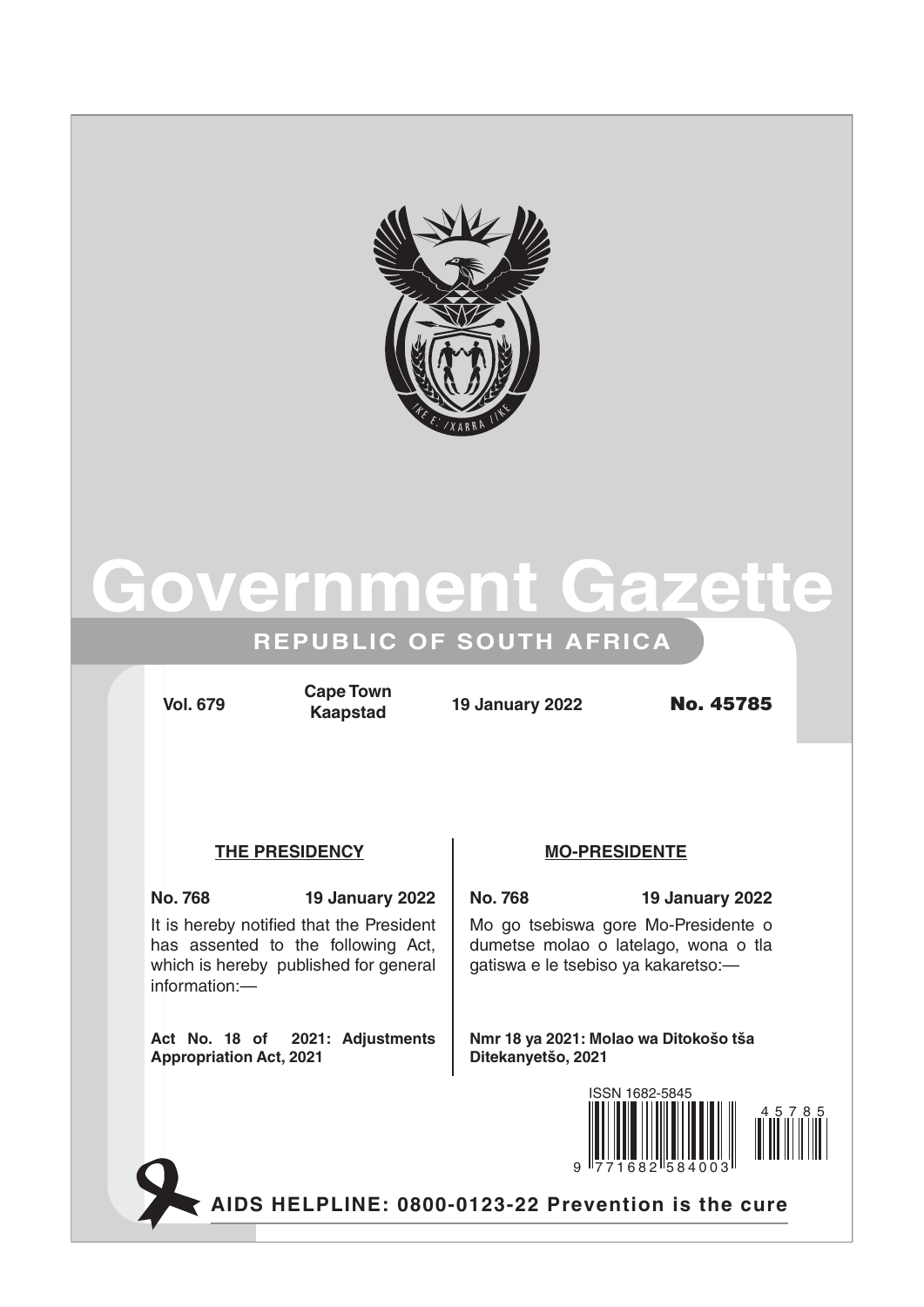# Government Gazette

## REPUBLIC OF SOUTH AFRICA

Vol. 679 | Cape Town / Kaapstad | 19 January 2022 | No. 45785

### THE PRESIDENCY

**No. 768** **19 January 2022**

It is hereby notified that the President has assented to the following Act, which is hereby published for general information:—

**Act No. 18 of 2021: Adjustments Appropriation Act, 2021**

### MO-PRESIDENTE

**No. 768** **19 January 2022**

Mo go tsebiswa gore Mo-Presidente o dumetse molao o latelago, wona o tla gatiswa e le tsebiso ya kakaretso:—

**Nmr 18 ya 2021: Molao wa Ditokošo tša Ditekanyetšo, 2021**

ISSN 1682-5845

**AIDS HELPLINE: 0800-0123-22 Prevention is the cure**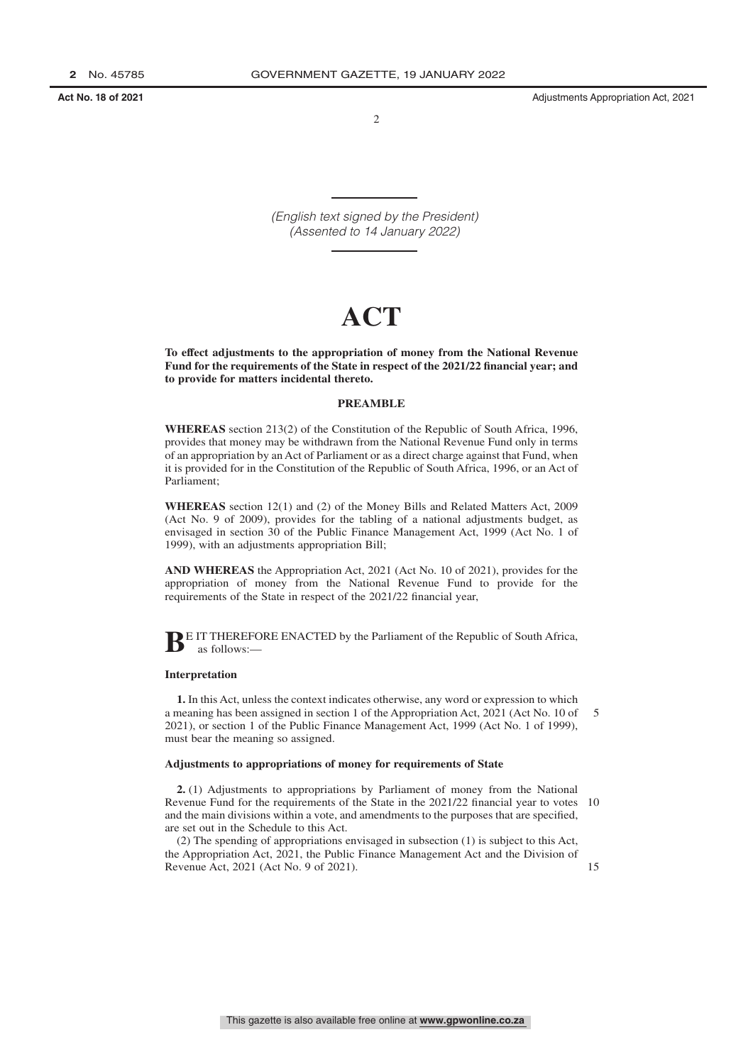*(English text signed by the President)*
*(Assented to 14 January 2022)*

# ACT

**To effect adjustments to the appropriation of money from the National Revenue Fund for the requirements of the State in respect of the 2021/22 financial year; and to provide for matters incidental thereto.**

## PREAMBLE

**WHEREAS** section 213(2) of the Constitution of the Republic of South Africa, 1996, provides that money may be withdrawn from the National Revenue Fund only in terms of an appropriation by an Act of Parliament or as a direct charge against that Fund, when it is provided for in the Constitution of the Republic of South Africa, 1996, or an Act of Parliament;

**WHEREAS** section 12(1) and (2) of the Money Bills and Related Matters Act, 2009 (Act No. 9 of 2009), provides for the tabling of a national adjustments budget, as envisaged in section 30 of the Public Finance Management Act, 1999 (Act No. 1 of 1999), with an adjustments appropriation Bill;

**AND WHEREAS** the Appropriation Act, 2021 (Act No. 10 of 2021), provides for the appropriation of money from the National Revenue Fund to provide for the requirements of the State in respect of the 2021/22 financial year,

**B**E IT THEREFORE ENACTED by the Parliament of the Republic of South Africa, as follows:—

### Interpretation

**1.** In this Act, unless the context indicates otherwise, any word or expression to which a meaning has been assigned in section 1 of the Appropriation Act, 2021 (Act No. 10 of 2021), or section 1 of the Public Finance Management Act, 1999 (Act No. 1 of 1999), must bear the meaning so assigned.

### Adjustments to appropriations of money for requirements of State

**2.** (1) Adjustments to appropriations by Parliament of money from the National Revenue Fund for the requirements of the State in the 2021/22 financial year to votes and the main divisions within a vote, and amendments to the purposes that are specified, are set out in the Schedule to this Act.

(2) The spending of appropriations envisaged in subsection (1) is subject to this Act, the Appropriation Act, 2021, the Public Finance Management Act and the Division of Revenue Act, 2021 (Act No. 9 of 2021).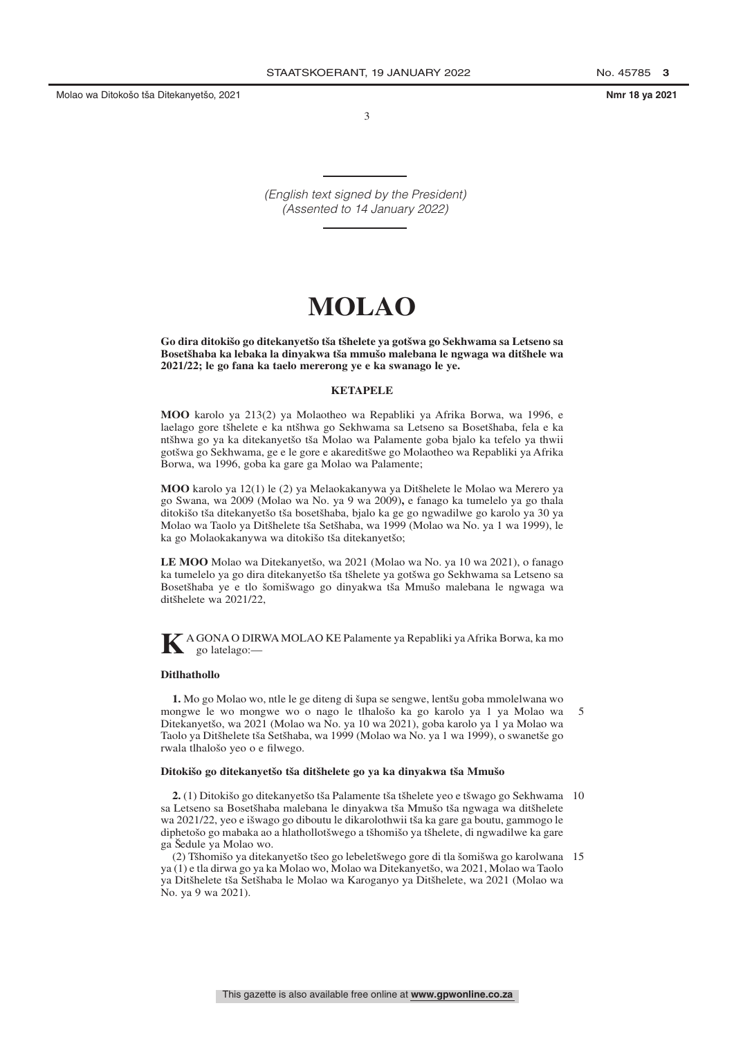*(English text signed by the President)*
*(Assented to 14 January 2022)*

# MOLAO

**Go dira ditokišo go ditekanyetšo tša tšhelete ya gotšwa go Sekhwama sa Letseno sa Bosetšhaba ka lebaka la dinyakwa tša mmušo malebana le ngwaga wa ditšhele wa 2021/22; le go fana ka taelo mererong ye e ka swanago le ye.**

## KETAPELE

**MOO** karolo ya 213(2) ya Molaotheo wa Repabliki ya Afrika Borwa, wa 1996, e laelago gore tšhelete e ka ntšhwa go Sekhwama sa Letseno sa Bosetšhaba, fela e ka ntšhwa go ya ka ditekanyetšo tša Molao wa Palamente goba bjalo ka tefelo ya thwii gotšwa go Sekhwama, ge e le gore e akareditšwe go Molaotheo wa Repabliki ya Afrika Borwa, wa 1996, goba ka gare ga Molao wa Palamente;

**MOO** karolo ya 12(1) le (2) ya Melaokakanywa ya Ditšhelete le Molao wa Merero ya go Swana, wa 2009 (Molao wa No. ya 9 wa 2009)**,** e fanago ka tumelelo ya go thala ditokišo tša ditekanyetšo tša bosetšhaba, bjalo ka ge go ngwadilwe go karolo ya 30 ya Molao wa Taolo ya Ditšhelete tša Setšhaba, wa 1999 (Molao wa No. ya 1 wa 1999), le ka go Molaokakanywa wa ditokišo tša ditekanyetšo;

**LE MOO** Molao wa Ditekanyetšo, wa 2021 (Molao wa No. ya 10 wa 2021), o fanago ka tumelelo ya go dira ditekanyetšo tša tšhelete ya gotšwa go Sekhwama sa Letseno sa Bosetšhaba ye e tlo šomišwago go dinyakwa tša Mmušo malebana le ngwaga wa ditšhelete wa 2021/22,

**K**A GONA O DIRWA MOLAO KE Palamente ya Repabliki ya Afrika Borwa, ka mo go latelago:—

### Ditlhathollo

**1.** Mo go Molao wo, ntle le ge diteng di šupa se sengwe, lentšu goba mmolelwana wo mongwe le wo mongwe wo o nago le tlhalošo ka go karolo ya 1 ya Molao wa Ditekanyetšo, wa 2021 (Molao wa No. ya 10 wa 2021), goba karolo ya 1 ya Molao wa Taolo ya Ditšhelete tša Setšhaba, wa 1999 (Molao wa No. ya 1 wa 1999), o swanetše go rwala tlhalošo yeo o e filwego.

### Ditokišo go ditekanyetšo tša ditšhelete go ya ka dinyakwa tša Mmušo

**2.** (1) Ditokišo go ditekanyetšo tša Palamente tša tšhelete yeo e tšwago go Sekhwama sa Letseno sa Bosetšhaba malebana le dinyakwa tša Mmušo tša ngwaga wa ditšhelete wa 2021/22, yeo e išwago go diboutu le dikarolothwii tša ka gare ga boutu, gammogo le diphetošo go mabaka ao a hlathollotšwego a tšhomišo ya tšhelete, di ngwadilwe ka gare ga Šedule ya Molao wo.

(2) Tšhomišo ya ditekanyetšo tšeo go lebeletšwego gore di tla šomišwa go karolwana ya (1) e tla dirwa go ya ka Molao wo, Molao wa Ditekanyetšo, wa 2021, Molao wa Taolo ya Ditšhelete tša Setšhaba le Molao wa Karoganyo ya Ditšhelete, wa 2021 (Molao wa No. ya 9 wa 2021).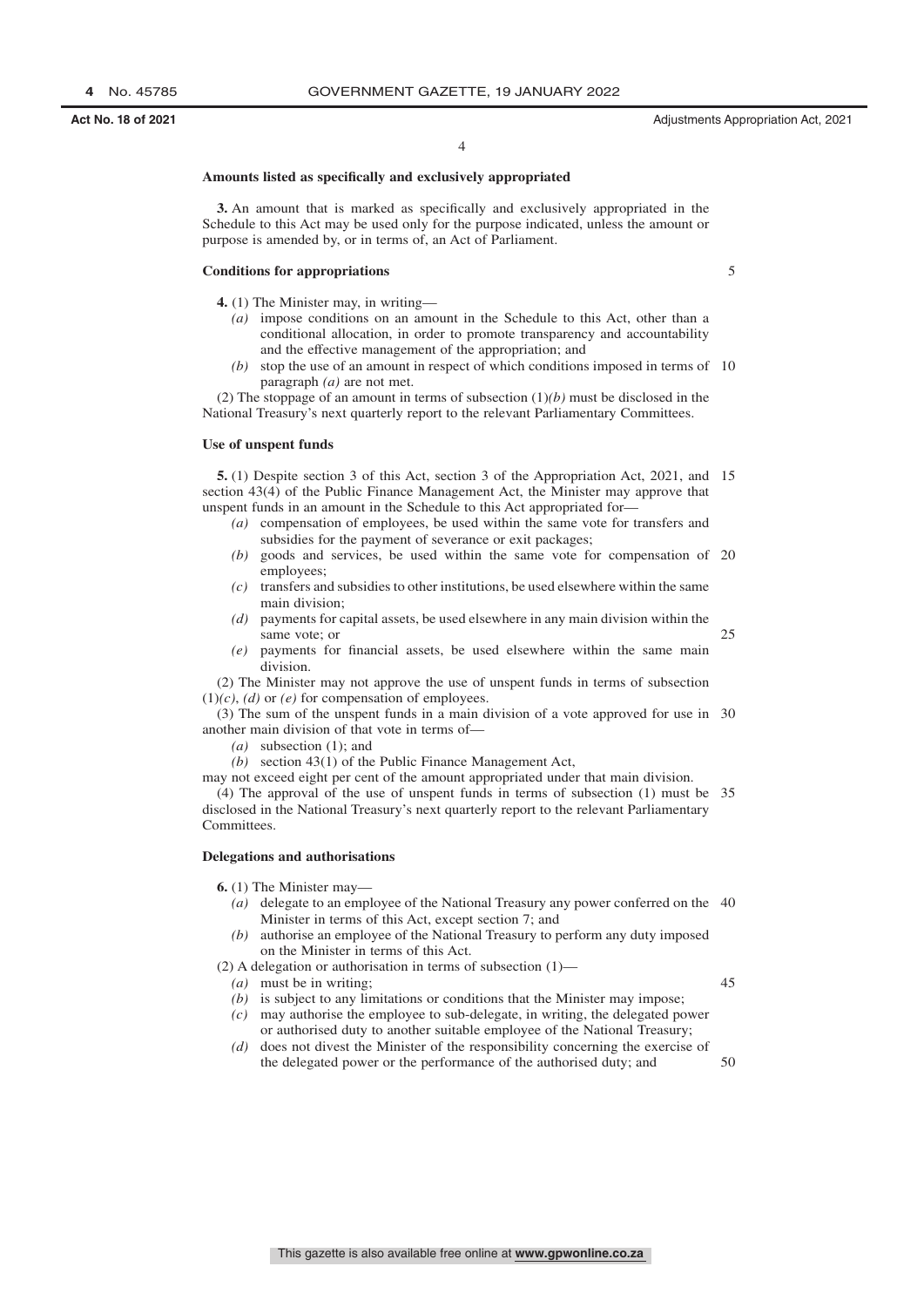**Amounts listed as specifically and exclusively appropriated**

**3.** An amount that is marked as specifically and exclusively appropriated in the Schedule to this Act may be used only for the purpose indicated, unless the amount or purpose is amended by, or in terms of, an Act of Parliament.

**Conditions for appropriations**

**4.** (1) The Minister may, in writing—

*(a)* impose conditions on an amount in the Schedule to this Act, other than a conditional allocation, in order to promote transparency and accountability and the effective management of the appropriation; and

*(b)* stop the use of an amount in respect of which conditions imposed in terms of paragraph *(a)* are not met.

(2) The stoppage of an amount in terms of subsection (1)*(b)* must be disclosed in the National Treasury's next quarterly report to the relevant Parliamentary Committees.

**Use of unspent funds**

**5.** (1) Despite section 3 of this Act, section 3 of the Appropriation Act, 2021, and section 43(4) of the Public Finance Management Act, the Minister may approve that unspent funds in an amount in the Schedule to this Act appropriated for—

*(a)* compensation of employees, be used within the same vote for transfers and subsidies for the payment of severance or exit packages;

*(b)* goods and services, be used within the same vote for compensation of employees;

*(c)* transfers and subsidies to other institutions, be used elsewhere within the same main division;

*(d)* payments for capital assets, be used elsewhere in any main division within the same vote; or

*(e)* payments for financial assets, be used elsewhere within the same main division.

(2) The Minister may not approve the use of unspent funds in terms of subsection (1)*(c)*, *(d)* or *(e)* for compensation of employees.

(3) The sum of the unspent funds in a main division of a vote approved for use in another main division of that vote in terms of—

*(a)* subsection (1); and

*(b)* section 43(1) of the Public Finance Management Act,

may not exceed eight per cent of the amount appropriated under that main division.

(4) The approval of the use of unspent funds in terms of subsection (1) must be disclosed in the National Treasury's next quarterly report to the relevant Parliamentary Committees.

**Delegations and authorisations**

**6.** (1) The Minister may—

*(a)* delegate to an employee of the National Treasury any power conferred on the Minister in terms of this Act, except section 7; and

*(b)* authorise an employee of the National Treasury to perform any duty imposed on the Minister in terms of this Act.

(2) A delegation or authorisation in terms of subsection (1)—

*(a)* must be in writing;

*(b)* is subject to any limitations or conditions that the Minister may impose;

*(c)* may authorise the employee to sub-delegate, in writing, the delegated power or authorised duty to another suitable employee of the National Treasury;

*(d)* does not divest the Minister of the responsibility concerning the exercise of the delegated power or the performance of the authorised duty; and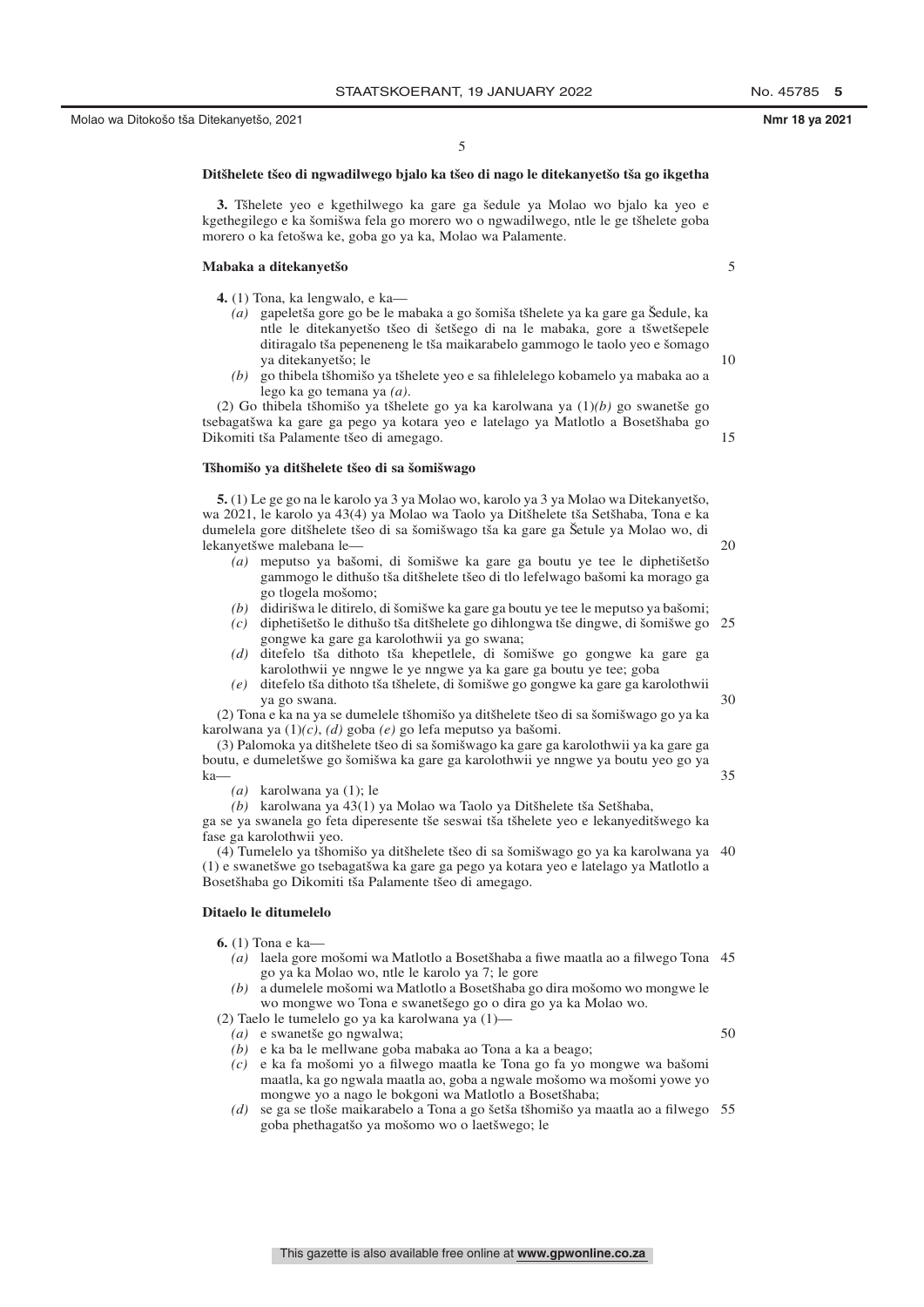**Ditšhelete tšeo di ngwadilwego bjalo ka tšeo di nago le ditekanyetšo tša go ikgetha**

**3.** Tšhelete yeo e kgethilwego ka gare ga šedule ya Molao wo bjalo ka yeo e kgethegilego e ka šomišwa fela go morero wo o ngwadilwego, ntle le ge tšhelete goba morero o ka fetošwa ke, goba go ya ka, Molao wa Palamente.

**Mabaka a ditekanyetšo**

**4.** (1) Tona, ka lengwalo, e ka—

*(a)* gapeletša gore go be le mabaka a go šomiša tšhelete ya ka gare ga Šedule, ka ntle le ditekanyetšo tšeo di šetšego di na le mabaka, gore a tšwetšepele ditiragalo tša pepeneneng le tša maikarabelo gammogo le taolo yeo e šomago ya ditekanyetšo; le

*(b)* go thibela tšhomišo ya tšhelete yeo e sa fihlelelego kobamelo ya mabaka ao a lego ka go temana ya *(a)*.

(2) Go thibela tšhomišo ya tšhelete go ya ka karolwana ya (1)*(b)* go swanetše go tsebagatšwa ka gare ga pego ya kotara yeo e latelago ya Matlotlo a Bosetšhaba go Dikomiti tša Palamente tšeo di amegago.

**Tšhomišo ya ditšhelete tšeo di sa šomišwago**

**5.** (1) Le ge go na le karolo ya 3 ya Molao wo, karolo ya 3 ya Molao wa Ditekanyetšo, wa 2021, le karolo ya 43(4) ya Molao wa Taolo ya Ditšhelete tša Setšhaba, Tona e ka dumelela gore ditšhelete tšeo di sa šomišwago tša ka gare ga Šetule ya Molao wo, di lekanyetšwe malebana le—

*(a)* meputso ya bašomi, di šomišwe ka gare ga boutu ye tee le diphetišetšo gammogo le dithušo tša ditšhelete tšeo di tlo lefelwago bašomi ka morago ga go tlogela mošomo;

*(b)* didirišwa le ditirelo, di šomišwe ka gare ga boutu ye tee le meputso ya bašomi;

*(c)* diphetišetšo le dithušo tša ditšhelete go dihlongwa tše dingwe, di šomišwe go gongwe ka gare ga karolothwii ya go swana;

*(d)* ditefelo tša dithoto tša khepetlele, di šomišwe go gongwe ka gare ga karolothwii ye nngwe le ye nngwe ya ka gare ga boutu ye tee; goba

*(e)* ditefelo tša dithoto tša tšhelete, di šomišwe go gongwe ka gare ga karolothwii ya go swana.

(2) Tona e ka na ya se dumelele tšhomišo ya ditšhelete tšeo di sa šomišwago go ya ka karolwana ya (1)*(c)*, *(d)* goba *(e)* go lefa meputso ya bašomi.

(3) Palomoka ya ditšhelete tšeo di sa šomišwago ka gare ga karolothwii ya ka gare ga boutu, e dumeletšwe go šomišwa ka gare ga karolothwii ye nngwe ya boutu yeo go ya ka—

*(a)* karolwana ya (1); le

*(b)* karolwana ya 43(1) ya Molao wa Taolo ya Ditšhelete tša Setšhaba,

ga se ya swanela go feta diperesente tše seswai tša tšhelete yeo e lekanyeditšwego ka fase ga karolothwii yeo.

(4) Tumelelo ya tšhomišo ya ditšhelete tšeo di sa šomišwago go ya ka karolwana ya (1) e swanetšwe go tsebagatšwa ka gare ga pego ya kotara yeo e latelago ya Matlotlo a Bosetšhaba go Dikomiti tša Palamente tšeo di amegago.

**Ditaelo le ditumelelo**

**6.** (1) Tona e ka—

*(a)* laela gore mošomi wa Matlotlo a Bosetšhaba a fiwe maatla ao a filwego Tona go ya ka Molao wo, ntle le karolo ya 7; le gore

*(b)* a dumelele mošomi wa Matlotlo a Bosetšhaba go dira mošomo wo mongwe le wo mongwe wo Tona e swanetšego go o dira go ya ka Molao wo.

(2) Taelo le tumelelo go ya ka karolwana ya (1)—

*(a)* e swanetše go ngwalwa;

*(b)* e ka ba le mellwane goba mabaka ao Tona a ka a beago;

*(c)* e ka fa mošomi yo a filwego maatla ke Tona go fa yo mongwe wa bašomi maatla, ka go ngwala maatla ao, goba a ngwale mošomo wa mošomi yowe yo mongwe yo a nago le bokgoni wa Matlotlo a Bosetšhaba;

*(d)* se ga se tloše maikarabelo a Tona a go šetša tšhomišo ya maatla ao a filwego goba phethagatšo ya mošomo wo o laetšwego; le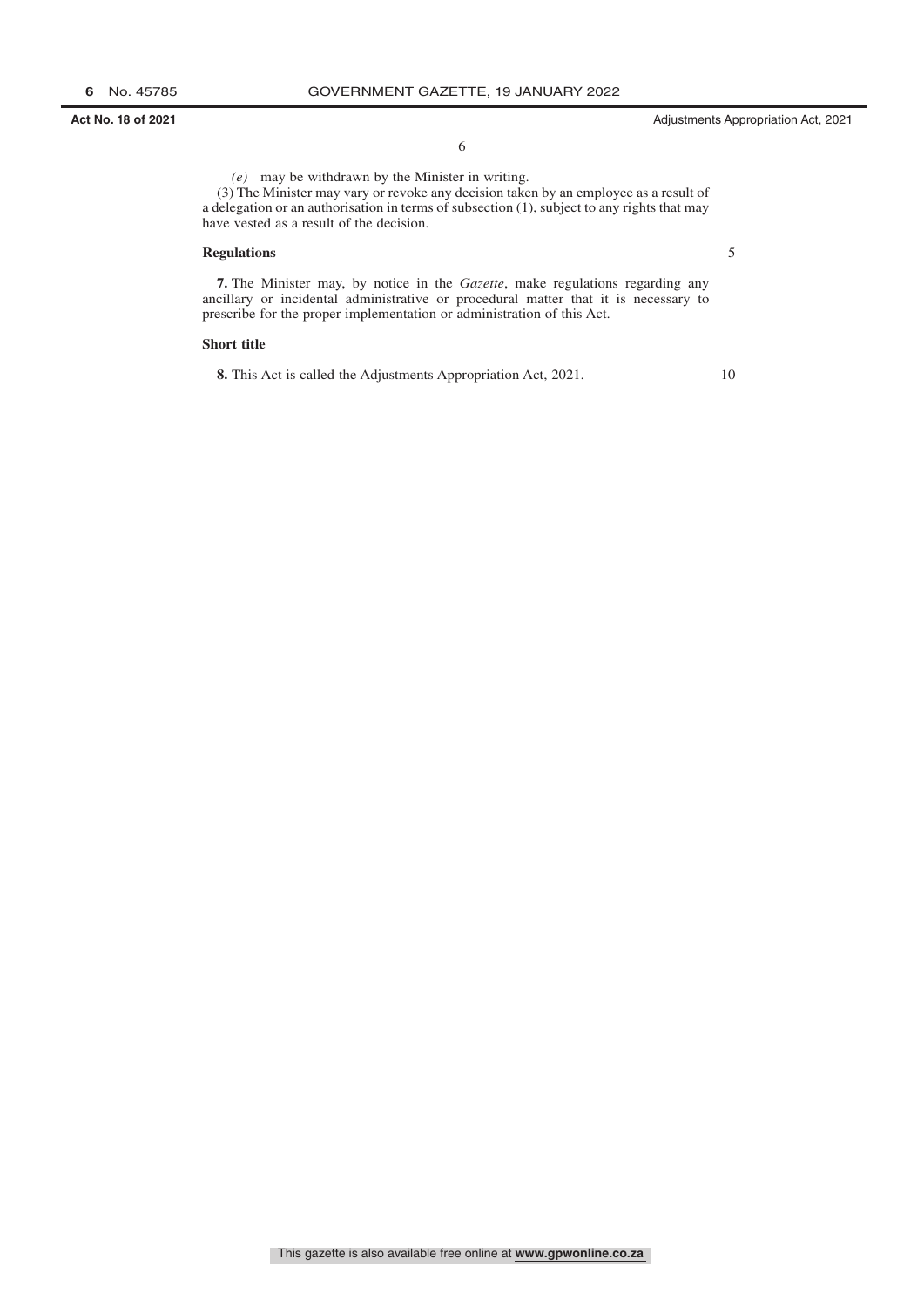*(e)* may be withdrawn by the Minister in writing.

(3) The Minister may vary or revoke any decision taken by an employee as a result of a delegation or an authorisation in terms of subsection (1), subject to any rights that may have vested as a result of the decision.

**Regulations**

**7.** The Minister may, by notice in the *Gazette*, make regulations regarding any ancillary or incidental administrative or procedural matter that it is necessary to prescribe for the proper implementation or administration of this Act.

**Short title**

**8.** This Act is called the Adjustments Appropriation Act, 2021.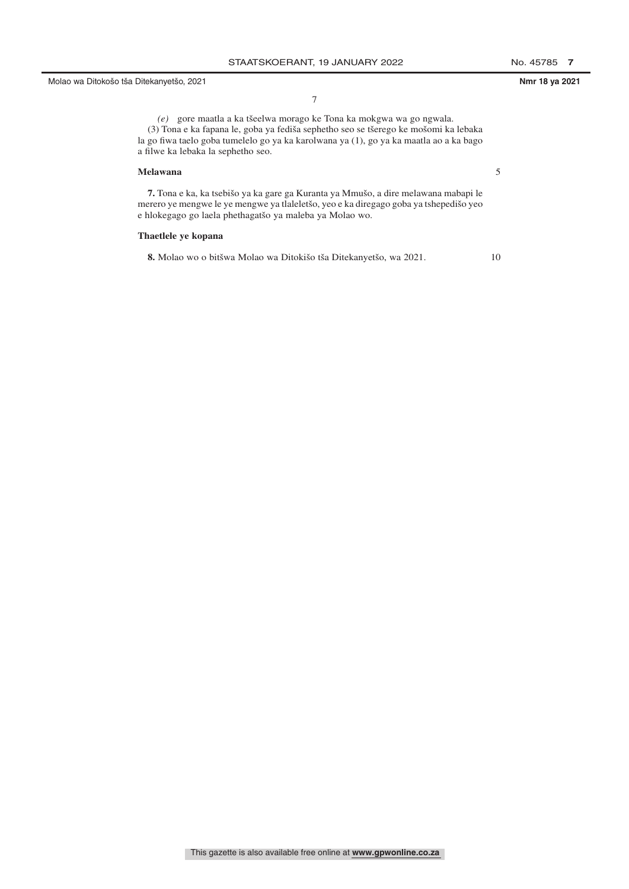*(e)* gore maatla a ka tšeelwa morago ke Tona ka mokgwa wa go ngwala.

(3) Tona e ka fapana le, goba ya fediša sephetho seo se tšerego ke mošomi ka lebaka la go fiwa taelo goba tumelelo go ya ka karolwana ya (1), go ya ka maatla ao a ka bago a filwe ka lebaka la sephetho seo.

**Melawana**

**7.** Tona e ka, ka tsebišo ya ka gare ga Kuranta ya Mmušo, a dire melawana mabapi le merero ye mengwe le ye mengwe ya tlaleletšo, yeo e ka diregago goba ya tshepedišo yeo e hlokegago go laela phethagatšo ya maleba ya Molao wo.

**Thaetlele ye kopana**

**8.** Molao wo o bitšwa Molao wa Ditokišo tša Ditekanyetšo, wa 2021.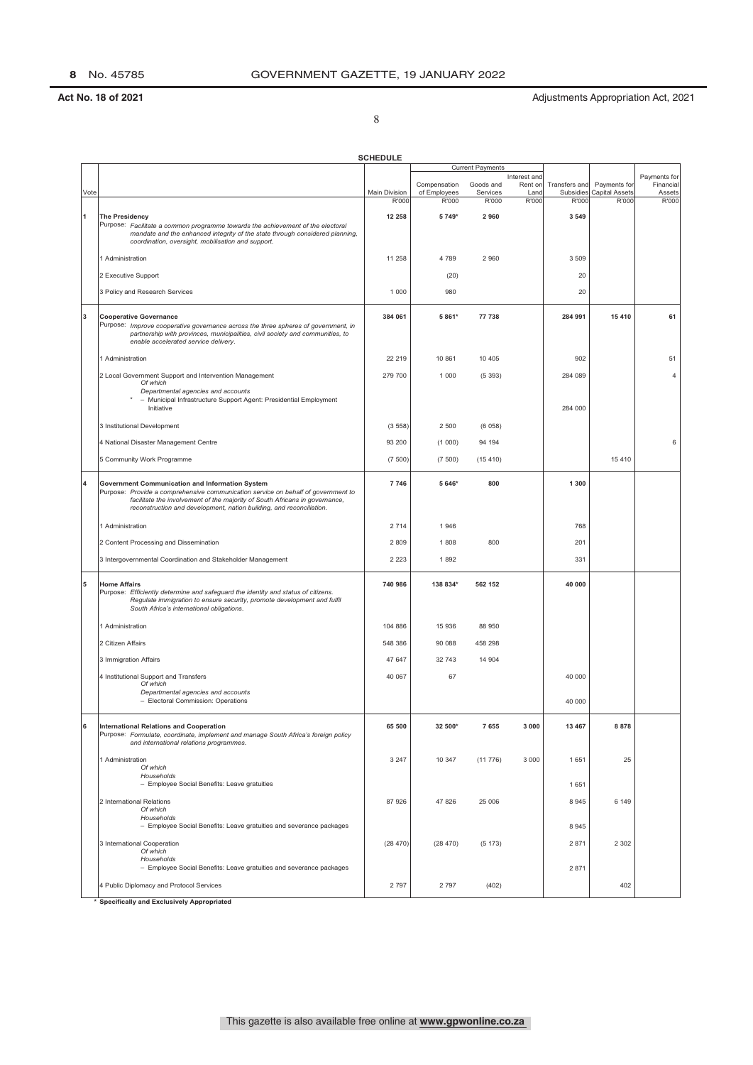**SCHEDULE**

| Vote | | Main Division | Current Payments | | | Transfers and Subsidies | Payments for Capital Assets | Payments for Financial Assets |
|---|---|---|---|---|---|---|---|---|
| | | | Compensation of Employees | Goods and Services | Interest and Rent on Land | | | |
| | | R'000 | R'000 | R'000 | R'000 | R'000 | R'000 | R'000 |
| 1 | **The Presidency**<br>Purpose: *Facilitate a common programme towards the achievement of the electoral mandate and the enhanced integrity of the state through considered planning, coordination, oversight, mobilisation and support.* | **12 258** | **5 749*** | **2 960** | | **3 549** | | |
| | 1 Administration | 11 258 | 4 789 | 2 960 | | 3 509 | | |
| | 2 Executive Support | | (20) | | | 20 | | |
| | 3 Policy and Research Services | 1 000 | 980 | | | 20 | | |
| 3 | **Cooperative Governance**<br>Purpose: *Improve cooperative governance across the three spheres of government, in partnership with provinces, municipalities, civil society and communities, to enable accelerated service delivery.* | **384 061** | **5 861*** | **77 738** | | **284 991** | **15 410** | **61** |
| | 1 Administration | 22 219 | 10 861 | 10 405 | | 902 | | 51 |
| | 2 Local Government Support and Intervention Management<br>*Of which*<br>*Departmental agencies and accounts*<br>* – Municipal Infrastructure Support Agent: Presidential Employment Initiative | 279 700 | 1 000 | (5 393) | | 284 089<br><br>284 000 | | 4 |
| | 3 Institutional Development | (3 558) | 2 500 | (6 058) | | | | |
| | 4 National Disaster Management Centre | 93 200 | (1 000) | 94 194 | | | | 6 |
| | 5 Community Work Programme | (7 500) | (7 500) | (15 410) | | | 15 410 | |
| 4 | **Government Communication and Information System**<br>Purpose: *Provide a comprehensive communication service on behalf of government to facilitate the involvement of the majority of South Africans in governance, reconstruction and development, nation building, and reconciliation.* | **7 746** | **5 646*** | **800** | | **1 300** | | |
| | 1 Administration | 2 714 | 1 946 | | | 768 | | |
| | 2 Content Processing and Dissemination | 2 809 | 1 808 | 800 | | 201 | | |
| | 3 Intergovernmental Coordination and Stakeholder Management | 2 223 | 1 892 | | | 331 | | |
| 5 | **Home Affairs**<br>Purpose: *Efficiently determine and safeguard the identity and status of citizens. Regulate immigration to ensure security, promote development and fulfil South Africa's international obligations.* | **740 986** | **138 834*** | **562 152** | | **40 000** | | |
| | 1 Administration | 104 886 | 15 936 | 88 950 | | | | |
| | 2 Citizen Affairs | 548 386 | 90 088 | 458 298 | | | | |
| | 3 Immigration Affairs | 47 647 | 32 743 | 14 904 | | | | |
| | 4 Institutional Support and Transfers<br>*Of which*<br>*Departmental agencies and accounts*<br>– Electoral Commission: Operations | 40 067 | 67 | | | 40 000<br><br>40 000 | | |
| 6 | **International Relations and Cooperation**<br>Purpose: *Formulate, coordinate, implement and manage South Africa's foreign policy and international relations programmes.* | **65 500** | **32 500*** | **7 655** | **3 000** | **13 467** | **8 878** | |
| | 1 Administration<br>*Of which*<br>*Households*<br>– Employee Social Benefits: Leave gratuities | 3 247 | 10 347 | (11 776) | 3 000 | 1 651<br><br>1 651 | 25 | |
| | 2 International Relations<br>*Of which*<br>*Households*<br>– Employee Social Benefits: Leave gratuities and severance packages | 87 926 | 47 826 | 25 006 | | 8 945<br><br>8 945 | 6 149 | |
| | 3 International Cooperation<br>*Of which*<br>*Households*<br>– Employee Social Benefits: Leave gratuities and severance packages | (28 470) | (28 470) | (5 173) | | 2 871<br><br>2 871 | 2 302 | |
| | 4 Public Diplomacy and Protocol Services | 2 797 | 2 797 | (402) | | | 402 | |

\* **Specifically and Exclusively Appropriated**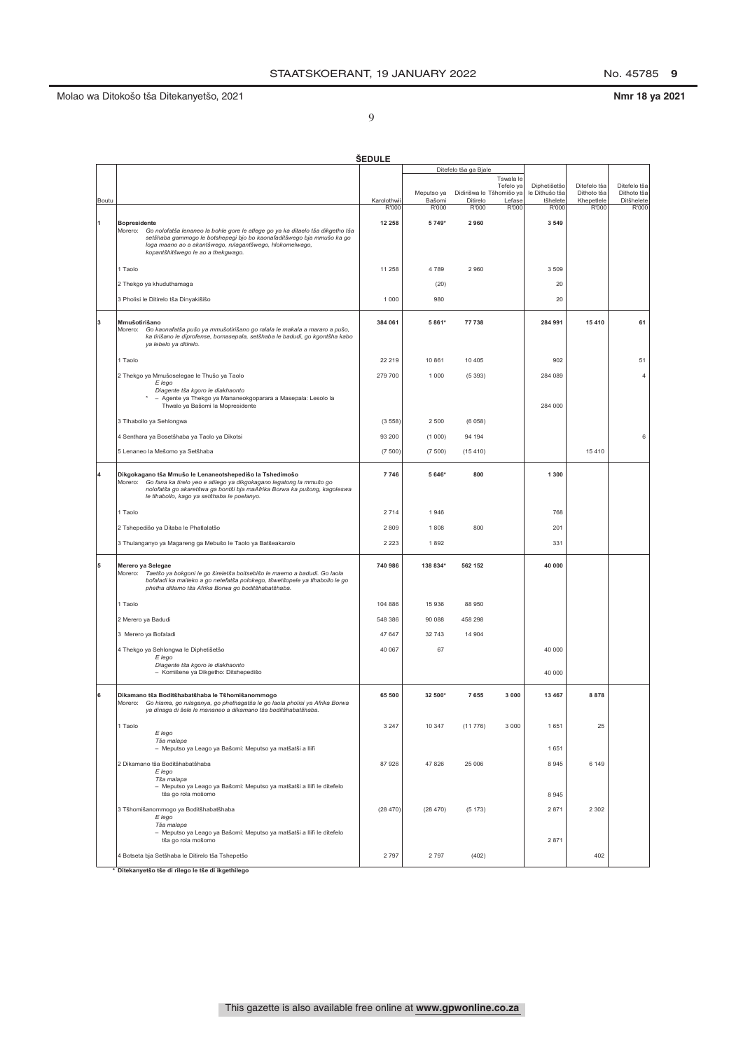**ŠEDULE**

| Boutu | | Karolothwii | Ditefelo tša ga Bjale | | | Diphetišetšo le Dithušo tša tšhelete | Ditefelo tša Dithoto tša Khepetlele | Ditefelo tša Dithoto tša Ditšhelete |
|---|---|---|---|---|---|---|---|---|
| | | | Meputso ya Bašomi | Didirišwa le Ditirelo | Tswala le Tefelo ya Tšhomišo ya Lefase | | | |
| | | R'000 | R'000 | R'000 | R'000 | R'000 | R'000 | R'000 |
| 1 | **Bopresidente**<br>Morero: *Go nolofatša lenaneo la bohle gore le atlege go ya ka ditaelo tša dikgetho tša setšhaba gammogo le botshepegi bjo bo kaonafaditšwego bja mmušo ka go loga maano ao a akantšwego, rulagantšwego, hlokomelwago, kopantšhitšwego le ao a thekgwago.* | **12 258** | **5 749*** | **2 960** | | **3 549** | | |
| | 1 Taolo | 11 258 | 4 789 | 2 960 | | 3 509 | | |
| | 2 Thekgo ya khuduthamaga | | (20) | | | 20 | | |
| | 3 Pholisi le Ditirelo tša Dinyakišišo | 1 000 | 980 | | | 20 | | |
| 3 | **Mmušotirišano**<br>Morero: *Go kaonafatša pušo ya mmušotirišano go ralala le makala a mararo a pušo, ka tirišano le diprofense, bomasepala, setšhaba le badudi, go kgontšha kabo ya lebelo ya ditirelo.* | **384 061** | **5 861*** | **77 738** | | **284 991** | **15 410** | **61** |
| | 1 Taolo | 22 219 | 10 861 | 10 405 | | 902 | | 51 |
| | 2 Thekgo ya Mmušoselegae le Thušo ya Taolo<br>*E lego*<br>*Diagente tša kgoro le diakhaonto*<br>* – Agente ya Thekgo ya Mananeokgoparara a Masepala: Lesolo la Thwalo ya Bašomi la Mopresidente | 279 700 | 1 000 | (5 393) | | 284 089<br><br><br>284 000 | | 4 |
| | 3 Tlhabollo ya Sehlongwa | (3 558) | 2 500 | (6 058) | | | | |
| | 4 Senthara ya Bosetšhaba ya Taolo ya Dikotsi | 93 200 | (1 000) | 94 194 | | | | 6 |
| | 5 Lenaneo la Mešomo ya Setšhaba | (7 500) | (7 500) | (15 410) | | | 15 410 | |
| 4 | **Dikgokagano tša Mmušo le Lenaneotshepedišo la Tshedimošo**<br>Morero: *Go fana ka tirelo yeo e atlegago ya dikgokagano legatong la mmušo go nolofatša go akaretšwa ga bontši bja maAfrika Borwa ka pušong, kagoleswa le tlhabollo, kago ya setšhaba le poelanyo.* | **7 746** | **5 646*** | **800** | | **1 300** | | |
| | 1 Taolo | 2 714 | 1 946 | | | 768 | | |
| | 2 Tshepedišo ya Ditaba le Phatlalatšo | 2 809 | 1 808 | 800 | | 201 | | |
| | 3 Thulanganyo ya Magareng ga Mebušo le Taolo ya Batšeakarolo | 2 223 | 1 892 | | | 331 | | |
| 5 | **Merero ya Selegae**<br>Morero: *Taetšo ya bokgoni le go šireletša boitsebišo le maemo a badudi. Go laola bofaladi ka maiteko a go netefatša polokego, tšwetšopele ya tlhabollo le go phetha ditlamo tša Afrika Borwa go boditšhabatšhaba.* | **740 986** | **138 834*** | **562 152** | | **40 000** | | |
| | 1 Taolo | 104 886 | 15 936 | 88 950 | | | | |
| | 2 Merero ya Badudi | 548 386 | 90 088 | 458 298 | | | | |
| | 3 Merero ya Bofaladi | 47 647 | 32 743 | 14 904 | | | | |
| | 4 Thekgo ya Sehlongwa le Diphetišetšo<br>*E lego*<br>*Diagente tša kgoro le diakhaonto*<br>– Komišene ya Dikgetho: Ditshepedišo | 40 067 | 67 | | | 40 000<br><br><br>40 000 | | |
| 6 | **Dikamano tša Boditšhabatšhaba le Tšhomišanommogo**<br>Morero: *Go hlama, go rulaganya, go phethagatša le go laola pholisi ya Afrika Borwa ya dinaga di šele le mananeo a dikamano tša boditšhabatšhaba.* | **65 500** | **32 500*** | **7 655** | **3 000** | **13 467** | **8 878** | |
| | 1 Taolo<br>*E lego*<br>*Tša malapa*<br>– Meputso ya Leago ya Bašomi: Meputso ya matšatši a llifi | 3 247 | 10 347 | (11 776) | 3 000 | 1 651<br><br><br>1 651 | 25 | |
| | 2 Dikamano tša Boditšhabatšhaba<br>*E lego*<br>*Tša malapa*<br>– Meputso ya Leago ya Bašomi: Meputso ya matšatši a llifi le ditefelo tša go rola mošomo | 87 926 | 47 826 | 25 006 | | 8 945<br><br><br>8 945 | 6 149 | |
| | 3 Tšhomišanommogo ya Boditšhabatšhaba<br>*E lego*<br>*Tša malapa*<br>– Meputso ya Leago ya Bašomi: Meputso ya matšatši a llifi le ditefelo tša go rola mošomo | (28 470) | (28 470) | (5 173) | | 2 871<br><br><br>2 871 | 2 302 | |
| | 4 Botseta bja Setšhaba le Ditirelo tša Tshepetšo | 2 797 | 2 797 | (402) | | | 402 | |

\* **Ditekanyetšo tše di rilego le tše di ikgethilego**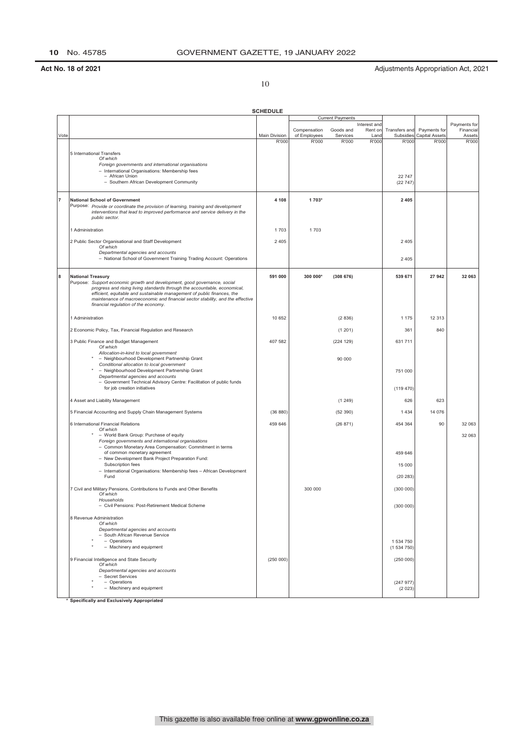**Act No. 18 of 2021** Adjustments Appropriation Act, 2021

10

**SCHEDULE**

| Vote | | Main Division | Current Payments: Compensation of Employees | Current Payments: Goods and Services | Current Payments: Interest and Rent on Land | Transfers and Subsidies | Payments for Capital Assets | Payments for Financial Assets |
|---|---|---|---|---|---|---|---|---|
| | | R'000 | R'000 | R'000 | R'000 | R'000 | R'000 | R'000 |
| | 5 International Transfers<br>*Of which*<br>*Foreign governments and international organisations*<br>– International Organisations: Membership fees | | | | | | | |
| | – African Union | | | | | 22 747 | | |
| | – Southern African Development Community | | | | | (22 747) | | |
| **7** | **National School of Government**<br>Purpose: *Provide or coordinate the provision of learning, training and development interventions that lead to improved performance and service delivery in the public sector.* | **4 108** | **1 703*** | | | **2 405** | | |
| | 1 Administration | 1 703 | 1 703 | | | | | |
| | 2 Public Sector Organisational and Staff Development<br>*Of which*<br>*Departmental agencies and accounts* | 2 405 | | | | 2 405 | | |
| | – National School of Government Training Trading Account: Operations | | | | | 2 405 | | |
| **8** | **National Treasury**<br>Purpose: *Support economic growth and development, good governance, social progress and rising living standards through the accountable, economical, efficient, equitable and sustainable management of public finances, the maintenance of macroeconomic and financial sector stability, and the effective financial regulation of the economy.* | **591 000** | **300 000*** | **(308 676)** | | **539 671** | **27 942** | **32 063** |
| | 1 Administration | 10 652 | | (2 836) | | 1 175 | 12 313 | |
| | 2 Economic Policy, Tax, Financial Regulation and Research | | | (1 201) | | 361 | 840 | |
| | 3 Public Finance and Budget Management<br>*Of which*<br>*Allocation-in-kind to local government* | 407 582 | | (224 129) | | 631 711 | | |
| | * – Neighbourhood Development Partnership Grant | | | 90 000 | | | | |
| | *Conditional allocation to local government*<br>* – Neighbourhood Development Partnership Grant | | | | | 751 000 | | |
| | *Departmental agencies and accounts*<br>– Government Technical Advisory Centre: Facilitation of public funds for job creation initiatives | | | | | (119 470) | | |
| | 4 Asset and Liability Management | | | (1 249) | | 626 | 623 | |
| | 5 Financial Accounting and Supply Chain Management Systems | (36 880) | | (52 390) | | 1 434 | 14 076 | |
| | 6 International Financial Relations<br>*Of which* | 459 646 | | (26 871) | | 454 364 | 90 | 32 063 |
| | * – World Bank Group: Purchase of equity | | | | | | | 32 063 |
| | *Foreign governments and international organisations*<br>– Common Monetary Area Compensation: Commitment in terms of common monetary agreement | | | | | 459 646 | | |
| | – New Development Bank Project Preparation Fund: Subscription fees | | | | | 15 000 | | |
| | – International Organisations: Membership fees – African Development Fund | | | | | (20 283) | | |
| | 7 Civil and Military Pensions, Contributions to Funds and Other Benefits<br>*Of which* | | 300 000 | | | (300 000) | | |
| | *Households*<br>– Civil Pensions: Post-Retirement Medical Scheme | | | | | (300 000) | | |
| | 8 Revenue Administration<br>*Of which*<br>*Departmental agencies and accounts*<br>– South African Revenue Service | | | | | | | |
| | * – Operations | | | | | 1 534 750 | | |
| | * – Machinery and equipment | | | | | (1 534 750) | | |
| | 9 Financial Intelligence and State Security<br>*Of which*<br>*Departmental agencies and accounts*<br>– Secret Services | (250 000) | | | | (250 000) | | |
| | * – Operations | | | | | (247 977) | | |
| | * – Machinery and equipment | | | | | (2 023) | | |

\* **Specifically and Exclusively Appropriated**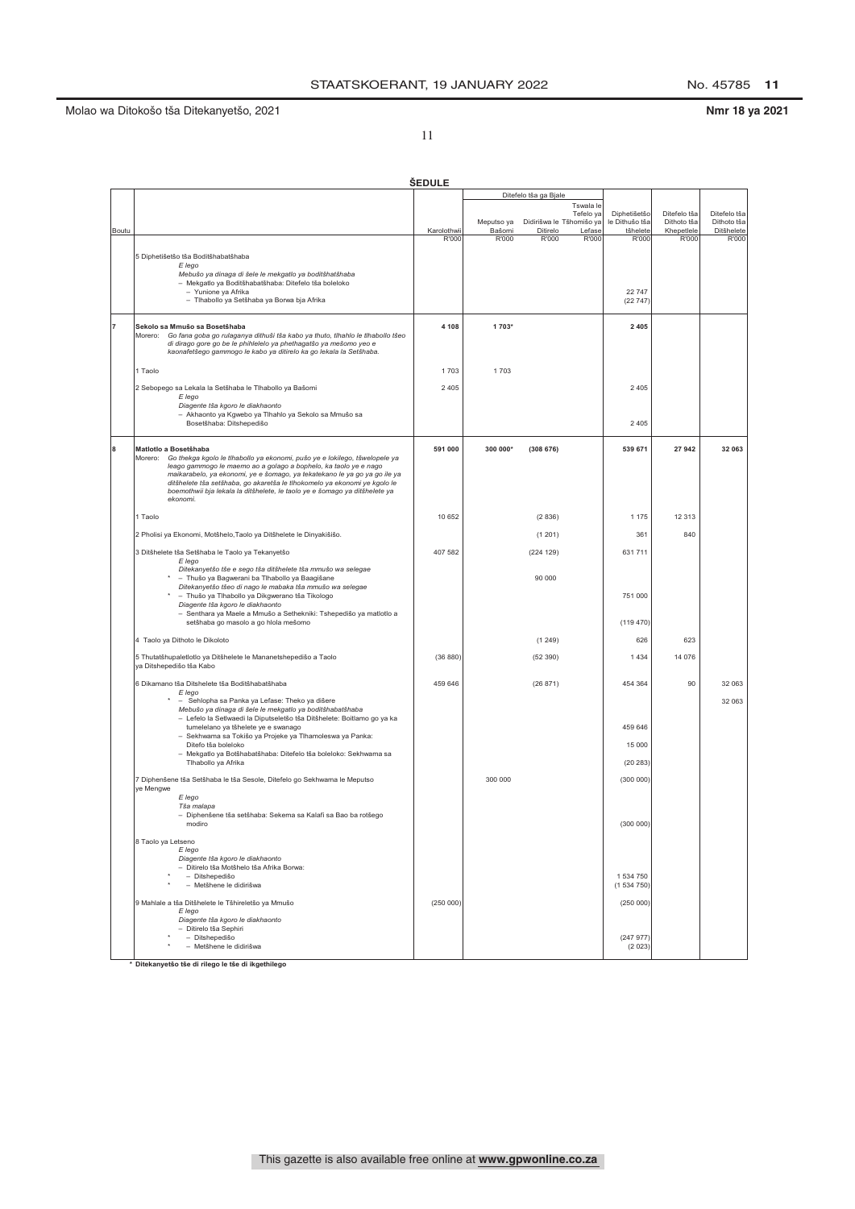Molao wa Ditokošo tša Ditekanyetšo, 2021 **Nmr 18 ya 2021**

**ŠEDULE**

| Boutu | | Karolothwii | Ditefelo tša ga Bjale: Meputso ya Bašomi | Ditefelo tša ga Bjale: Didirišwa le Ditirelo | Ditefelo tša ga Bjale: Tswala le Tefelo ya Tšhomišo ya Lefase | Diphetišetšo le Dithušo tša tšhelete | Ditefelo tša Dithoto tša Khepetlele | Ditefelo tša Dithoto tša Ditšhelete |
|---|---|---|---|---|---|---|---|---|
| | | R'000 | R'000 | R'000 | R'000 | R'000 | R'000 | R'000 |
| | 5 Diphetišetšo tša Boditšhabatšhaba<br>*E lego*<br>*Mebušo ya dinaga di šele le mekgatlo ya boditšhatšhaba*<br>– Mekgatlo ya Boditšhabatšhaba: Ditefelo tša boleloko<br>– Yunione ya Afrika<br>– Tlhabollo ya Setšhaba ya Borwa bja Afrika | | | | | 22 747<br>(22 747) | | |
| 7 | **Sekolo sa Mmušo sa Bosetšhaba**<br>Morero: *Go fana goba go rulaganya dithuši tša kabo ya thuto, tlhahlo le tlhabollo tšeo di dirago gore go be le phihlelelo ya phethagatšo ya mešomo yeo e kaonafetšego gammogo le kabo ya ditirelo ka go lekala la Setšhaba.* | **4 108** | **1 703*** | | | **2 405** | | |
| | 1 Taolo | 1 703 | 1 703 | | | | | |
| | 2 Sebopego sa Lekala la Setšhaba le Tlhabollo ya Bašomi<br>*E lego*<br>*Diagente tša kgoro le diakhaonto*<br>– Akhaonto ya Kgwebo ya Tlhahlo ya Sekolo sa Mmušo sa Bosetšhaba: Ditshepedišo | 2 405 | | | | 2 405<br><br>2 405 | | |
| 8 | **Matlotlo a Bosetšhaba**<br>Morero: *Go thekga kgolo le tlhabollo ya ekonomi, pušo ye e lokilego, tšwelopele ya leago gammogo le maemo ao a golago a bophelo, ka taolo ye e nago maikarabelo, ya ekonomi, ye e šomago, ya tekatekano le ya go ya go ile ya ditšhelete tša setšhaba, go akaretša le tlhokomelo ya ekonomi ye kgolo le boemothwii bja lekala la ditšhelete, le taolo ye e šomago ya ditšhelete ya ekonomi.* | **591 000** | **300 000*** | **(308 676)** | | **539 671** | **27 942** | **32 063** |
| | 1 Taolo | 10 652 | | (2 836) | | 1 175 | 12 313 | |
| | 2 Pholisi ya Ekonomi, Motšhelo,Taolo ya Ditšhelete le Dinyakišišo. | | | (1 201) | | 361 | 840 | |
| | 3 Ditšhelete tša Setšhaba le Taolo ya Tekanyetšo<br>*E lego*<br>*Ditekanyetšo tše e sego tša ditšhelete tša mmušo wa selegae*<br>* – Thušo ya Bagwerani ba Tlhabollo ya Baagišane<br>*Ditekanyetšo tšeo di nago le mabaka tša mmušo wa selegae*<br>* – Thušo ya Tlhabollo ya Dikgwerano tša Tikologo<br>*Diagente tša kgoro le diakhaonto*<br>– Senthara ya Maele a Mmušo a Sethekniki: Tshepedišo ya matlotlo a setšhaba go masolo a go hlola mešomo | 407 582 | | (224 129)<br><br><br>90 000 | | 631 711<br><br><br><br>751 000<br><br><br>(119 470) | | |
| | 4 Taolo ya Dithoto le Dikoloto | | | (1 249) | | 626 | 623 | |
| | 5 Thutatšhupaletlotlo ya Ditšhelete le Mananetshepedišo a Taolo ya Ditshepedišo tša Kabo | (36 880) | | (52 390) | | 1 434 | 14 076 | |
| | 6 Dikamano tša Ditshelete tša Boditšhabatšhaba<br>*E lego*<br>* – Sehlopha sa Panka ya Lefase: Theko ya dišere<br>*Mebušo ya dinaga di šele le mekgatlo ya boditšhabatšhaba*<br>– Lefelo la Setlwaedi la Diputseletšo tša Ditšhelete: Boitlamo go ya ka tumelelano ya tšhelete ye e swanago<br>– Sekhwama sa Tokišo ya Projeke ya Tlhamoleswa ya Panka: Ditefo tša boleloko<br>– Mekgatlo ya Botšhabatšhaba: Ditefelo tša boleloko: Sekhwama sa Tlhabollo ya Afrika | 459 646 | | (26 871) | | 454 364<br><br><br><br>459 646<br><br>15 000<br><br>(20 283) | 90 | 32 063<br><br>32 063 |
| | 7 Diphenšene tša Setšhaba le tša Sesole, Ditefelo go Sekhwama le Meputso ye Mengwe<br>*E lego*<br>*Tša malapa*<br>– Diphenšene tša setšhaba: Sekema sa Kalafi sa Bao ba rotšego modiro | | 300 000 | | | (300 000)<br><br><br><br>(300 000) | | |
| | 8 Taolo ya Letseno<br>*E lego*<br>*Diagente tša kgoro le diakhaonto*<br>– Ditirelo tša Motšhelo tša Afrika Borwa:<br>* – Ditshepedišo<br>* – Metšhene le didirišwa | | | | | <br><br><br><br>1 534 750<br>(1 534 750) | | |
| | 9 Mahlale a tša Ditšhelete le Tšhireletšo ya Mmušo<br>*E lego*<br>*Diagente tša kgoro le diakhaonto*<br>– Ditirelo tša Sephiri<br>* – Ditshepedišo<br>* – Metšhene le didirišwa | (250 000) | | | | (250 000)<br><br><br><br>(247 977)<br>(2 023) | | |

\* **Ditekanyetšo tše di rilego le tše di ikgethilego**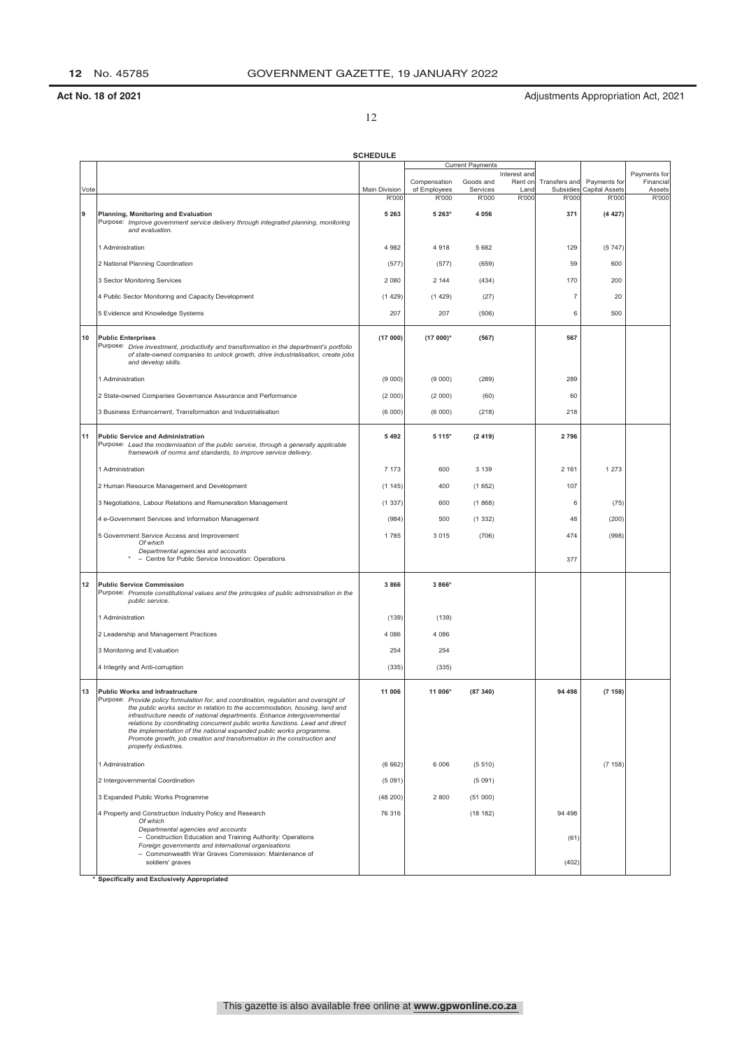Act No. 18 of 2021 — Adjustments Appropriation Act, 2021

**SCHEDULE**

| Vote | | Main Division | Current Payments: Compensation of Employees | Current Payments: Goods and Services | Current Payments: Interest and Rent on Land | Transfers and Subsidies | Payments for Capital Assets | Payments for Financial Assets |
|---|---|---|---|---|---|---|---|---|
| | | R'000 | R'000 | R'000 | R'000 | R'000 | R'000 | R'000 |
| 9 | **Planning, Monitoring and Evaluation**<br>Purpose: *Improve government service delivery through integrated planning, monitoring and evaluation.* | **5 263** | **5 263*** | **4 056** | | **371** | **(4 427)** | |
| | 1 Administration | 4 982 | 4 918 | 5 682 | | 129 | (5 747) | |
| | 2 National Planning Coordination | (577) | (577) | (659) | | 59 | 600 | |
| | 3 Sector Monitoring Services | 2 080 | 2 144 | (434) | | 170 | 200 | |
| | 4 Public Sector Monitoring and Capacity Development | (1 429) | (1 429) | (27) | | 7 | 20 | |
| | 5 Evidence and Knowledge Systems | 207 | 207 | (506) | | 6 | 500 | |
| 10 | **Public Enterprises**<br>Purpose: *Drive investment, productivity and transformation in the department's portfolio of state-owned companies to unlock growth, drive industrialisation, create jobs and develop skills.* | **(17 000)** | **(17 000)*** | **(567)** | | **567** | | |
| | 1 Administration | (9 000) | (9 000) | (289) | | 289 | | |
| | 2 State-owned Companies Governance Assurance and Performance | (2 000) | (2 000) | (60) | | 60 | | |
| | 3 Business Enhancement, Transformation and Industrialisation | (6 000) | (6 000) | (218) | | 218 | | |
| 11 | **Public Service and Administration**<br>Purpose: *Lead the modernisation of the public service, through a generally applicable framework of norms and standards, to improve service delivery.* | **5 492** | **5 115*** | **(2 419)** | | **2 796** | | |
| | 1 Administration | 7 173 | 600 | 3 139 | | 2 161 | 1 273 | |
| | 2 Human Resource Management and Development | (1 145) | 400 | (1 652) | | 107 | | |
| | 3 Negotiations, Labour Relations and Remuneration Management | (1 337) | 600 | (1 868) | | 6 | (75) | |
| | 4 e-Government Services and Information Management | (984) | 500 | (1 332) | | 48 | (200) | |
| | 5 Government Service Access and Improvement<br>*Of which*<br>*Departmental agencies and accounts*<br>* – Centre for Public Service Innovation: Operations | 1 785 | 3 015 | (706) | | 474<br><br><br>377 | (998) | |
| 12 | **Public Service Commission**<br>Purpose: *Promote constitutional values and the principles of public administration in the public service.* | **3 866** | **3 866*** | | | | | |
| | 1 Administration | (139) | (139) | | | | | |
| | 2 Leadership and Management Practices | 4 086 | 4 086 | | | | | |
| | 3 Monitoring and Evaluation | 254 | 254 | | | | | |
| | 4 Integrity and Anti-corruption | (335) | (335) | | | | | |
| 13 | **Public Works and Infrastructure**<br>Purpose: *Provide policy formulation for, and coordination, regulation and oversight of the public works sector in relation to the accommodation, housing, land and infrastructure needs of national departments. Enhance intergovernmental relations by coordinating concurrent public works functions. Lead and direct the implementation of the national expanded public works programme. Promote growth, job creation and transformation in the construction and property industries.* | **11 006** | **11 006*** | **(87 340)** | | **94 498** | **(7 158)** | |
| | 1 Administration | (6 662) | 6 006 | (5 510) | | | (7 158) | |
| | 2 Intergovernmental Coordination | (5 091) | | (5 091) | | | | |
| | 3 Expanded Public Works Programme | (48 200) | 2 800 | (51 000) | | | | |
| | 4 Property and Construction Industry Policy and Research<br>*Of which*<br>*Departmental agencies and accounts*<br>– Construction Education and Training Authority: Operations<br>*Foreign governments and international organisations*<br>– Commonwealth War Graves Commission: Maintenance of soldiers' graves | 76 316 | | (18 182) | | 94 498<br><br><br>(61)<br><br>(402) | | |

\* **Specifically and Exclusively Appropriated**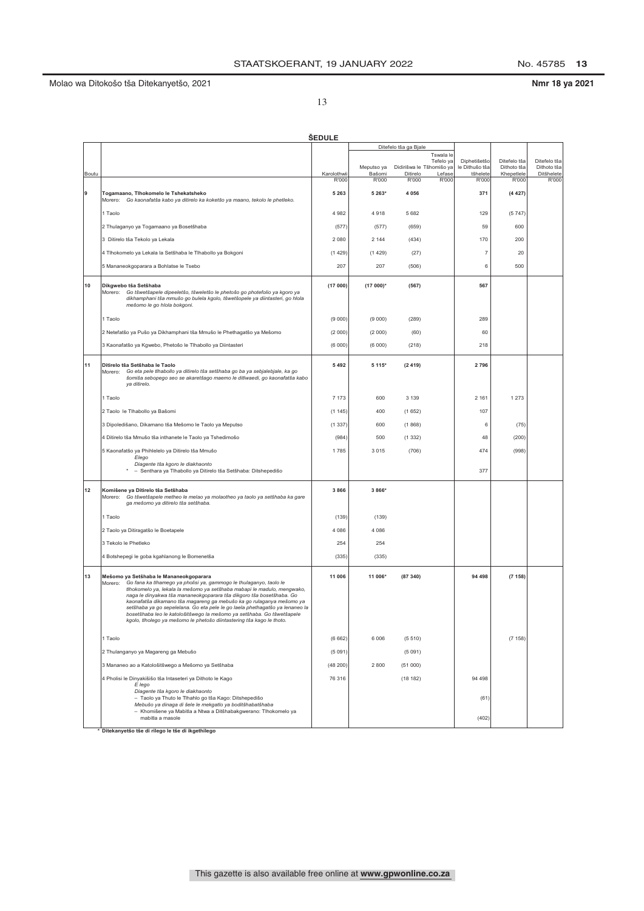**ŠEDULE**

| Boutu | | Karolothwii | Ditefelo tša ga Bjale | | | Diphetišetšo le Dithušo tša tšhelete | Ditefelo tša Dithoto tša Khepetlele | Ditefelo tša Dithoto tša Ditšhelete |
|---|---|---|---|---|---|---|---|---|
| | | | Meputso ya Bašomi | Didirišwa le Ditirelo | Tswala le Tefelo ya Lefase | | | |
| | | R'000 | R'000 | R'000 | R'000 | R'000 | R'000 | R'000 |
| 9 | **Togamaano, Tlhokomelo le Tshekatsheko**<br>Morero: *Go kaonafatša kabo ya ditirelo ka koketšo ya maano, tekolo le phetleko.* | **5 263** | **5 263*** | **4 056** | | **371** | **(4 427)** | |
| | 1 Taolo | 4 982 | 4 918 | 5 682 | | 129 | (5 747) | |
| | 2 Thulaganyo ya Togamaano ya Bosetšhaba | (577) | (577) | (659) | | 59 | 600 | |
| | 3 Ditirelo tša Tekolo ya Lekala | 2 080 | 2 144 | (434) | | 170 | 200 | |
| | 4 Tlhokomelo ya Lekala la Setšhaba le Tlhabollo ya Bokgoni | (1 429) | (1 429) | (27) | | 7 | 20 | |
| | 5 Mananeokgoparara a Bohlatse le Tsebo | 207 | 207 | (506) | | 6 | 500 | |
| 10 | **Dikgwebo tša Setšhaba**<br>Morero: *Go tšwetšapele dipeeletšo, tšweletšo le phetošo go photefolio ya kgoro ya dikhamphani tša mmušo go bulela kgolo, tšwetšopele ya diintasteri, go hlola mešomo le go hlola bokgoni.* | **(17 000)** | **(17 000)*** | **(567)** | | **567** | | |
| | 1 Taolo | (9 000) | (9 000) | (289) | | 289 | | |
| | 2 Netefatšo ya Pušo ya Dikhamphani tša Mmušo le Phethagatšo ya Mešomo | (2 000) | (2 000) | (60) | | 60 | | |
| | 3 Kaonafatšo ya Kgwebo, Phetošo le Tlhabollo ya Diintasteri | (6 000) | (6 000) | (218) | | 218 | | |
| 11 | **Ditirelo tša Setšhaba le Taolo**<br>Morero: *Go eta pele tlhabollo ya ditirelo tša setšhaba go ba ya sebjalebjale, ka go šomiša sebopego seo se akaretšago maemo le ditlwaedi, go kaonafatša kabo ya ditirelo.* | **5 492** | **5 115*** | **(2 419)** | | **2 796** | | |
| | 1 Taolo | 7 173 | 600 | 3 139 | | 2 161 | 1 273 | |
| | 2 Taolo le Tlhabollo ya Bašomi | (1 145) | 400 | (1 652) | | 107 | | |
| | 3 Dipoledišano, Dikamano tša Mešomo le Taolo ya Meputso | (1 337) | 600 | (1 868) | | 6 | (75) | |
| | 4 Ditirelo tša Mmušo tša inthanete le Taolo ya Tshedimošo | (984) | 500 | (1 332) | | 48 | (200) | |
| | 5 Kaonafatšo ya Phihlelelo ya Ditirelo tša Mmušo<br>*Elego*<br>*Diagente tša kgoro le diakhaonto*<br>* – Senthara ya Tlhabollo ya Ditirelo tša Setšhaba: Ditshepedišo | 1 785 | 3 015 | (706) | | 474<br><br><br>377 | (998) | |
| 12 | **Komišene ya Ditirelo tša Setšhaba**<br>Morero: *Go tšwetšapele metheo le melao ya molaotheo ya taolo ya setšhaba ka gare ga mešomo ya ditirelo tša setšhaba.* | **3 866** | **3 866*** | | | | | |
| | 1 Taolo | (139) | (139) | | | | | |
| | 2 Taolo ya Ditiragatšo le Boetapele | 4 086 | 4 086 | | | | | |
| | 3 Tekolo le Phetleko | 254 | 254 | | | | | |
| | 4 Botshepegi le goba kgahlanong le Bomenetša | (335) | (335) | | | | | |
| 13 | **Mešomo ya Setšhaba le Mananeokgoparara**<br>Morero: *Go fana ka tlhamego ya pholisi ya, gammogo le thulaganyo, taolo le tlhokomelo ya, lekala la mešomo ya setšhaba mabapi le madulo, mengwako, naga le dinyakwa tša mananeokgoparara tša dikgoro tša bosetšhaba. Go kaonafatša dikamano tša magareng ga mebušo ka go rulaganya mešomo ya setšhaba ya go sepelelana. Go eta pele le go laela phethagatšo ya lenaneo la bosetšhaba leo le katološitšwego la mešomo ya setšhaba. Go tšwetšapele kgolo, tlholego ya mešomo le phetošo diintastering tša kago le thoto.* | **11 006** | **11 006*** | **(87 340)** | | **94 498** | **(7 158)** | |
| | 1 Taolo | (6 662) | 6 006 | (5 510) | | | (7 158) | |
| | 2 Thulanganyo ya Magareng ga Mebušo | (5 091) | | (5 091) | | | | |
| | 3 Mananeo ao a Katološitšwego a Mešomo ya Setšhaba | (48 200) | 2 800 | (51 000) | | | | |
| | 4 Pholisi le Dinyakišišo tša Intaseteri ya Dithoto le Kago<br>*E lego*<br>*Diagente tša kgoro le diakhaonto*<br>– Taolo ya Thuto le Tlhahlo go tša Kago: Ditshepedišo<br>*Mebušo ya dinaga di šele le mekgatlo ya boditšhabatšhaba*<br>– Khomišene ya Mabitla a Ntwa a Ditšhabakgwerano: Tlhokomelo ya mabitla a masole | 76 316 | | (18 182) | | 94 498<br><br><br><br>(61)<br><br><br>(402) | | |

**\* Ditekanyetšo tše di rilego le tše di ikgethilego**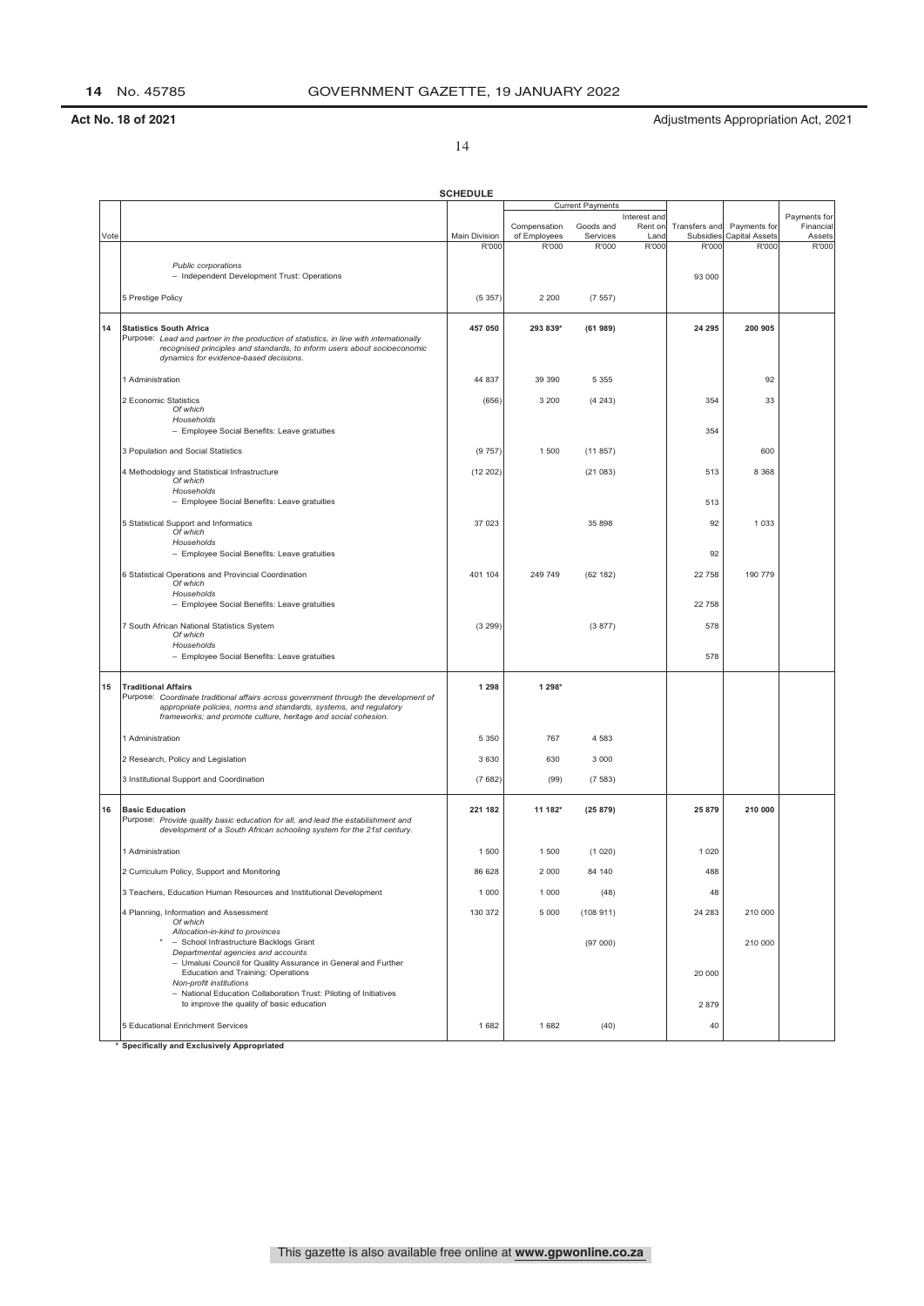**Act No. 18 of 2021** Adjustments Appropriation Act, 2021

**SCHEDULE**

| Vote | | Main Division | Current Payments: Compensation of Employees | Current Payments: Goods and Services | Current Payments: Interest and Rent on Land | Transfers and Subsidies | Payments for Capital Assets | Payments for Financial Assets |
|---|---|---|---|---|---|---|---|---|
| | | R'000 | R'000 | R'000 | R'000 | R'000 | R'000 | R'000 |
| | *Public corporations* | | | | | | | |
| | – Independent Development Trust: Operations | | | | | 93 000 | | |
| | 5 Prestige Policy | (5 357) | 2 200 | (7 557) | | | | |
| **14** | **Statistics South Africa** | **457 050** | **293 839*** | **(61 989)** | | **24 295** | **200 905** | |
| | Purpose: *Lead and partner in the production of statistics, in line with internationally recognised principles and standards, to inform users about socioeconomic dynamics for evidence-based decisions.* | | | | | | | |
| | 1 Administration | 44 837 | 39 390 | 5 355 | | | 92 | |
| | 2 Economic Statistics | (656) | 3 200 | (4 243) | | 354 | 33 | |
| | *Of which* | | | | | | | |
| | *Households* | | | | | | | |
| | – Employee Social Benefits: Leave gratuities | | | | | 354 | | |
| | 3 Population and Social Statistics | (9 757) | 1 500 | (11 857) | | | 600 | |
| | 4 Methodology and Statistical Infrastructure | (12 202) | | (21 083) | | 513 | 8 368 | |
| | *Of which* | | | | | | | |
| | *Households* | | | | | | | |
| | – Employee Social Benefits: Leave gratuities | | | | | 513 | | |
| | 5 Statistical Support and Informatics | 37 023 | | 35 898 | | 92 | 1 033 | |
| | *Of which* | | | | | | | |
| | *Households* | | | | | | | |
| | – Employee Social Benefits: Leave gratuities | | | | | 92 | | |
| | 6 Statistical Operations and Provincial Coordination | 401 104 | 249 749 | (62 182) | | 22 758 | 190 779 | |
| | *Of which* | | | | | | | |
| | *Households* | | | | | | | |
| | – Employee Social Benefits: Leave gratuities | | | | | 22 758 | | |
| | 7 South African National Statistics System | (3 299) | | (3 877) | | 578 | | |
| | *Of which* | | | | | | | |
| | *Households* | | | | | | | |
| | – Employee Social Benefits: Leave gratuities | | | | | 578 | | |
| **15** | **Traditional Affairs** | **1 298** | **1 298*** | | | | | |
| | Purpose: *Coordinate traditional affairs across government through the development of appropriate policies, norms and standards, systems, and regulatory frameworks; and promote culture, heritage and social cohesion.* | | | | | | | |
| | 1 Administration | 5 350 | 767 | 4 583 | | | | |
| | 2 Research, Policy and Legislation | 3 630 | 630 | 3 000 | | | | |
| | 3 Institutional Support and Coordination | (7 682) | (99) | (7 583) | | | | |
| **16** | **Basic Education** | **221 182** | **11 182*** | **(25 879)** | | **25 879** | **210 000** | |
| | Purpose: *Provide quality basic education for all, and lead the establishment and development of a South African schooling system for the 21st century.* | | | | | | | |
| | 1 Administration | 1 500 | 1 500 | (1 020) | | 1 020 | | |
| | 2 Curriculum Policy, Support and Monitoring | 86 628 | 2 000 | 84 140 | | 488 | | |
| | 3 Teachers, Education Human Resources and Institutional Development | 1 000 | 1 000 | (48) | | 48 | | |
| | 4 Planning, Information and Assessment | 130 372 | 5 000 | (108 911) | | 24 283 | 210 000 | |
| | *Of which* | | | | | | | |
| | *Allocation-in-kind to provinces* | | | | | | | |
| | * – School Infrastructure Backlogs Grant | | | (97 000) | | | 210 000 | |
| | *Departmental agencies and accounts* | | | | | | | |
| | – Umalusi Council for Quality Assurance in General and Further Education and Training: Operations | | | | | 20 000 | | |
| | *Non-profit institutions* | | | | | | | |
| | – National Education Collaboration Trust: Piloting of Initiatives to improve the quality of basic education | | | | | 2 879 | | |
| | 5 Educational Enrichment Services | 1 682 | 1 682 | (40) | | 40 | | |

\* **Specifically and Exclusively Appropriated**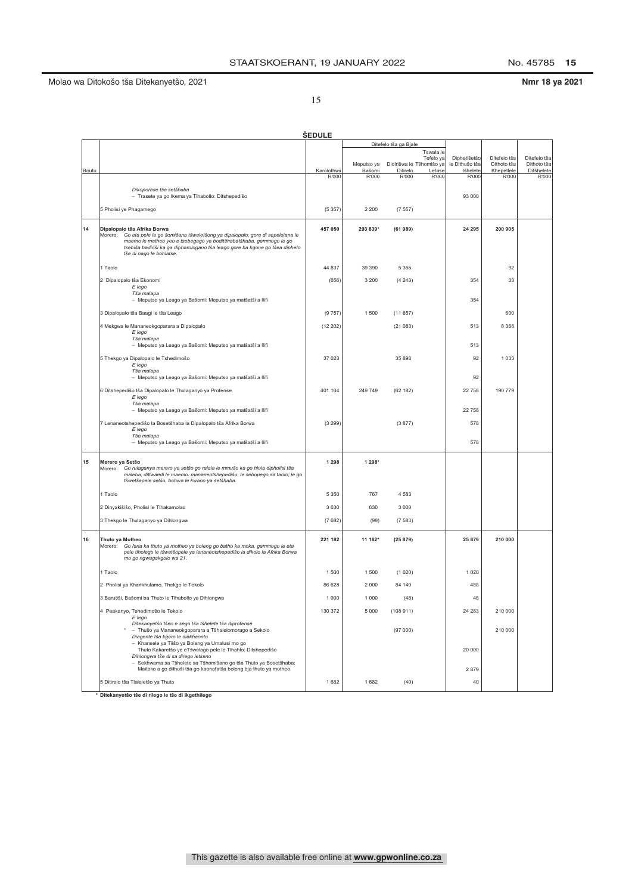Molao wa Ditokošo tša Ditekanyetšo, 2021 **Nmr 18 ya 2021**

**ŠEDULE**

| Boutu | | Karolothwii | Ditefelo tša ga Bjale | | | | Diphetišetšo le Dithušo tša tšhelete | Ditefelo tša Dithoto tša Khepetlele | Ditefelo tša Dithoto tša Ditšhelete |
|---|---|---|---|---|---|---|---|---|---|
| | | | Meputso ya Bašomi | Didirišwa le Ditirelo | Tšhomišo ya Lefase | Tswala le Tefelo ya | | | |
| | | R'000 | R'000 | R'000 | R'000 | | R'000 | R'000 | R'000 |
| | *Dikoporase tša setšhaba*<br>– Trasete ya go Ikema ya Tlhabollo: Ditshepedišo | | | | | | 93 000 | | |
| | 5 Pholisi ye Phagamego | (5 357) | 2 200 | (7 557) | | | | | |
| **14** | **Dipalopalo tša Afrika Borwa**<br>Morero: *Go eta pele le go šomišana tšweletšong ya dipalopalo, gore di sepelelana le maemo le motheo yeo e tsebegago ya boditšhabatšhaba, gammogo le go tsebiša badiriši ka ga dipharologano tša leago gore ba kgone go tšea dipheto tše di nago le bohlatse.* | **457 050** | **293 839*** | **(61 989)** | | | **24 295** | **200 905** | |
| | 1 Taolo | 44 837 | 39 390 | 5 355 | | | | 92 | |
| | 2 Dipalopalo tša Ekonomi<br>*E lego*<br>*Tša malapa*<br>– Meputso ya Leago ya Bašomi: Meputso ya matšatši a Ilifi | (656) | 3 200 | (4 243) | | | 354<br><br><br>354 | 33 | |
| | 3 Dipalopalo tša Baagi le tša Leago | (9 757) | 1 500 | (11 857) | | | | 600 | |
| | 4 Mekgwa le Mananeokgoparara a Dipalopalo<br>*E lego*<br>*Tša malapa*<br>– Meputso ya Leago ya Bašomi: Meputso ya matšatši a Ilifi | (12 202) | | (21 083) | | | 513<br><br><br>513 | 8 368 | |
| | 5 Thekgo ya Dipalopalo le Tshedimošo<br>*E lego*<br>*Tša malapa*<br>– Meputso ya Leago ya Bašomi: Meputso ya matšatši a Ilifi | 37 023 | | 35 898 | | | 92<br><br><br>92 | 1 033 | |
| | 6 Ditshepedišo tša Dipalopalo le Thulaganyo ya Profense<br>*E lego*<br>*Tša malapa*<br>– Meputso ya Leago ya Bašomi: Meputso ya matšatši a Ilifi | 401 104 | 249 749 | (62 182) | | | 22 758<br><br><br>22 758 | 190 779 | |
| | 7 Lenaneotshepedišo la Bosetšhaba la Dipalopalo tša Afrika Borwa<br>*E lego*<br>*Tša malapa*<br>– Meputso ya Leago ya Bašomi: Meputso ya matšatši a Ilifi | (3 299) | | (3 877) | | | 578<br><br><br>578 | | |
| **15** | **Merero ya Setšo**<br>Morero: *Go rulaganya merero ya setšo go ralala le mmušo ka go hlola dipholisi tša maleba, ditlwaedi le maemo. mananeotshepedišo, le sebopego sa taolo; le go tšwetšapele setšo, bohwa le kwano ya setšhaba.* | **1 298** | **1 298*** | | | | | | |
| | 1 Taolo | 5 350 | 767 | 4 583 | | | | | |
| | 2 Dinyakišišo, Pholisi le Tlhakamolao | 3 630 | 630 | 3 000 | | | | | |
| | 3 Thekgo le Thulaganyo ya Dihlongwa | (7 682) | (99) | (7 583) | | | | | |
| **16** | **Thuto ya Motheo**<br>Morero: *Go fana ka thuto ya motheo ya boleng go batho ka moka, gammogo le eta pele tlhologo le tšwetšopele ya lenaneotshepedišo la dikolo la Afrika Borwa mo go ngwagakgolo wa 21.* | **221 182** | **11 182*** | **(25 879)** | | | **25 879** | **210 000** | |
| | 1 Taolo | 1 500 | 1 500 | (1 020) | | | 1 020 | | |
| | 2 Pholisi ya Kharikhulamo, Thekgo le Tekolo | 86 628 | 2 000 | 84 140 | | | 488 | | |
| | 3 Barutiši, Bašomi ba Thuto le Tlhabollo ya Dihlongwa | 1 000 | 1 000 | (48) | | | 48 | | |
| | 4 Peakanyo, Tshedimošo le Tekolo<br>*E lego*<br>*Ditekanyetšo tšeo e sego tša tšhelete tša diprofense*<br>\* – Thušo ya Mananeokgoparara a Tšhalelomorago a Sekolo<br>*Diagente tša kgoro le diakhaonto*<br>– Khansele ya Tiišo ya Boleng ya Umalusi mo go Thuto Kakaretšo ye eTšwelago pele le Tlhahlo: Ditshepedišo<br>*Dihlongwa tše di sa dirego letseno*<br>– Sekhwama sa Tšhelete sa Tšhomišano go tša Thuto ya Bosetšhaba: Maiteko a go dithuši tša go kaonafatša boleng bja thuto ya motheo | 130 372 | 5 000 | (108 911)<br><br><br>(97 000) | | | 24 283<br><br><br><br><br>20 000<br><br><br>2 879 | 210 000<br><br><br>210 000 | |
| | 5 Ditirelo Tlaleletšo ya Thuto | 1 682 | 1 682 | (40) | | | 40 | | |

\* **Ditekanyetšo tše di rilego le tše di ikgethilego**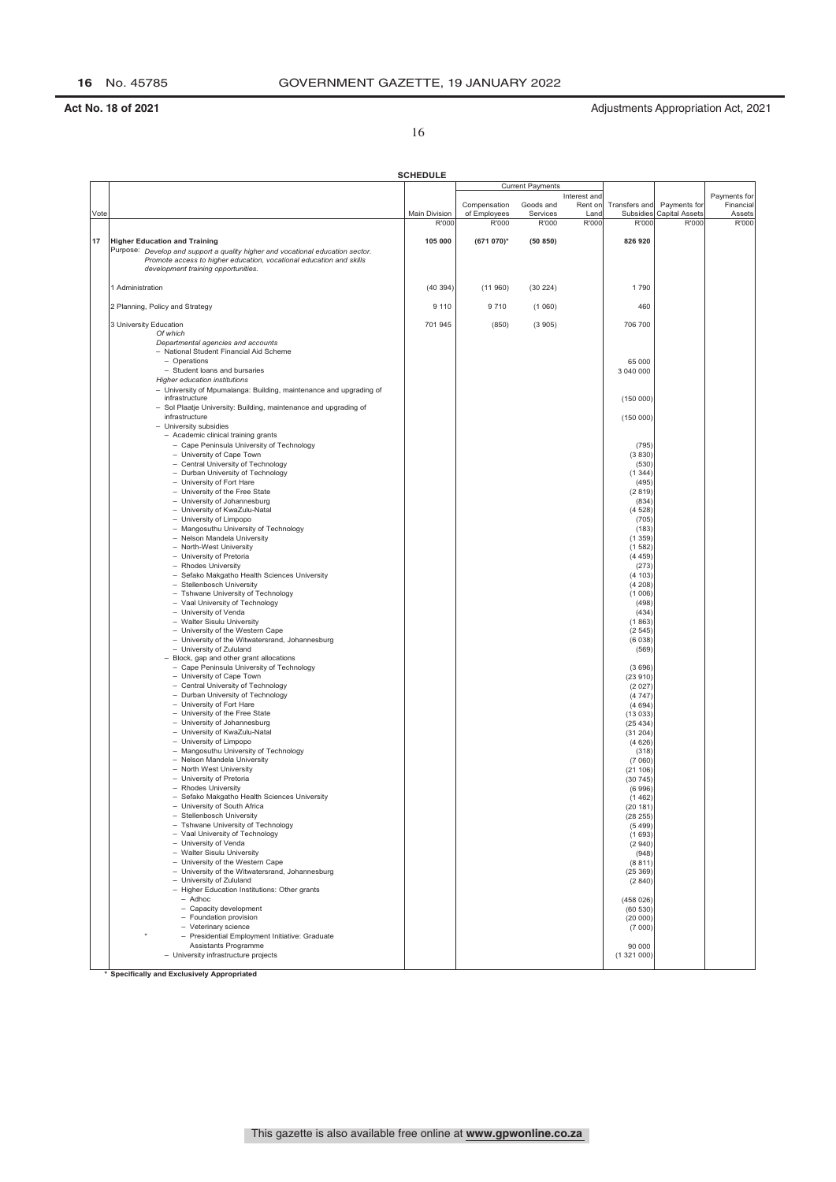**Act No. 18 of 2021** Adjustments Appropriation Act, 2021

**SCHEDULE**

| Vote | | Main Division | Current Payments: Compensation of Employees | Current Payments: Goods and Services | Current Payments: Interest and Rent on Land | Transfers and Subsidies | Payments for Capital Assets | Payments for Financial Assets |
|---|---|---|---|---|---|---|---|---|
| | | R'000 | R'000 | R'000 | R'000 | R'000 | R'000 | R'000 |
| 17 | **Higher Education and Training** | **105 000** | **(671 070)*** | **(50 850)** | | **826 920** | | |
| | Purpose: *Develop and support a quality higher and vocational education sector. Promote access to higher education, vocational education and skills development training opportunities.* | | | | | | | |
| | 1 Administration | (40 394) | (11 960) | (30 224) | | 1 790 | | |
| | 2 Planning, Policy and Strategy | 9 110 | 9 710 | (1 060) | | 460 | | |
| | 3 University Education | 701 945 | (850) | (3 905) | | 706 700 | | |
| | *Of which* | | | | | | | |
| | *Departmental agencies and accounts* | | | | | | | |
| | – National Student Financial Aid Scheme | | | | | | | |
| | – Operations | | | | | 65 000 | | |
| | – Student loans and bursaries | | | | | 3 040 000 | | |
| | *Higher education institutions* | | | | | | | |
| | – University of Mpumalanga: Building, maintenance and upgrading of infrastructure | | | | | (150 000) | | |
| | – Sol Plaatje University: Building, maintenance and upgrading of infrastructure | | | | | (150 000) | | |
| | – University subsidies | | | | | | | |
| | – Academic clinical training grants | | | | | | | |
| | – Cape Peninsula University of Technology | | | | | (795) | | |
| | – University of Cape Town | | | | | (3 830) | | |
| | – Central University of Technology | | | | | (530) | | |
| | – Durban University of Technology | | | | | (1 344) | | |
| | – University of Fort Hare | | | | | (495) | | |
| | – University of the Free State | | | | | (2 819) | | |
| | – University of Johannesburg | | | | | (834) | | |
| | – University of KwaZulu-Natal | | | | | (4 528) | | |
| | – University of Limpopo | | | | | (705) | | |
| | – Mangosuthu University of Technology | | | | | (183) | | |
| | – Nelson Mandela University | | | | | (1 359) | | |
| | – North-West University | | | | | (1 582) | | |
| | – University of Pretoria | | | | | (4 459) | | |
| | – Rhodes University | | | | | (273) | | |
| | – Sefako Makgatho Health Sciences University | | | | | (4 103) | | |
| | – Stellenbosch University | | | | | (4 208) | | |
| | – Tshwane University of Technology | | | | | (1 006) | | |
| | – Vaal University of Technology | | | | | (498) | | |
| | – University of Venda | | | | | (434) | | |
| | – Walter Sisulu University | | | | | (1 863) | | |
| | – University of the Western Cape | | | | | (2 545) | | |
| | – University of the Witwatersrand, Johannesburg | | | | | (6 038) | | |
| | – University of Zululand | | | | | (569) | | |
| | – Block, gap and other grant allocations | | | | | | | |
| | – Cape Peninsula University of Technology | | | | | (3 696) | | |
| | – University of Cape Town | | | | | (23 910) | | |
| | – Central University of Technology | | | | | (2 027) | | |
| | – Durban University of Technology | | | | | (4 747) | | |
| | – University of Fort Hare | | | | | (4 694) | | |
| | – University of the Free State | | | | | (13 033) | | |
| | – University of Johannesburg | | | | | (25 434) | | |
| | – University of KwaZulu-Natal | | | | | (31 204) | | |
| | – University of Limpopo | | | | | (4 626) | | |
| | – Mangosuthu University of Technology | | | | | (318) | | |
| | – Nelson Mandela University | | | | | (7 060) | | |
| | – North West University | | | | | (21 106) | | |
| | – University of Pretoria | | | | | (30 745) | | |
| | – Rhodes University | | | | | (6 996) | | |
| | – Sefako Makgatho Health Sciences University | | | | | (1 462) | | |
| | – University of South Africa | | | | | (20 181) | | |
| | – Stellenbosch University | | | | | (28 255) | | |
| | – Tshwane University of Technology | | | | | (5 499) | | |
| | – Vaal University of Technology | | | | | (1 693) | | |
| | – University of Venda | | | | | (2 940) | | |
| | – Walter Sisulu University | | | | | (948) | | |
| | – University of the Western Cape | | | | | (8 811) | | |
| | – University of the Witwatersrand, Johannesburg | | | | | (25 369) | | |
| | – University of Zululand | | | | | (2 840) | | |
| | – Higher Education Institutions: Other grants | | | | | | | |
| | – Adhoc | | | | | (458 026) | | |
| | – Capacity development | | | | | (60 530) | | |
| | – Foundation provision | | | | | (20 000) | | |
| | – Veterinary science | | | | | (7 000) | | |
| | * – Presidential Employment Initiative: Graduate Assistants Programme | | | | | 90 000 | | |
| | – University infrastructure projects | | | | | (1 321 000) | | |

\* **Specifically and Exclusively Appropriated**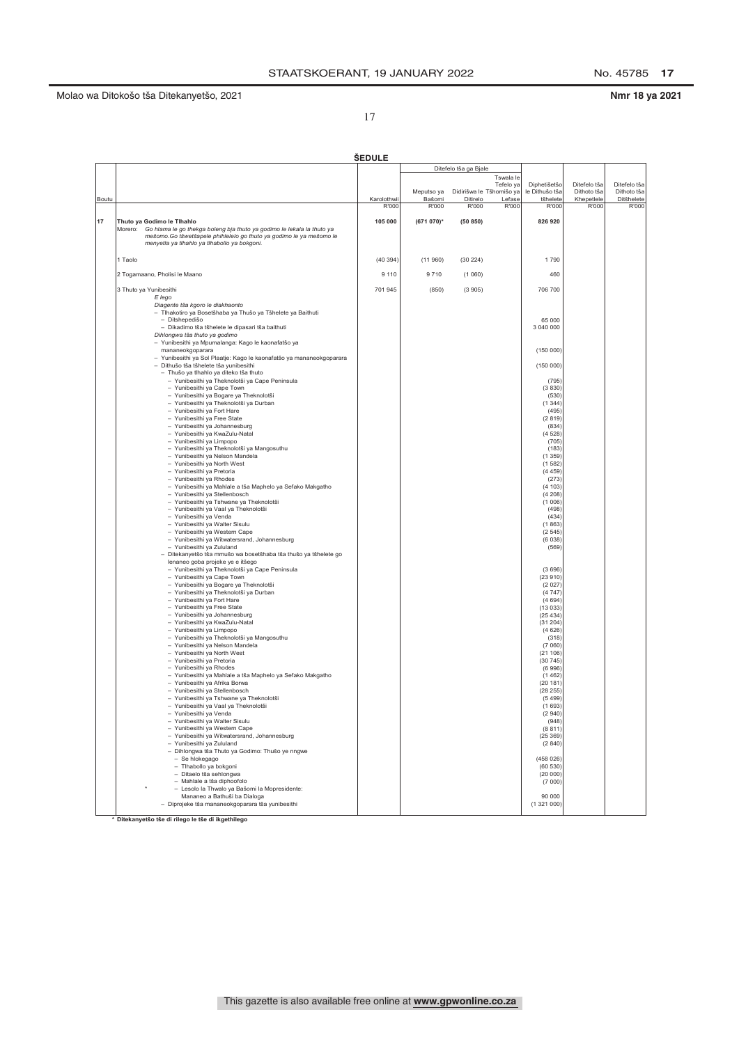Molao wa Ditokošo tša Ditekanyetšo, 2021

**Nmr 18 ya 2021**

**ŠEDULE**

| Boutu | | Karolothwii | Ditefelo tša ga Bjale: Meputso ya Bašomi | Ditefelo tša ga Bjale: Didirišwa le Ditirelo | Ditefelo tša ga Bjale: Tswala le Tefelo ya Tšhomišo ya Lefase | Diphetišetšo le Dithušo tša tšhelete | Ditefelo tša Dithoto tša Khepetlele | Ditefelo tša Ditšhelete |
|---|---|---|---|---|---|---|---|---|
| | | R'000 | R'000 | R'000 | R'000 | R'000 | R'000 | R'000 |
| **17** | **Thuto ya Godimo le Tlhahlo** | **105 000** | **(671 070)*** | **(50 850)** | | **826 920** | | |
| | Morero: *Go hlama le go thekga boleng bja thuto ya godimo le lekala la thuto ya mešomo.Go tšwetšapele phihlelelo go thuto ya godimo le ya mešomo le menyetla ya tlhahlo ya tlhabollo ya bokgoni.* | | | | | | | |
| | 1 Taolo | (40 394) | (11 960) | (30 224) | | 1 790 | | |
| | 2 Togamaano, Pholisi le Maano | 9 110 | 9 710 | (1 060) | | 460 | | |
| | 3 Thuto ya Yunibesithi | 701 945 | (850) | (3 905) | | 706 700 | | |
| | *E lego* | | | | | | | |
| | *Diagente tša kgoro le diakhaonto* | | | | | | | |
| | – Tlhakotiro ya Bosetšhaba ya Thušo ya Tšhelete ya Baithuti | | | | | | | |
| | – Ditshepedišo | | | | | 65 000 | | |
| | – Dikadimo tša tšhelete le dipasari tša baithuti | | | | | 3 040 000 | | |
| | *Dihlongwa tša thuto ya godimo* | | | | | | | |
| | – Yunibesithi ya Mpumalanga: Kago le kaonafatšo ya mananeokgoparara | | | | | (150 000) | | |
| | – Yunibesithi ya Sol Plaatje: Kago le kaonafatšo ya mananeokgoparara | | | | | (150 000) | | |
| | – Dithušo tša tšhelete tša yunibesithi | | | | | | | |
| | – Thušo ya tlhahlo ya diteko tša thuto | | | | | | | |
| | – Yunibesithi ya Theknolotši ya Cape Peninsula | | | | | (795) | | |
| | – Yunibesithi ya Cape Town | | | | | (3 830) | | |
| | – Yunibesithi ya Bogare ya Theknolotši | | | | | (530) | | |
| | – Yunibesithi ya Theknolotši ya Durban | | | | | (1 344) | | |
| | – Yunibesithi ya Fort Hare | | | | | (495) | | |
| | – Yunibesithi ya Free State | | | | | (2 819) | | |
| | – Yunibesithi ya Johannesburg | | | | | (834) | | |
| | – Yunibesithi ya KwaZulu-Natal | | | | | (4 528) | | |
| | – Yunibesithi ya Limpopo | | | | | (705) | | |
| | – Yunibesithi ya Theknolotši ya Mangosuthu | | | | | (183) | | |
| | – Yunibesithi ya Nelson Mandela | | | | | (1 359) | | |
| | – Yunibesithi ya North West | | | | | (1 582) | | |
| | – Yunibesithi ya Pretoria | | | | | (4 459) | | |
| | – Yunibesithi ya Rhodes | | | | | (273) | | |
| | – Yunibesithi ya Mahlale a tša Maphelo ya Sefako Makgatho | | | | | (4 103) | | |
| | – Yunibesithi ya Stellenbosch | | | | | (4 208) | | |
| | – Yunibesithi ya Tshwane ya Theknolotši | | | | | (1 006) | | |
| | – Yunibesithi ya Vaal ya Theknolotši | | | | | (498) | | |
| | – Yunibesithi ya Venda | | | | | (434) | | |
| | – Yunibesithi ya Walter Sisulu | | | | | (1 863) | | |
| | – Yunibesithi ya Western Cape | | | | | (2 545) | | |
| | – Yunibesithi ya Witwatersrand, Johannesburg | | | | | (6 038) | | |
| | – Yunibesithi ya Zululand | | | | | (569) | | |
| | – Ditekanyetšo tša mmušo wa bosetšhaba tša thušo ya tšhelete go lenaneo goba projeke ye e itšego | | | | | | | |
| | – Yunibesithi ya Theknolotši ya Cape Peninsula | | | | | (3 696) | | |
| | – Yunibesithi ya Cape Town | | | | | (23 910) | | |
| | – Yunibesithi ya Bogare ya Theknolotši | | | | | (2 027) | | |
| | – Yunibesithi ya Theknolotši ya Durban | | | | | (4 747) | | |
| | – Yunibesithi ya Fort Hare | | | | | (4 694) | | |
| | – Yunibesithi ya Free State | | | | | (13 033) | | |
| | – Yunibesithi ya Johannesburg | | | | | (25 434) | | |
| | – Yunibesithi ya KwaZulu-Natal | | | | | (31 204) | | |
| | – Yunibesithi ya Limpopo | | | | | (4 626) | | |
| | – Yunibesithi ya Theknolotši ya Mangosuthu | | | | | (318) | | |
| | – Yunibesithi ya Nelson Mandela | | | | | (7 060) | | |
| | – Yunibesithi ya North West | | | | | (21 106) | | |
| | – Yunibesithi ya Pretoria | | | | | (30 745) | | |
| | – Yunibesithi ya Rhodes | | | | | (6 996) | | |
| | – Yunibesithi ya Mahlale a tša Maphelo ya Sefako Makgatho | | | | | (1 462) | | |
| | – Yunibesithi ya Afrika Borwa | | | | | (20 181) | | |
| | – Yunibesithi ya Stellenbosch | | | | | (28 255) | | |
| | – Yunibesithi ya Tshwane ya Theknolotši | | | | | (5 499) | | |
| | – Yunibesithi ya Vaal ya Theknolotši | | | | | (1 693) | | |
| | – Yunibesithi ya Venda | | | | | (2 940) | | |
| | – Yunibesithi ya Walter Sisulu | | | | | (948) | | |
| | – Yunibesithi ya Western Cape | | | | | (8 811) | | |
| | – Yunibesithi ya Witwatersrand, Johannesburg | | | | | (25 369) | | |
| | – Yunibesithi ya Zululand | | | | | (2 840) | | |
| | – Dihlongwa tša Thuto ya Godimo: Thušo ye nngwe | | | | | | | |
| | – Se hlokegago | | | | | (458 026) | | |
| | – Tlhabollo ya bokgoni | | | | | (60 530) | | |
| | – Ditaelo tša sehlongwa | | | | | (20 000) | | |
| | – Mahlale a tša diphoofolo | | | | | (7 000) | | |
| | * – Lesolo la Thwalo ya Bašomi la Mopresidente: Mananeo a Bathuši ba Dialoga | | | | | 90 000 | | |
| | – Diprojeke tša mananeokgoparara tša yunibesithi | | | | | (1 321 000) | | |

\* **Ditekanyetšo tše di rilego le tše di ikgethilego**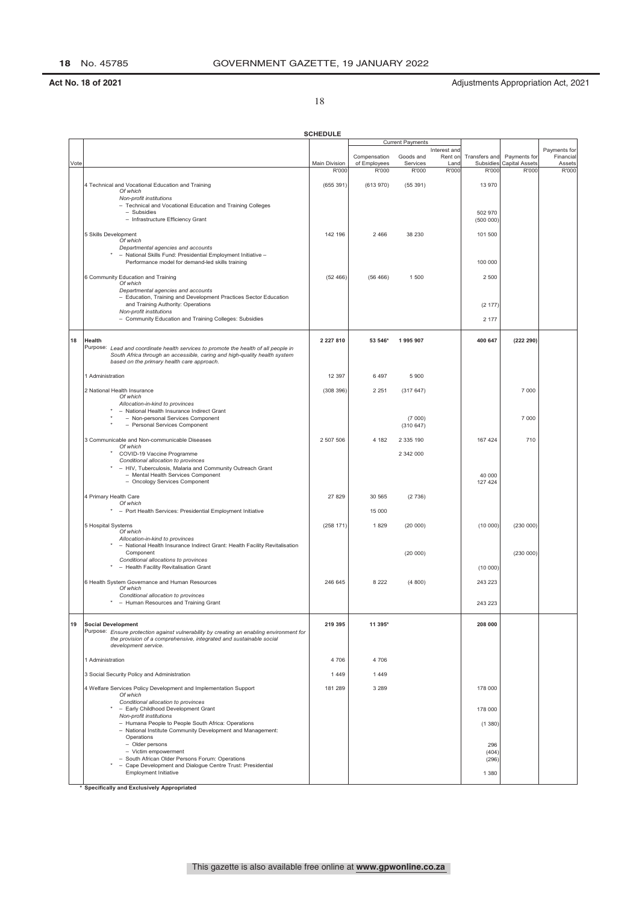**Act No. 18 of 2021** Adjustments Appropriation Act, 2021

**SCHEDULE**

| Vote | | Main Division | Current Payments: Compensation of Employees | Current Payments: Goods and Services | Current Payments: Interest and Rent on Land | Transfers and Subsidies | Payments for Capital Assets | Payments for Financial Assets |
|---|---|---|---|---|---|---|---|---|
| | | R'000 | R'000 | R'000 | R'000 | R'000 | R'000 | R'000 |
| | 4 Technical and Vocational Education and Training | (655 391) | (613 970) | (55 391) | | 13 970 | | |
| | *Of which* | | | | | | | |
| | *Non-profit institutions* | | | | | | | |
| | – Technical and Vocational Education and Training Colleges | | | | | | | |
| | – Subsidies | | | | | 502 970 | | |
| | – Infrastructure Efficiency Grant | | | | | (500 000) | | |
| | 5 Skills Development | 142 196 | 2 466 | 38 230 | | 101 500 | | |
| | *Of which* | | | | | | | |
| | *Departmental agencies and accounts* | | | | | | | |
| | * – National Skills Fund: Presidential Employment Initiative – Performance model for demand-led skills training | | | | | 100 000 | | |
| | 6 Community Education and Training | (52 466) | (56 466) | 1 500 | | 2 500 | | |
| | *Of which* | | | | | | | |
| | *Departmental agencies and accounts* | | | | | | | |
| | – Education, Training and Development Practices Sector Education and Training Authority: Operations | | | | | (2 177) | | |
| | *Non-profit institutions* | | | | | | | |
| | – Community Education and Training Colleges: Subsidies | | | | | 2 177 | | |
| **18** | **Health** | **2 227 810** | **53 546*** | **1 995 907** | | **400 647** | **(222 290)** | |
| | Purpose: *Lead and coordinate health services to promote the health of all people in South Africa through an accessible, caring and high-quality health system based on the primary health care approach.* | | | | | | | |
| | 1 Administration | 12 397 | 6 497 | 5 900 | | | | |
| | 2 National Health Insurance | (308 396) | 2 251 | (317 647) | | | 7 000 | |
| | *Of which* | | | | | | | |
| | *Allocation-in-kind to provinces* | | | | | | | |
| | * – National Health Insurance Indirect Grant | | | | | | | |
| | * – Non-personal Services Component | | | (7 000) | | | 7 000 | |
| | * – Personal Services Component | | | (310 647) | | | | |
| | 3 Communicable and Non-communicable Diseases | 2 507 506 | 4 182 | 2 335 190 | | 167 424 | 710 | |
| | *Of which* | | | | | | | |
| | * COVID-19 Vaccine Programme | | | 2 342 000 | | | | |
| | *Conditional allocation to provinces* | | | | | | | |
| | * – HIV, Tuberculosis, Malaria and Community Outreach Grant | | | | | | | |
| | – Mental Health Services Component | | | | | 40 000 | | |
| | – Oncology Services Component | | | | | 127 424 | | |
| | 4 Primary Health Care | 27 829 | 30 565 | (2 736) | | | | |
| | *Of which* | | | | | | | |
| | * – Port Health Services: Presidential Employment Initiative | | 15 000 | | | | | |
| | 5 Hospital Systems | (258 171) | 1 829 | (20 000) | | (10 000) | (230 000) | |
| | *Of which* | | | | | | | |
| | *Allocation-in-kind to provinces* | | | | | | | |
| | * – National Health Insurance Indirect Grant: Health Facility Revitalisation Component | | | (20 000) | | | (230 000) | |
| | *Conditional allocations to provinces* | | | | | | | |
| | * – Health Facility Revitalisation Grant | | | | | (10 000) | | |
| | 6 Health System Governance and Human Resources | 246 645 | 8 222 | (4 800) | | 243 223 | | |
| | *Of which* | | | | | | | |
| | *Conditional allocation to provinces* | | | | | | | |
| | * – Human Resources and Training Grant | | | | | 243 223 | | |
| **19** | **Social Development** | **219 395** | **11 395*** | | | **208 000** | | |
| | Purpose: *Ensure protection against vulnerability by creating an enabling environment for the provision of a comprehensive, integrated and sustainable social development service.* | | | | | | | |
| | 1 Administration | 4 706 | 4 706 | | | | | |
| | 3 Social Security Policy and Administration | 1 449 | 1 449 | | | | | |
| | 4 Welfare Services Policy Development and Implementation Support | 181 289 | 3 289 | | | 178 000 | | |
| | *Of which* | | | | | | | |
| | *Conditional allocation to provinces* | | | | | | | |
| | * – Early Childhood Development Grant | | | | | 178 000 | | |
| | *Non-profit institutions* | | | | | | | |
| | – Humana People to People South Africa: Operations | | | | | (1 380) | | |
| | – National Institute Community Development and Management: Operations | | | | | | | |
| | – Older persons | | | | | 296 | | |
| | – Victim empowerment | | | | | (404) | | |
| | – South African Older Persons Forum: Operations | | | | | (296) | | |
| | * – Cape Development and Dialogue Centre Trust: Presidential Employment Initiative | | | | | 1 380 | | |

\* **Specifically and Exclusively Appropriated**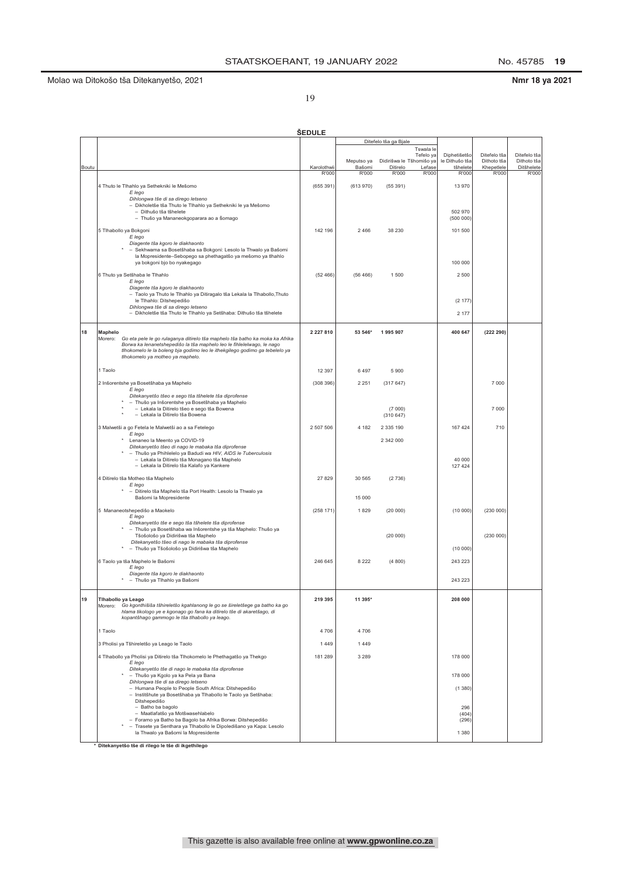Molao wa Ditokošo tša Ditekanyetšo, 2021

**Nmr 18 ya 2021**

**ŠEDULE**

| Boutu | | Karolothwii | Meputso ya Bašomi | Didirišwa le Ditirelo | Tšhomišo ya Lefase | Diphetišetšo le Dithušo tša tšhelete | Ditefelo tša Dithoto tša Khepetlele | Ditefelo tša Dithoto tša Ditšhelete |
|---|---|---|---|---|---|---|---|---|
| | | | Ditefelo tša ga Bjale | | Tswala le Tefelo ya | | | |
| | | R'000 | R'000 | R'000 | R'000 | R'000 | R'000 | R'000 |
| | 4 Thuto le Tlhahlo ya Sethekniki le Mešomo | (655 391) | (613 970) | (55 391) | | 13 970 | | |
| | *E lego* | | | | | | | |
| | *Dihlongwa tše di sa dirego letseno* | | | | | | | |
| | – Dikholetše tša Thuto le Tlhahlo ya Sethekniki le ya Mešomo | | | | | | | |
| | – Dithušo tša tšhelete | | | | | 502 970 | | |
| | – Thušo ya Mananeokgoparara ao a šomago | | | | | (500 000) | | |
| | 5 Tlhabollo ya Bokgoni | 142 196 | 2 466 | 38 230 | | 101 500 | | |
| | *E lego* | | | | | | | |
| | *Diagente tša kgoro le diakhaonto* | | | | | | | |
| | * – Sekhwama sa Bosetšhaba sa Bokgoni: Lesolo la Thwalo ya Bašomi la Mopresidente–Sebopego sa phethagatšo ya mešomo ya tlhahlo ya bokgoni bjo bo nyakegago | | | | | 100 000 | | |
| | 6 Thuto ya Setšhaba le Tlhahlo | (52 466) | (56 466) | 1 500 | | 2 500 | | |
| | *E lego* | | | | | | | |
| | *Diagente tša kgoro le diakhaonto* | | | | | | | |
| | – Taolo ya Thuto le Tlhahlo ya Ditiragalo tša Lekala la Tlhabollo,Thuto le Tlhahlo: Ditshepedišo | | | | | (2 177) | | |
| | *Dihlongwa tše di sa diregо letseno* | | | | | | | |
| | – Dikholetše tša Thuto le Tlhahlo ya Setšhaba: Dithušo tša tšhelete | | | | | 2 177 | | |
| **18** | **Maphelo** | **2 227 810** | **53 546*** | **1 995 907** | | **400 647** | **(222 290)** | |
| | Morero: *Go eta pele le go rulaganya ditirelo tša maphelo tša batho ka moka ka Afrika Borwa ka lenanetshepedišo la tša maphelo leo le fihlelelwago, le nago tlhokomelo le la boleng bja godimo leo le ithekgilego godimo ga tebelelo ya tlhokomelo ya motheo ya maphelo.* | | | | | | | |
| | 1 Taolo | 12 397 | 6 497 | 5 900 | | | | |
| | 2 Inšorentshe ya Bosetšhaba ya Maphelo | (308 396) | 2 251 | (317 647) | | | 7 000 | |
| | *E lego* | | | | | | | |
| | *Ditekanyetšo tšeo e sego tša tšhelete tša diprofense* | | | | | | | |
| | * – Thušo ya Inšorentshe ya Bosetšhaba ya Maphelo | | | | | | | |
| | * – Lekala la Ditirelo tšeo e sego tša Bowena | | | (7 000) | | | 7 000 | |
| | * – Lekala la Ditirelo tša Bowena | | | (310 647) | | | | |
| | 3 Malwetši a go Fetela le Malwetši ao a sa Fetelego | 2 507 506 | 4 182 | 2 335 190 | | 167 424 | 710 | |
| | *E lego* | | | | | | | |
| | * Lenaneo la Meento ya COVID-19 | | | 2 342 000 | | | | |
| | *Ditekanyetšo tšeo di nago le mabaka tša diprofense* | | | | | | | |
| | * – Thušo ya Phihlelelo ya Badudi wa *HIV, AIDS le Tuberculosis* | | | | | | | |
| | – Lekala la Ditirelo tša Monagano tša Maphelo | | | | | 40 000 | | |
| | – Lekala la Ditirelo tša Kalafo ya Kankere | | | | | 127 424 | | |
| | 4 Ditirelo tša Motheo tša Maphelo | 27 829 | 30 565 | (2 736) | | | | |
| | *E lego* | | | | | | | |
| | * – Ditirelo tša Maphelo tša Port Health: Lesolo la Thwalo ya Bašomi la Mopresidente | | 15 000 | | | | | |
| | 5 Mananeotshepedišo a Maokelo | (258 171) | 1 829 | (20 000) | | (10 000) | (230 000) | |
| | *E lego* | | | | | | | |
| | *Ditekanyetšo tše e sego tša tšhelete tša diprofense* | | | | | | | |
| | * – Thušo ya Bosetšhaba wa Inšorentshe ya tša Maphelo: Thušo ya Tšošološo ya Didirišwa tša Maphelo | | | (20 000) | | | (230 000) | |
| | *Ditekanyetšo tšeo di nago le mabaka tša diprofense* | | | | | | | |
| | * – Thušo ya Tšošološo ya Didirišwa tša Maphelo | | | | | (10 000) | | |
| | 6 Taolo ya tša Maphelo le Bašomi | 246 645 | 8 222 | (4 800) | | 243 223 | | |
| | *E lego* | | | | | | | |
| | *Diagente tša kgoro le diakhaonto* | | | | | | | |
| | * – Thušo ya Tlhahlo ya Bašomi | | | | | 243 223 | | |
| **19** | **Tlhabollo ya Leago** | **219 395** | **11 395*** | | | **208 000** | | |
| | Morero: *Go kgonthišiša tšhireletšo kgahlanong le go se šireletšege ga batho ka go hlama tikologo ye e kgonago go fana ka ditirelo tše di akaretšago, di kopantšhago gammogo le tša tlhabollo ya leago.* | | | | | | | |
| | 1 Taolo | 4 706 | 4 706 | | | | | |
| | 3 Pholisi ya Tšhireletšo ya Leago le Taolo | 1 449 | 1 449 | | | | | |
| | 4 Tlhabollo ya Pholisi ya Ditirelo tša Tlhokomelo le Phethagatšo ya Thekgo | 181 289 | 3 289 | | | 178 000 | | |
| | *E lego* | | | | | | | |
| | *Ditekanyetšo tše di nago le mabaka tša diprofense* | | | | | | | |
| | * – Thušo ya Kgolo ya ka Pela ya Bana | | | | | 178 000 | | |
| | *Dihlongwa tše di sa diregо letseno* | | | | | | | |
| | – Humana People to People South Africa: Ditshepedišo | | | | | (1 380) | | |
| | – Institšhute ya Bosetšhaba ya Tlhabollo le Taolo ya Setšhaba: Ditshepedišo | | | | | | | |
| | – Batho ba bagolo | | | | | 296 | | |
| | – Maatlafatšo ya Motšwasehlabelo | | | | | (404) | | |
| | – Foramo ya Batho ba Bagolo ba Afrika Borwa: Ditshepedišo | | | | | (296) | | |
| | * – Trasete ya Senthara ya Tlhabollo le Dipoledišano ya Kapa: Lesolo la Thwalo ya Bašomi la Mopresidente | | | | | 1 380 | | |

\* **Ditekanyetšo tše di rilego le tše di ikgethilego**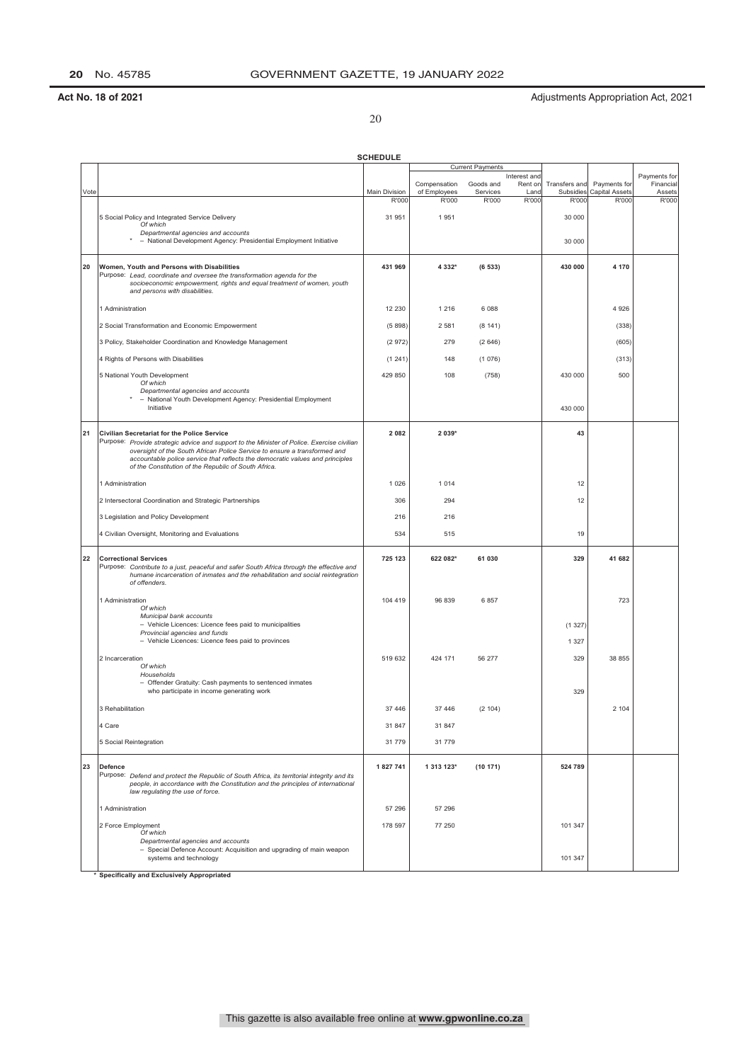**Act No. 18 of 2021** Adjustments Appropriation Act, 2021

**SCHEDULE**

| Vote | | Main Division | Current Payments | | | Transfers and Subsidies | Payments for Capital Assets | Payments for Financial Assets |
|---|---|---|---|---|---|---|---|---|
| | | | Compensation of Employees | Goods and Services | Interest and Rent on Land | | | |
| | | R'000 | R'000 | R'000 | R'000 | R'000 | R'000 | R'000 |
| | 5 Social Policy and Integrated Service Delivery *Of which* *Departmental agencies and accounts* * – National Development Agency: Presidential Employment Initiative | 31 951 | 1 951 | | | 30 000<br>30 000 | | |
| **20** | **Women, Youth and Persons with Disabilities** Purpose: *Lead, coordinate and oversee the transformation agenda for the socioeconomic empowerment, rights and equal treatment of women, youth and persons with disabilities.* | **431 969** | **4 332*** | **(6 533)** | | **430 000** | **4 170** | |
| | 1 Administration | 12 230 | 1 216 | 6 088 | | | 4 926 | |
| | 2 Social Transformation and Economic Empowerment | (5 898) | 2 581 | (8 141) | | | (338) | |
| | 3 Policy, Stakeholder Coordination and Knowledge Management | (2 972) | 279 | (2 646) | | | (605) | |
| | 4 Rights of Persons with Disabilities | (1 241) | 148 | (1 076) | | | (313) | |
| | 5 National Youth Development *Of which* *Departmental agencies and accounts* * – National Youth Development Agency: Presidential Employment Initiative | 429 850 | 108 | (758) | | 430 000<br>430 000 | 500 | |
| **21** | **Civilian Secretariat for the Police Service** Purpose: *Provide strategic advice and support to the Minister of Police. Exercise civilian oversight of the South African Police Service to ensure a transformed and accountable police service that reflects the democratic values and principles of the Constitution of the Republic of South Africa.* | **2 082** | **2 039*** | | | **43** | | |
| | 1 Administration | 1 026 | 1 014 | | | 12 | | |
| | 2 Intersectoral Coordination and Strategic Partnerships | 306 | 294 | | | 12 | | |
| | 3 Legislation and Policy Development | 216 | 216 | | | | | |
| | 4 Civilian Oversight, Monitoring and Evaluations | 534 | 515 | | | 19 | | |
| **22** | **Correctional Services** Purpose: *Contribute to a just, peaceful and safer South Africa through the effective and humane incarceration of inmates and the rehabilitation and social reintegration of offenders.* | **725 123** | **622 082*** | **61 030** | | **329** | **41 682** | |
| | 1 Administration *Of which* *Municipal bank accounts* – Vehicle Licences: Licence fees paid to municipalities *Provincial agencies and funds* – Vehicle Licences: Licence fees paid to provinces | 104 419 | 96 839 | 6 857 | | (1 327)<br>1 327 | 723 | |
| | 2 Incarceration *Of which* *Households* – Offender Gratuity: Cash payments to sentenced inmates who participate in income generating work | 519 632 | 424 171 | 56 277 | | 329<br>329 | 38 855 | |
| | 3 Rehabilitation | 37 446 | 37 446 | (2 104) | | | 2 104 | |
| | 4 Care | 31 847 | 31 847 | | | | | |
| | 5 Social Reintegration | 31 779 | 31 779 | | | | | |
| **23** | **Defence** Purpose: *Defend and protect the Republic of South Africa, its territorial integrity and its people, in accordance with the Constitution and the principles of international law regulating the use of force.* | **1 827 741** | **1 313 123*** | **(10 171)** | | **524 789** | | |
| | 1 Administration | 57 296 | 57 296 | | | | | |
| | 2 Force Employment *Of which* *Departmental agencies and accounts* – Special Defence Account: Acquisition and upgrading of main weapon systems and technology | 178 597 | 77 250 | | | 101 347<br>101 347 | | |

\* **Specifically and Exclusively Appropriated**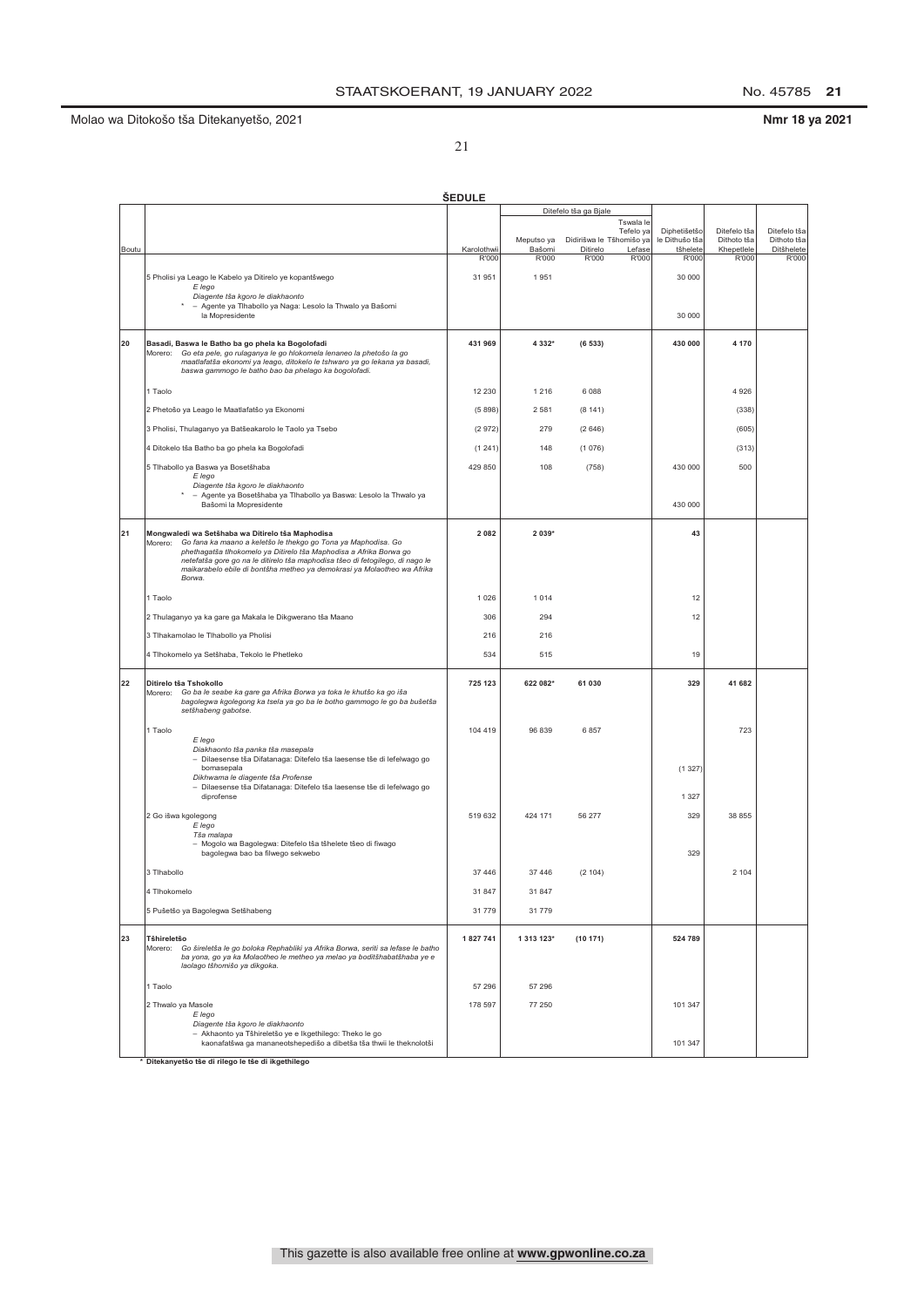Molao wa Ditokošo tša Ditekanyetšo, 2021 | **Nmr 18 ya 2021**

**ŠEDULE**

| Boutu | | Karolothwii | Ditefelo tša ga Bjale: Meputso ya Bašomi | Ditefelo tša ga Bjale: Didirišwa le Ditirelo | Ditefelo tša ga Bjale: Tswala le Tefelo ya Tšhomišo ya Lefase | Diphetišetšo le Dithušo tša tšhelete | Ditefelo tša Dithoto tša Khepetlele | Ditefelo tša Ditšhelete |
|---|---|---|---|---|---|---|---|---|
| | | R'000 | R'000 | R'000 | R'000 | R'000 | R'000 | R'000 |
| | 5 Pholisi ya Leago le Kabelo ya Ditirelo ye kopantšwego | 31 951 | 1 951 | | | 30 000 | | |
| | *E lego* <br> *Diagente tša kgoro le diakhaonto* <br> * – Agente ya Tlhabollo ya Naga: Lesolo la Thwalo ya Bašomi la Mopresidente | | | | | 30 000 | | |
| **20** | **Basadi, Baswa le Batho ba go phela ka Bogolofadi** <br> Morero: *Go eta pele, go rulaganya le go hlokomela lenaneo la phetošo la go maatlafatša ekonomi ya leago, ditokelo le tshwaro ya go lekana ya basadi, baswa gammogo le batho bao ba phelago ka bogolofadi.* | **431 969** | **4 332*** | **(6 533)** | | **430 000** | **4 170** | |
| | 1 Taolo | 12 230 | 1 216 | 6 088 | | | 4 926 | |
| | 2 Phetošo ya Leago le Maatlafatšo ya Ekonomi | (5 898) | 2 581 | (8 141) | | | (338) | |
| | 3 Pholisi, Thulaganyo ya Batšeakarolo le Taolo ya Tsebo | (2 972) | 279 | (2 646) | | | (605) | |
| | 4 Ditokelo tša Batho ba go phela ka Bogolofadi | (1 241) | 148 | (1 076) | | | (313) | |
| | 5 Tlhabollo ya Baswa ya Bosetšhaba | 429 850 | 108 | (758) | | 430 000 | 500 | |
| | *E lego* <br> *Diagente tša kgoro le diakhaonto* <br> * – Agente ya Bosetšhaba ya Tlhabollo ya Baswa: Lesolo la Thwalo ya Bašomi la Mopresidente | | | | | 430 000 | | |
| **21** | **Mongwaledi wa Setšhaba wa Ditirelo tša Maphodisa** <br> Morero: *Go fana ka maano a keletšo le thekgo go Tona ya Maphodisa. Go phethagatša tlhokomelo ya Ditirelo tša Maphodisa a Afrika Borwa go netefatša gore go na le ditirelo tša maphodisa tšeo di fetogilego, di nago le maikarabelo ebile di bontšha metheo ya demokrasi ya Molaotheo wa Afrika Borwa.* | **2 082** | **2 039*** | | | **43** | | |
| | 1 Taolo | 1 026 | 1 014 | | | 12 | | |
| | 2 Thulaganyo ya ka gare ga Makala le Dikgwerano tša Maano | 306 | 294 | | | 12 | | |
| | 3 Tlhakamolao le Tlhabollo ya Pholisi | 216 | 216 | | | | | |
| | 4 Tlhokomelo ya Setšhaba, Tekolo le Phetleko | 534 | 515 | | | 19 | | |
| **22** | **Ditirelo tša Tshokollo** <br> Morero: *Go ba le seabe ka gare ga Afrika Borwa ya toka le khutšo ka go iša bagolegwa kgolegong ka tsela ya go ba le botho gammogo le go ba bušetša setšhabeng gabotse.* | **725 123** | **622 082*** | **61 030** | | **329** | **41 682** | |
| | 1 Taolo | 104 419 | 96 839 | 6 857 | | | 723 | |
| | *E lego* <br> *Diakhaonto tša panka tša masepala* <br> – Dilaesense tša Difatanaga: Ditefelo tša laesense tše di lefelwago go bomasepala | | | | | (1 327) | | |
| | *Dikhwama le diagente tša Profense* <br> – Dilaesense tša Difatanaga: Ditefelo tša laesense tše di lefelwago go diprofense | | | | | 1 327 | | |
| | 2 Go išwa kgolegong | 519 632 | 424 171 | 56 277 | | 329 | 38 855 | |
| | *E lego* <br> *Tša malapa* <br> – Mogolo wa Bagolegwa: Ditefelo tša tšhelete tšeo di fiwago bagolegwa bao ba filwego sekwebo | | | | | 329 | | |
| | 3 Tlhabollo | 37 446 | 37 446 | (2 104) | | | 2 104 | |
| | 4 Tlhokomelo | 31 847 | 31 847 | | | | | |
| | 5 Pušetšo ya Bagolegwa Setšhabeng | 31 779 | 31 779 | | | | | |
| **23** | **Tšhireletšo** <br> Morero: *Go šireletša le go boloka Rephabliki ya Afrika Borwa, seriti sa lefase le batho ba yona, go ya ka Molaotheo le metheo ya melao ya boditšhabatšhaba ye e laolago tšhomišo ya dikgoka.* | **1 827 741** | **1 313 123*** | **(10 171)** | | **524 789** | | |
| | 1 Taolo | 57 296 | 57 296 | | | | | |
| | 2 Thwalo ya Masole | 178 597 | 77 250 | | | 101 347 | | |
| | *E lego* <br> *Diagente tša kgoro le diakhaonto* <br> – Akhaonto ya Tšhireletšo ye e Ikgethilego: Theko le go kaonafatšwa ga mananeotshepedišo a dibetša tša thwii le theknolotši | | | | | 101 347 | | |

\* **Ditekanyetšo tše di rilego le tše di ikgethilego**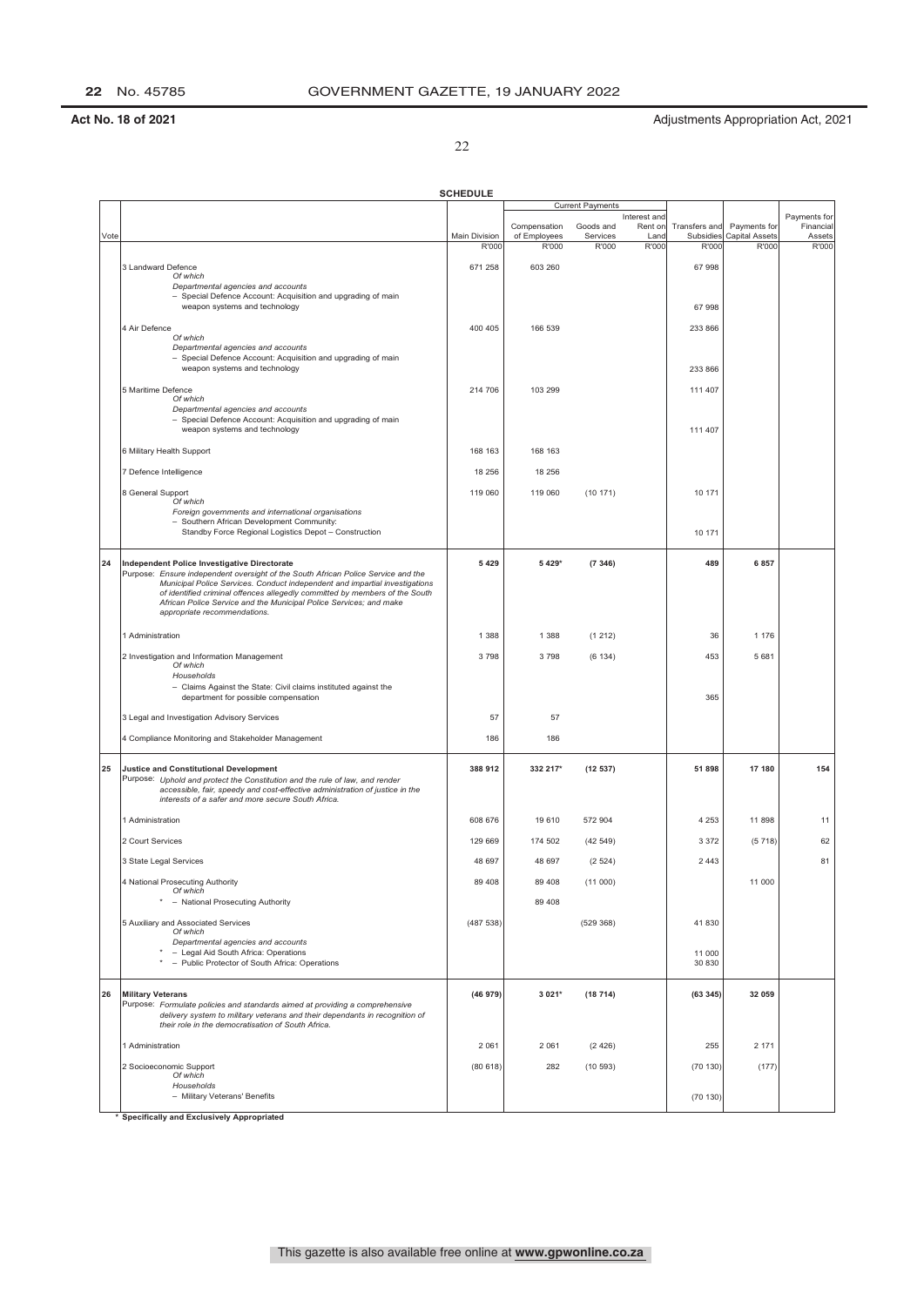**Act No. 18 of 2021** Adjustments Appropriation Act, 2021

**SCHEDULE**

| Vote | | Main Division | Current Payments | | | Transfers and Subsidies | Payments for Capital Assets | Payments for Financial Assets |
|---|---|---|---|---|---|---|---|---|
| | | | Compensation of Employees | Goods and Services | Interest and Rent on Land | | | |
| | | R'000 | R'000 | R'000 | R'000 | R'000 | R'000 | R'000 |
| | 3 Landward Defence<br>*Of which*<br>*Departmental agencies and accounts*<br>– Special Defence Account: Acquisition and upgrading of main weapon systems and technology | 671 258 | 603 260 | | | 67 998<br><br><br>67 998 | | |
| | 4 Air Defence<br>*Of which*<br>*Departmental agencies and accounts*<br>– Special Defence Account: Acquisition and upgrading of main weapon systems and technology | 400 405 | 166 539 | | | 233 866<br><br><br>233 866 | | |
| | 5 Maritime Defence<br>*Of which*<br>*Departmental agencies and accounts*<br>– Special Defence Account: Acquisition and upgrading of main weapon systems and technology | 214 706 | 103 299 | | | 111 407<br><br><br>111 407 | | |
| | 6 Military Health Support | 168 163 | 168 163 | | | | | |
| | 7 Defence Intelligence | 18 256 | 18 256 | | | | | |
| | 8 General Support<br>*Of which*<br>*Foreign governments and international organisations*<br>– Southern African Development Community: Standby Force Regional Logistics Depot – Construction | 119 060 | 119 060 | (10 171) | | 10 171<br><br><br>10 171 | | |
| **24** | **Independent Police Investigative Directorate**<br>Purpose: *Ensure independent oversight of the South African Police Service and the Municipal Police Services. Conduct independent and impartial investigations of identified criminal offences allegedly committed by members of the South African Police Service and the Municipal Police Services; and make appropriate recommendations.* | **5 429** | **5 429*** | **(7 346)** | | **489** | **6 857** | |
| | 1 Administration | 1 388 | 1 388 | (1 212) | | 36 | 1 176 | |
| | 2 Investigation and Information Management<br>*Of which*<br>*Households*<br>– Claims Against the State: Civil claims instituted against the department for possible compensation | 3 798 | 3 798 | (6 134) | | 453<br><br><br>365 | 5 681 | |
| | 3 Legal and Investigation Advisory Services | 57 | 57 | | | | | |
| | 4 Compliance Monitoring and Stakeholder Management | 186 | 186 | | | | | |
| **25** | **Justice and Constitutional Development**<br>Purpose: *Uphold and protect the Constitution and the rule of law, and render accessible, fair, speedy and cost-effective administration of justice in the interests of a safer and more secure South Africa.* | **388 912** | **332 217*** | **(12 537)** | | **51 898** | **17 180** | **154** |
| | 1 Administration | 608 676 | 19 610 | 572 904 | | 4 253 | 11 898 | 11 |
| | 2 Court Services | 129 669 | 174 502 | (42 549) | | 3 372 | (5 718) | 62 |
| | 3 State Legal Services | 48 697 | 48 697 | (2 524) | | 2 443 | | 81 |
| | 4 National Prosecuting Authority<br>*Of which*<br>* – National Prosecuting Authority | 89 408 | 89 408<br><br>89 408 | (11 000) | | | 11 000 | |
| | 5 Auxiliary and Associated Services<br>*Of which*<br>*Departmental agencies and accounts*<br>* – Legal Aid South Africa: Operations<br>* – Public Protector of South Africa: Operations | (487 538) | | (529 368) | | 41 830<br><br><br>11 000<br>30 830 | | |
| **26** | **Military Veterans**<br>Purpose: *Formulate policies and standards aimed at providing a comprehensive delivery system to military veterans and their dependants in recognition of their role in the democratisation of South Africa.* | **(46 979)** | **3 021*** | **(18 714)** | | **(63 345)** | **32 059** | |
| | 1 Administration | 2 061 | 2 061 | (2 426) | | 255 | 2 171 | |
| | 2 Socioeconomic Support<br>*Of which*<br>*Households*<br>– Military Veterans' Benefits | (80 618) | 282 | (10 593) | | (70 130)<br><br><br>(70 130) | (177) | |

\* **Specifically and Exclusively Appropriated**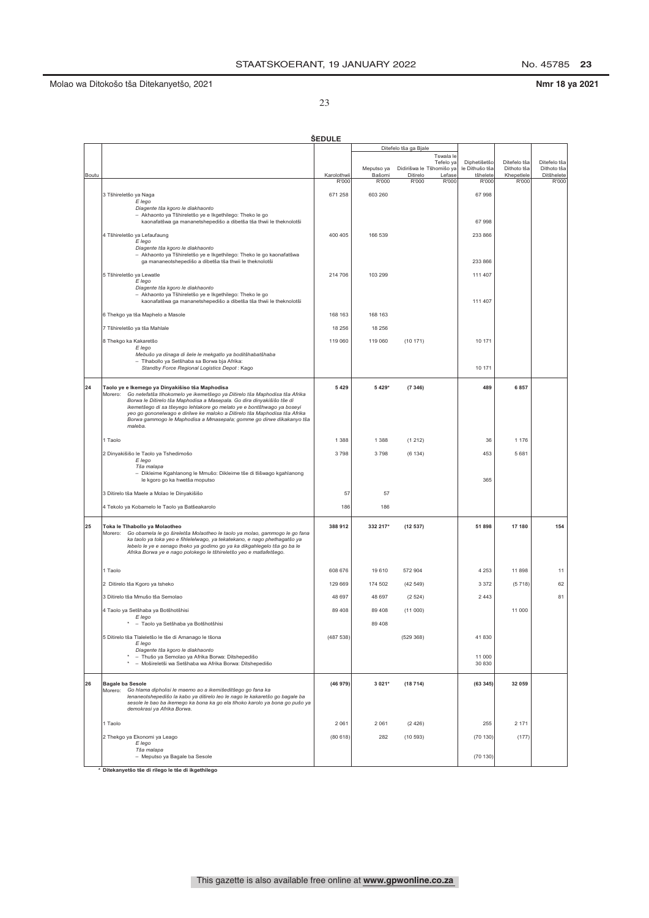Molao wa Ditokošo tša Ditekanyetšo, 2021 **Nmr 18 ya 2021**

## ŠEDULE

| Boutu | | Karolothwii | Ditefelo tša ga Bjale: Meputso ya Bašomi | Ditefelo tša ga Bjale: Didirišwa le Ditirelo | Ditefelo tša ga Bjale: Tswala le Tefelo ya Tšhomišo ya Lefase | Diphetišetšo le Dithušo tša tšhelete | Ditefelo tša Dithoto tša Khepetlele | Ditefelo tša Dithoto tša Ditšhelete |
|---|---|---|---|---|---|---|---|---|
| | | R'000 | R'000 | R'000 | R'000 | R'000 | R'000 | R'000 |
| | 3 Tšhireletšo ya Naga<br>*E lego*<br>*Diagente tša kgoro le diakhaonto*<br>– Akhaonto ya Tšhireletšo ye e Ikgethilego: Theko le go kaonafatšwa ga mananetshepedišo a dibetša tša thwii le theknolotši | 671 258 | 603 260 | | | 67 998<br><br><br>67 998 | | |
| | 4 Tšhireletšo ya Lefaufaung<br>*E lego*<br>*Diagente tša kgoro le diakhaonto*<br>– Akhaonto ya Tšhireletšo ye e Ikgethilego: Theko le go kaonafatšwa ga mananeotshepedišo a dibetša tša thwii le theknolotši | 400 405 | 166 539 | | | 233 866<br><br><br>233 866 | | |
| | 5 Tšhireletšo ya Lewatle<br>*E lego*<br>*Diagente tša kgoro le diakhaonto*<br>– Akhaonto ya Tšhireletšo ye e Ikgethilego: Theko le go kaonafatšwa ga mananetshepedišo a dibetša tša thwii le theknolotši | 214 706 | 103 299 | | | 111 407<br><br><br>111 407 | | |
| | 6 Thekgo ya tša Maphelo a Masole | 168 163 | 168 163 | | | | | |
| | 7 Tšhireletšo ya tša Mahlale | 18 256 | 18 256 | | | | | |
| | 8 Thekgo ka Kakaretšo<br>*E lego*<br>*Mebušo ya dinaga di šele le mekgatlo ya boditšhabatšhaba*<br>– Tlhabollo ya Setšhaba sa Borwa bja Afrika:<br>*Standby Force Regional Logistics Depot* : Kago | 119 060 | 119 060 | (10 171) | | 10 171<br><br><br>10 171 | | |
| **24** | **Taolo ye e Ikemego ya Dinyakišišo tša Maphodisa**<br>Morero: *Go netefatša tlhokomelo ye ikemetšego ya Ditirelo tša Maphodisa tša Afrika Borwa le Ditirelo tša Maphodisa a Masepala. Go dira dinyakišišo tše di ikemetšego di sa tšeyego lehlakore go melato ye e bontšhwago ya boseyi yeo go gononelwago e dirilwe ke maloko a Ditirelo tša Maphodisa tša Afrika Borwa gammogo le Maphodisa a Mmasepala; gomme go dirwe dikakanyo tša maleba.* | **5 429** | **5 429*** | **(7 346)** | | **489** | **6 857** | |
| | 1 Taolo | 1 388 | 1 388 | (1 212) | | 36 | 1 176 | |
| | 2 Dinyakišišo le Taolo ya Tshedimošo<br>*E lego*<br>*Tša malapa*<br>– Dikleime Kgahlanong le Mmušo: Dikleime tše di tlišwago kgahlanong le kgoro go ka hwetša moputso | 3 798 | 3 798 | (6 134) | | 453<br><br><br>365 | 5 681 | |
| | 3 Ditirelo tša Maele a Molao le Dinyakišišo | 57 | 57 | | | | | |
| | 4 Tekolo ya Kobamelo le Taolo ya Batšeakarolo | 186 | 186 | | | | | |
| **25** | **Toka le Tlhabollo ya Molaotheo**<br>Morero: *Go obamela le go šireletša Molaotheo le taolo ya molao, gammogo le go fana ka taolo ya toka yeo e fihlelelwago, ya tekatekano, e nago phethagatšo ya lebelo le ye e senago theko ya godimo go ya ka dikgahlegelo tša go ba le Afrika Borwa ye e nago polokego le tšhireletšo yeo e matlafetšego.* | **388 912** | **332 217*** | **(12 537)** | | **51 898** | **17 180** | **154** |
| | 1 Taolo | 608 676 | 19 610 | 572 904 | | 4 253 | 11 898 | 11 |
| | 2 Ditirelo tša Kgoro ya tsheko | 129 669 | 174 502 | (42 549) | | 3 372 | (5 718) | 62 |
| | 3 Ditirelo tša Mmušo tša Semolao | 48 697 | 48 697 | (2 524) | | 2 443 | | 81 |
| | 4 Taolo ya Setšhaba ya Botšhotšhisi<br>*E lego*<br>* – Taolo ya Setšhaba ya Botšhotšhisi | 89 408 | 89 408<br><br>89 408 | (11 000) | | | 11 000 | |
| | 5 Ditirelo tša Tlaleletšo le tše di Amanago le tšona<br>*E lego*<br>*Diagente tša kgoro le diakhaonto*<br>* – Thušo ya Semolao ya Afrika Borwa: Ditshepedišo<br>* – Mošireletši wa Setšhaba wa Afrika Borwa: Ditshepedišo | (487 538) | | (529 368) | | 41 830<br><br><br>11 000<br>30 830 | | |
| **26** | **Bagale ba Sesole**<br>Morero: *Go hlama dipholisi le maemo ao a ikemišeditšego go fana ka lenaneotshepedišo la kabo ya ditirelo leo le nago le kakaretšo go bagale ba sesole le bao ba ikemego ka bona ka go ela tlhoko karolo ya bona go pušo ya demokrasi ya Afrika Borwa.* | **(46 979)** | **3 021*** | **(18 714)** | | **(63 345)** | **32 059** | |
| | 1 Taolo | 2 061 | 2 061 | (2 426) | | 255 | 2 171 | |
| | 2 Thekgo ya Ekonomi ya Leago<br>*E lego*<br>*Tša malapa*<br>– Meputso ya Bagale ba Sesole | (80 618) | 282 | (10 593) | | (70 130)<br><br><br>(70 130) | (177) | |

\* **Ditekanyetšo tše di rilego le tše di ikgethilego**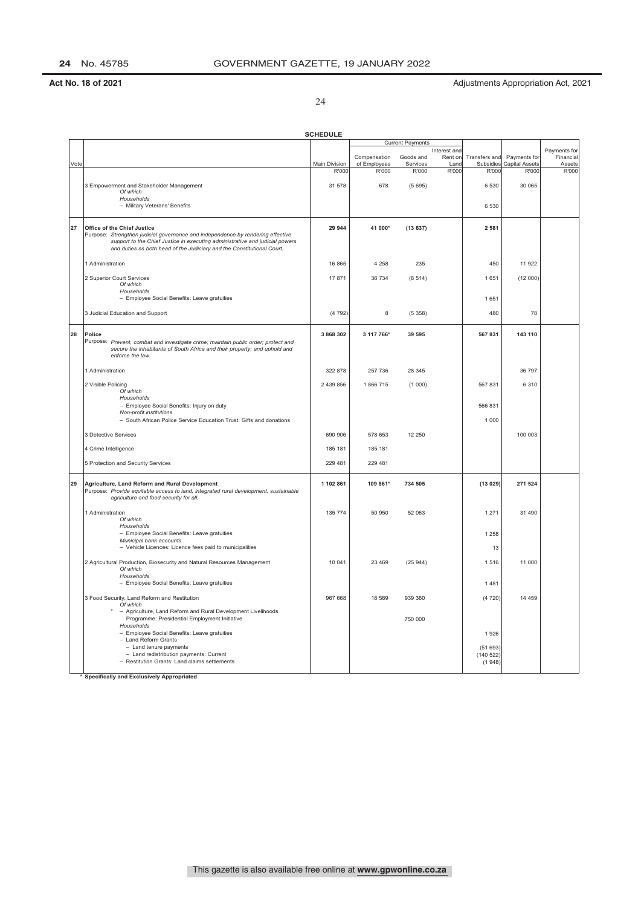**Act No. 18 of 2021** Adjustments Appropriation Act, 2021

**SCHEDULE**

| Vote | | Main Division | Current Payments: Compensation of Employees | Current Payments: Goods and Services | Current Payments: Interest and Rent on Land | Transfers and Subsidies | Payments for Capital Assets | Payments for Financial Assets |
|---|---|---|---|---|---|---|---|---|
| | | R'000 | R'000 | R'000 | R'000 | R'000 | R'000 | R'000 |
| | 3 Empowerment and Stakeholder Management | 31 578 | 678 | (5 695) | | 6 530 | 30 065 | |
| | *Of which* | | | | | | | |
| | *Households* | | | | | | | |
| | – Military Veterans' Benefits | | | | | 6 530 | | |
| **27** | **Office of the Chief Justice** | **29 944** | **41 000*** | **(13 637)** | | **2 581** | | |
| | Purpose: *Strengthen judicial governance and independence by rendering effective support to the Chief Justice in executing administrative and judicial powers and duties as both head of the Judiciary and the Constitutional Court.* | | | | | | | |
| | 1 Administration | 16 865 | 4 258 | 235 | | 450 | 11 922 | |
| | 2 Superior Court Services | 17 871 | 36 734 | (8 514) | | 1 651 | (12 000) | |
| | *Of which* | | | | | | | |
| | *Households* | | | | | | | |
| | – Employee Social Benefits: Leave gratuities | | | | | 1 651 | | |
| | 3 Judicial Education and Support | (4 792) | 8 | (5 358) | | 480 | 78 | |
| **28** | **Police** | **3 868 302** | **3 117 766*** | **39 595** | | **567 831** | **143 110** | |
| | Purpose: *Prevent, combat and investigate crime; maintain public order; protect and secure the inhabitants of South Africa and their property; and uphold and enforce the law.* | | | | | | | |
| | 1 Administration | 322 878 | 257 736 | 28 345 | | | 36 797 | |
| | 2 Visible Policing | 2 439 856 | 1 866 715 | (1 000) | | 567 831 | 6 310 | |
| | *Of which* | | | | | | | |
| | *Households* | | | | | | | |
| | – Employee Social Benefits: Injury on duty | | | | | 566 831 | | |
| | *Non-profit institutions* | | | | | | | |
| | – South African Police Service Education Trust: Gifts and donations | | | | | 1 000 | | |
| | 3 Detective Services | 690 906 | 578 653 | 12 250 | | | 100 003 | |
| | 4 Crime Intelligence | 185 181 | 185 181 | | | | | |
| | 5 Protection and Security Services | 229 481 | 229 481 | | | | | |
| **29** | **Agriculture, Land Reform and Rural Development** | **1 102 861** | **109 861*** | **734 505** | | **(13 029)** | **271 524** | |
| | Purpose: *Provide equitable access to land, integrated rural development, sustainable agriculture and food security for all.* | | | | | | | |
| | 1 Administration | 135 774 | 50 950 | 52 063 | | 1 271 | 31 490 | |
| | *Of which* | | | | | | | |
| | *Households* | | | | | | | |
| | – Employee Social Benefits: Leave gratuities | | | | | 1 258 | | |
| | *Municipal bank accounts* | | | | | | | |
| | – Vehicle Licences: Licence fees paid to municipalities | | | | | 13 | | |
| | 2 Agricultural Production, Biosecurity and Natural Resources Management | 10 041 | 23 469 | (25 944) | | 1 516 | 11 000 | |
| | *Of which* | | | | | | | |
| | *Households* | | | | | | | |
| | – Employee Social Benefits: Leave gratuities | | | | | 1 481 | | |
| | 3 Food Security, Land Reform and Restitution | 967 668 | 18 569 | 939 360 | | (4 720) | 14 459 | |
| | *Of which* | | | | | | | |
| | * – Agriculture, Land Reform and Rural Development Livelihoods Programme: Presidential Employment Initiative | | | 750 000 | | | | |
| | *Households* | | | | | | | |
| | – Employee Social Benefits: Leave gratuities | | | | | 1 926 | | |
| | – Land Reform Grants | | | | | | | |
| | – Land tenure payments | | | | | (51 693) | | |
| | – Land redistribution payments: Current | | | | | (140 522) | | |
| | – Restitution Grants: Land claims settlements | | | | | (1 948) | | |

\* **Specifically and Exclusively Appropriated**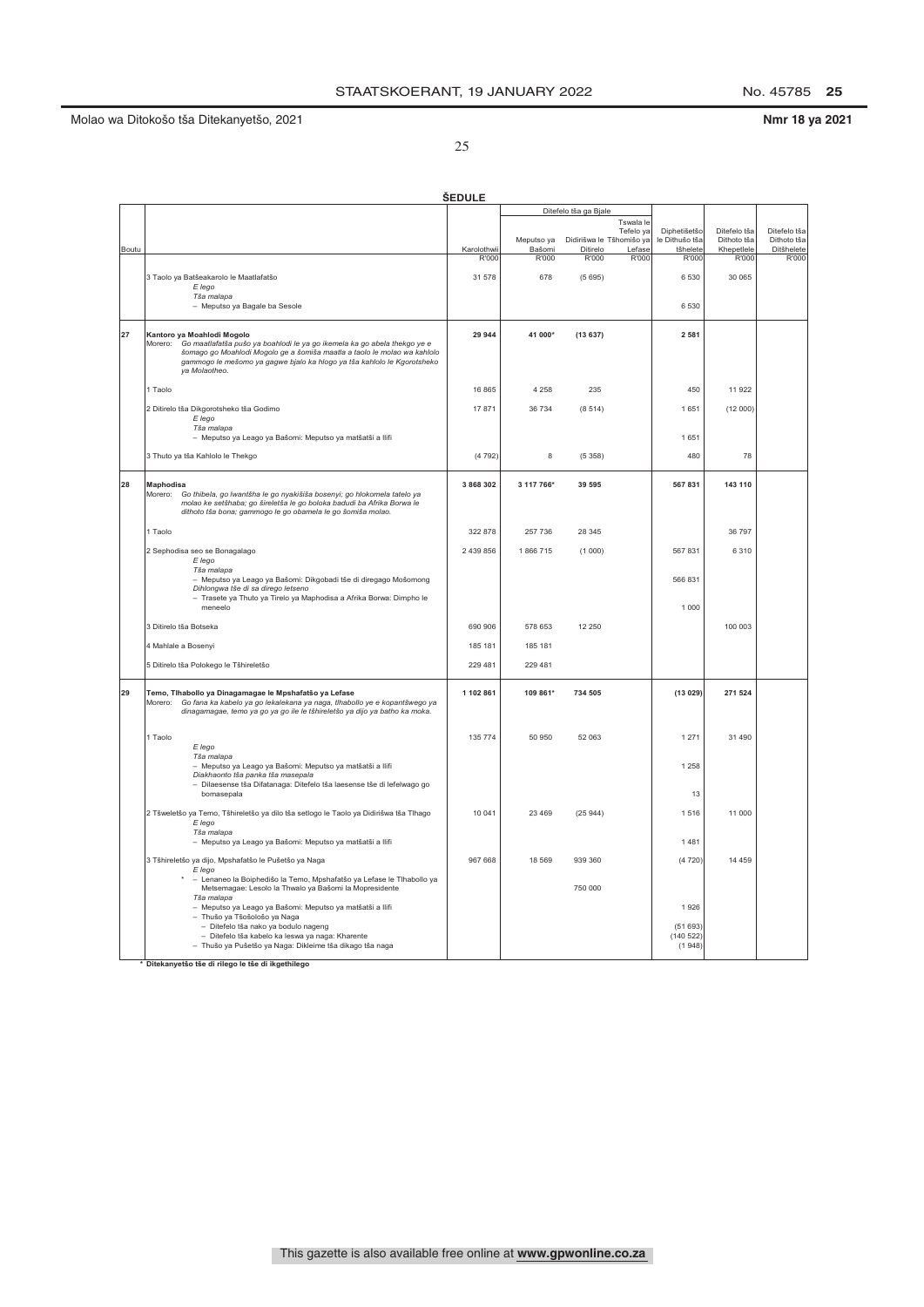Molao wa Ditokošo tša Ditekanyetšo, 2021 — Nmr 18 ya 2021

**ŠEDULE**

| Boutu | | Karolothwii | Ditefelo tša ga Bjale: Meputso ya Bašomi | Ditefelo tša ga Bjale: Didirišwa le Ditirelo | Ditefelo tša ga Bjale: Tswala le Tefelo ya Tšhomišo ya Lefase | Diphetišetšo le Dithušo tša tšhelete | Ditefelo tša Dithoto tša Khepetlele | Ditefelo tša Ditšhelete |
|---|---|---|---|---|---|---|---|---|
| | | R'000 | R'000 | R'000 | R'000 | R'000 | R'000 | R'000 |
| | 3 Taolo ya Batšeakarolo le Maatlafatšo | 31 578 | 678 | (5 695) | | 6 530 | 30 065 | |
| | *E lego* | | | | | | | |
| | *Tša malapa* | | | | | | | |
| | – Meputso ya Bagale ba Sesole | | | | | 6 530 | | |
| **27** | **Kantoro ya Moahlodi Mogolo** | **29 944** | **41 000*** | **(13 637)** | | **2 581** | | |
| | Morero: *Go maatlafatša pušo ya boahlodi le ya go ikemela ka go abela thekgo ye e šomago go Moahlodi Mogolo ge a šomiša maatla a taolo le molao wa kahlolo gammogo le mešomo ya gagwe bjalo ka hlogo ya tša kahlolo le Kgorotsheko ya Molaotheo.* | | | | | | | |
| | 1 Taolo | 16 865 | 4 258 | 235 | | 450 | 11 922 | |
| | 2 Ditirelo tša Dikgorotsheko tša Godimo | 17 871 | 36 734 | (8 514) | | 1 651 | (12 000) | |
| | *E lego* | | | | | | | |
| | *Tša malapa* | | | | | | | |
| | – Meputso ya Leago ya Bašomi: Meputso ya matšatši a Ilifi | | | | | 1 651 | | |
| | 3 Thuto ya tša Kahlolo le Thekgo | (4 792) | 8 | (5 358) | | 480 | 78 | |
| **28** | **Maphodisa** | **3 868 302** | **3 117 766*** | **39 595** | | **567 831** | **143 110** | |
| | Morero: *Go thibela, go lwantšha le go nyakišiša bosenyi; go hlokomela tatelo ya molao ke setšhaba; go šireletša le go boloka badudi ba Afrika Borwa le dithoto tša bona; gammogo le go obamela le go šomiša molao.* | | | | | | | |
| | 1 Taolo | 322 878 | 257 736 | 28 345 | | | 36 797 | |
| | 2 Sephodisa seo se Bonagalago | 2 439 856 | 1 866 715 | (1 000) | | 567 831 | 6 310 | |
| | *E lego* | | | | | | | |
| | *Tša malapa* | | | | | | | |
| | – Meputso ya Leago ya Bašomi: Dikgobadi tše di diregago Mošomong Dihlongwa tše di sa dirego letseno | | | | | 566 831 | | |
| | – Trasete ya Thuto ya Tirelo ya Maphodisa a Afrika Borwa: Dimpho le meneelo | | | | | 1 000 | | |
| | 3 Ditirelo tša Botseka | 690 906 | 578 653 | 12 250 | | | 100 003 | |
| | 4 Mahlale a Bosenyi | 185 181 | 185 181 | | | | | |
| | 5 Ditirelo tša Polokego le Tšhireletšo | 229 481 | 229 481 | | | | | |
| **29** | **Temo, Tlhabollo ya Dinagamagae le Mpshafatšo ya Lefase** | **1 102 861** | **109 861*** | **734 505** | | **(13 029)** | **271 524** | |
| | Morero: *Go fana ka kabelo ya go lekalekana ya naga, tlhabollo ye e kopantšwego ya dinagamagae, temo ya go ya go ile le tšhireletšo ya dijo ya batho ka moka.* | | | | | | | |
| | 1 Taolo | 135 774 | 50 950 | 52 063 | | 1 271 | 31 490 | |
| | *E lego* | | | | | | | |
| | *Tša malapa* | | | | | | | |
| | – Meputso ya Leago ya Bašomi: Meputso ya matšatši a Ilifi Diakhaonto tša panka tša masepala | | | | | 1 258 | | |
| | – Dilaesense tša Difatanaga: Ditefelo tša laesense tše di lefelwago go bomasepala | | | | | 13 | | |
| | 2 Tšweletšo ya Temo, Tšhireletšo ya dilo tša setlogo le Taolo ya Didirišwa tša Tlhago | 10 041 | 23 469 | (25 944) | | 1 516 | 11 000 | |
| | *E lego* | | | | | | | |
| | *Tša malapa* | | | | | | | |
| | – Meputso ya Leago ya Bašomi: Meputso ya matšatši a Ilifi | | | | | 1 481 | | |
| | 3 Tšhireletšo ya dijo, Mpshafatšo le Pušetšo ya Naga | 967 668 | 18 569 | 939 360 | | (4 720) | 14 459 | |
| | *E lego* | | | | | | | |
| | * – Lenaneo la Boiphedišo la Temo, Mpshafatšo ya Lefase le Tlhabollo ya Metsemagae: Lesolo la Thwalo ya Bašomi la Mopresidente | | | 750 000 | | | | |
| | *Tša malapa* | | | | | | | |
| | – Meputso ya Leago ya Bašomi: Meputso ya matšatši a Ilifi | | | | | 1 926 | | |
| | – Thušo ya Tšošološo ya Naga | | | | | | | |
| | – Ditefelo tša nako ya bodulo nageng | | | | | (51 693) | | |
| | – Ditefelo tša kabelo ka leswa ya naga: Kharente | | | | | (140 522) | | |
| | – Thušo ya Pušetšo ya Naga: Dikleime tša dikago tša naga | | | | | (1 948) | | |

\* **Ditekanyetšo tše di rilego le tše di ikgethilego**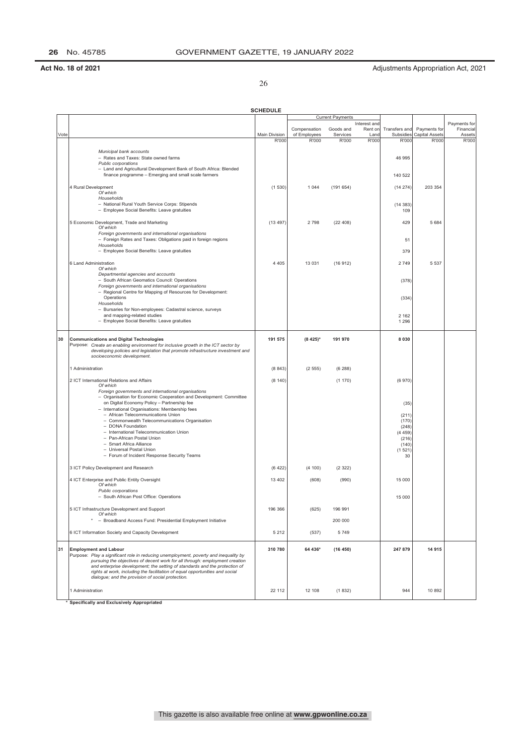**Act No. 18 of 2021** Adjustments Appropriation Act, 2021

**SCHEDULE**

| Vote | | Main Division | Current Payments: Compensation of Employees | Current Payments: Goods and Services | Current Payments: Interest and Rent on Land | Transfers and Subsidies | Payments for Capital Assets | Payments for Financial Assets |
|---|---|---|---|---|---|---|---|---|
| | | R'000 | R'000 | R'000 | R'000 | R'000 | R'000 | R'000 |
| | *Municipal bank accounts* | | | | | | | |
| | – Rates and Taxes: State owned farms | | | | | 46 995 | | |
| | *Public corporations* | | | | | | | |
| | – Land and Agricultural Development Bank of South Africa: Blended finance programme – Emerging and small scale farmers | | | | | 140 522 | | |
| | 4 Rural Development | (1 530) | 1 044 | (191 654) | | (14 274) | 203 354 | |
| | *Of which* | | | | | | | |
| | *Households* | | | | | | | |
| | – National Rural Youth Service Corps: Stipends | | | | | (14 383) | | |
| | – Employee Social Benefits: Leave gratuities | | | | | 109 | | |
| | 5 Economic Development, Trade and Marketing | (13 497) | 2 798 | (22 408) | | 429 | 5 684 | |
| | *Of which* | | | | | | | |
| | *Foreign governments and international organisations* | | | | | | | |
| | – Foreign Rates and Taxes: Obligations paid in foreign regions | | | | | 51 | | |
| | *Households* | | | | | | | |
| | – Employee Social Benefits: Leave gratuities | | | | | 379 | | |
| | 6 Land Administration | 4 405 | 13 031 | (16 912) | | 2 749 | 5 537 | |
| | *Of which* | | | | | | | |
| | *Departmental agencies and accounts* | | | | | | | |
| | – South African Geomatics Council: Operations | | | | | (378) | | |
| | *Foreign governments and international organisations* | | | | | | | |
| | – Regional Centre for Mapping of Resources for Development: Operations | | | | | (334) | | |
| | *Households* | | | | | | | |
| | – Bursaries for Non-employees: Cadastral science, surveys and mapping-related studies | | | | | 2 162 | | |
| | – Employee Social Benefits: Leave gratuities | | | | | 1 296 | | |
| **30** | **Communications and Digital Technologies**<br>Purpose: *Create an enabling environment for inclusive growth in the ICT sector by developing policies and legislation that promote infrastructure investment and socioeconomic development.* | **191 575** | **(8 425)*** | **191 970** | | **8 030** | | |
| | 1 Administration | (8 843) | (2 555) | (6 288) | | | | |
| | 2 ICT International Relations and Affairs | (8 140) | | (1 170) | | (6 970) | | |
| | *Of which* | | | | | | | |
| | *Foreign governments and international organisations* | | | | | | | |
| | – Organisation for Economic Cooperation and Development: Committee on Digital Economy Policy – Partnership fee | | | | | (35) | | |
| | – International Organisations: Membership fees | | | | | | | |
| | – African Telecommunications Union | | | | | (211) | | |
| | – Commonwealth Telecommunications Organisation | | | | | (170) | | |
| | – DONA Foundation | | | | | (248) | | |
| | – International Telecommunication Union | | | | | (4 459) | | |
| | – Pan-African Postal Union | | | | | (216) | | |
| | – Smart Africa Alliance | | | | | (140) | | |
| | – Universal Postal Union | | | | | (1 521) | | |
| | – Forum of Incident Response Security Teams | | | | | 30 | | |
| | 3 ICT Policy Development and Research | (6 422) | (4 100) | (2 322) | | | | |
| | 4 ICT Enterprise and Public Entity Oversight | 13 402 | (608) | (990) | | 15 000 | | |
| | *Of which* | | | | | | | |
| | *Public corporations* | | | | | | | |
| | – South African Post Office: Operations | | | | | 15 000 | | |
| | 5 ICT Infrastructure Development and Support | 196 366 | (625) | 196 991 | | | | |
| | *Of which* | | | | | | | |
| | * – Broadband Access Fund: Presidential Employment Initiative | | | 200 000 | | | | |
| | 6 ICT Information Society and Capacity Development | 5 212 | (537) | 5 749 | | | | |
| **31** | **Employment and Labour**<br>Purpose: *Play a significant role in reducing unemployment, poverty and inequality by pursuing the objectives of decent work for all through: employment creation and enterprise development; the setting of standards and the protection of rights at work, including the facilitation of equal opportunities and social dialogue; and the provision of social protection.* | **310 780** | **64 436*** | **(16 450)** | | **247 879** | **14 915** | |
| | 1 Administration | 22 112 | 12 108 | (1 832) | | 944 | 10 892 | |

\* **Specifically and Exclusively Appropriated**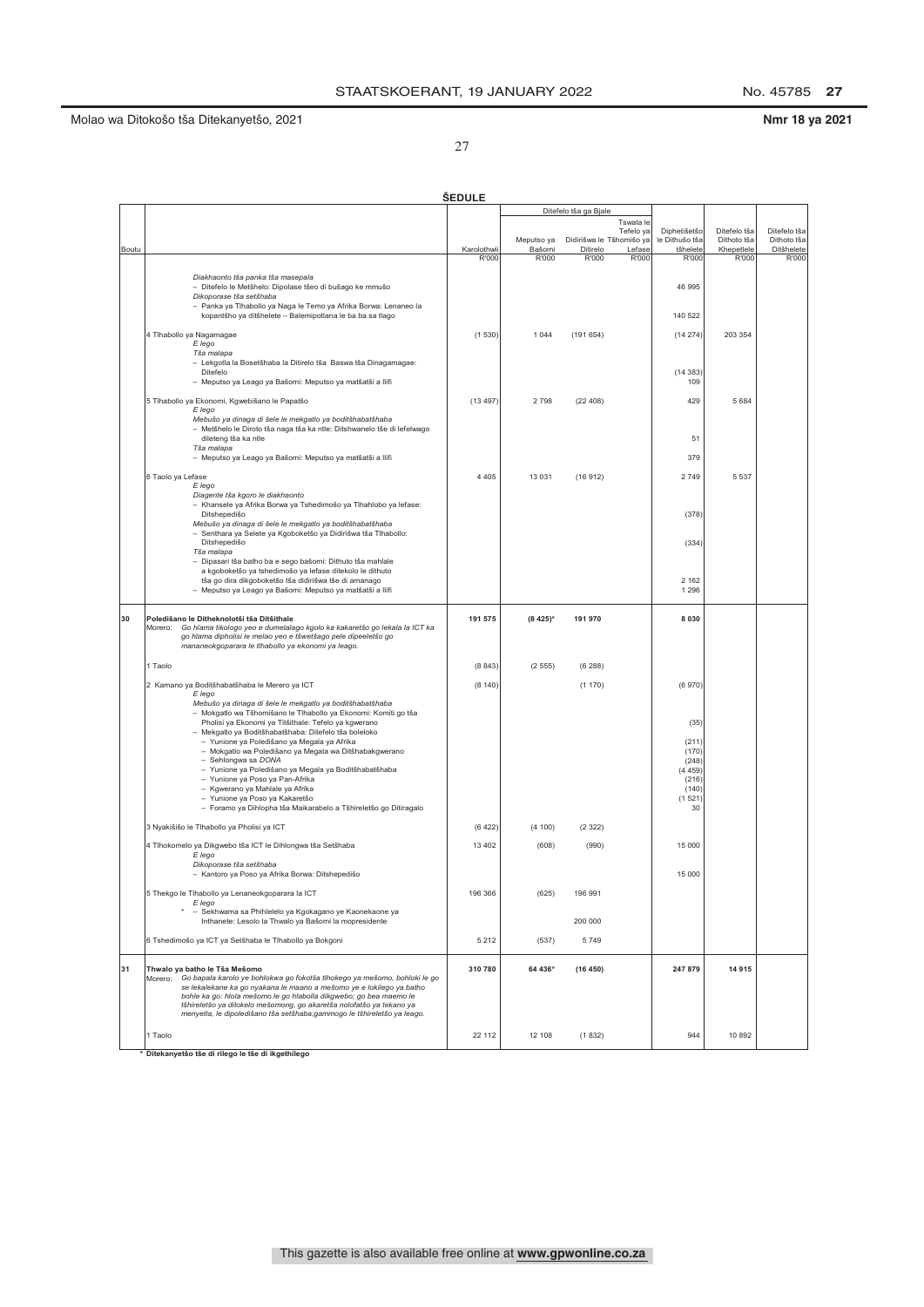Molao wa Ditokošo tša Ditekanyetšo, 2021

**Nmr 18 ya 2021**

**ŠEDULE**

| Boutu | | Karolothwii | Ditefelo tša ga Bjale: Meputso ya Bašomi | Ditefelo tša ga Bjale: Didirišwa le Ditirelo | Ditefelo tša ga Bjale: Tswala le Tefelo ya Lefase | Diphetišetšo le Dithušo tša Tšhomišo ya tšhelete | Ditefelo tša Dithoto tša Khepetlele | Ditefelo tša Dithoto tša Ditšhelete |
|---|---|---|---|---|---|---|---|---|
| | | R'000 | R'000 | R'000 | R'000 | R'000 | R'000 | R'000 |
| | *Diakhaonto tša panka tša masepala* | | | | | | | |
| | – Ditefelo le Metšhelo: Dipolase tšeo di bušago ke mmušo | | | | | 46 995 | | |
| | *Dikoporase tša setšhaba* | | | | | | | |
| | – Panka ya Tlhabollo ya Naga le Temo ya Afrika Borwa: Lenaneo la kopantšho ya ditšhelete – Balemipotlana le ba ba sa tlago | | | | | 140 522 | | |
| | 4 Tlhabollo ya Nagamagae | (1 530) | 1 044 | (191 654) | | (14 274) | 203 354 | |
| | *E lego* | | | | | | | |
| | *Tša malapa* | | | | | | | |
| | – Lekgotla la Bosetšhaba la Ditirelo tša Baswa tša Dinagamagae: Ditefelo | | | | | (14 383) | | |
| | – Meputso ya Leago ya Bašomi: Meputso ya matšatši a llifi | | | | | 109 | | |
| | 5 Tlhabollo ya Ekonomi, Kgwebišano le Papatšo | (13 497) | 2 798 | (22 408) | | 429 | 5 684 | |
| | *E lego* | | | | | | | |
| | *Mebušo ya dinaga di šele le mekgatlo ya boditšhabatšhaba* | | | | | | | |
| | – Metšhelo le Diroto tša naga tša ka ntle: Ditshwanelo tše di lefelwago dileteng tša ka ntle | | | | | 51 | | |
| | *Tša malapa* | | | | | | | |
| | – Meputso ya Leago ya Bašomi: Meputso ya matšatši a llifi | | | | | 379 | | |
| | 6 Taolo ya Lefase | 4 405 | 13 031 | (16 912) | | 2 749 | 5 537 | |
| | *E lego* | | | | | | | |
| | *Diagente tša kgoro le diakhaonto* | | | | | | | |
| | – Khansele ya Afrika Borwa ya Tshedimošo ya Tlhahlobo ya lefase: Ditshepedišo | | | | | (378) | | |
| | *Mebušo ya dinaga di šele le mekgatlo ya boditšhabatšhaba* | | | | | | | |
| | – Senthara ya Selete ya Kgoboketšo ya Didirišwa tša Tlhabollo: Ditshepedišo | | | | | (334) | | |
| | *Tša malapa* | | | | | | | |
| | – Dipasari tša batho ba e sego bašomi: Dithuto tša mahlale a kgoboketšo ya tshedimošo ya lefase ditekolo le dithuto tša go dira dikgoboketšo tša didirišwa tše di amanago | | | | | 2 162 | | |
| | – Meputso ya Leago ya Bašomi: Meputso ya matšatši a llifi | | | | | 1 296 | | |
| **30** | **Poledišano le Ditheknolotši tša Ditšhitale** | **191 575** | **(8 425)*** | **191 970** | | **8 030** | | |
| | Morero: *Go hlama tikologo yeo e dumelalago kgolo ka kakaretšo go lekala la ICT ka go hlama dipholisi le melao yeo e tšwetšago pele dipeeletšo go mananeokgoparara le tlhabollo ya ekonomi ya leago.* | | | | | | | |
| | 1 Taolo | (8 843) | (2 555) | (6 288) | | | | |
| | 2 Kamano ya Boditšhabatšhaba le Merero ya ICT | (8 140) | | (1 170) | | (6 970) | | |
| | *E lego* | | | | | | | |
| | *Mebušo ya dinaga di šele le mekgatlo ya boditšhabatšhaba* | | | | | | | |
| | – Mokgatlo wa Tšhomišano le Tlhabollo ya Ekonomi: Komiti go tša Pholisi ya Ekonomi ya Titšithale: Tefelo ya kgwerano | | | | | (35) | | |
| | – Mekgatlo ya Boditšhabatšhaba: Ditefelo tša boleloko | | | | | | | |
| | – Yunione ya Poledišano ya Megala ya Afrika | | | | | (211) | | |
| | – Mokgatlo wa Poledišano ya Megala wa Ditšhabakgwerano | | | | | (170) | | |
| | – Sehlongwa sa *DONA* | | | | | (248) | | |
| | – Yunione ya Poledišano ya Megala ya Boditšhabatšhaba | | | | | (4 459) | | |
| | – Yunione ya Poso ya Pan-Afrika | | | | | (216) | | |
| | – Kgwerano ya Mahlale ya Afrika | | | | | (140) | | |
| | – Yunione ya Poso ya Kakaretšo | | | | | (1 521) | | |
| | – Foramo ya Dihlopha tša Maikarabelo a Tšhireletšo go Ditiragalo | | | | | 30 | | |
| | 3 Nyakišišo le Tlhabollo ya Pholisi ya ICT | (6 422) | (4 100) | (2 322) | | | | |
| | 4 Tlhokomelo ya Dikgwebo tša ICT le Dihlongwa tša Setšhaba | 13 402 | (608) | (990) | | 15 000 | | |
| | *E lego* | | | | | | | |
| | *Dikoporase tša setšhaba* | | | | | | | |
| | – Kantoro ya Poso ya Afrika Borwa: Ditshepedišo | | | | | 15 000 | | |
| | 5 Thekgo le Tlhabollo ya Lenaneokgoparara la ICT | 196 366 | (625) | 196 991 | | | | |
| | *E lego* | | | | | | | |
| | * – Sekhwama sa Phihlelelo ya Kgokagano ya Kaonekaone ya Inthanete: Lesolo la Thwalo ya Bašomi la mopresidente | | | 200 000 | | | | |
| | 6 Tshedimošo ya ICT ya Setšhaba le Tlhabollo ya Bokgoni | 5 212 | (537) | 5 749 | | | | |
| **31** | **Thwalo ya batho le Tša Mešomo** | **310 780** | **64 436*** | **(16 450)** | | **247 879** | **14 915** | |
| | Morero: *Go bapala karolo ye bohlokwa go fokotša tlhokego ya mešomo, bohloki le go se lekalekane ka go nyakana le maano a mešomo ye e lokilego ya batho bohle ka go hlola mešomo le go hlabolla dikgwebo; go bea maemo le tšhireletšo ya ditokelo mešomong, go akaretša nolofatšo ya tekano ya menyetla, le dipoledišano tša setšhaba;gammogo le tšhireletšo ya leago.* | | | | | | | |
| | 1 Taolo | 22 112 | 12 108 | (1 832) | | 944 | 10 892 | |

\* **Ditekanyetšo tše di rilego le tše di ikgethilego**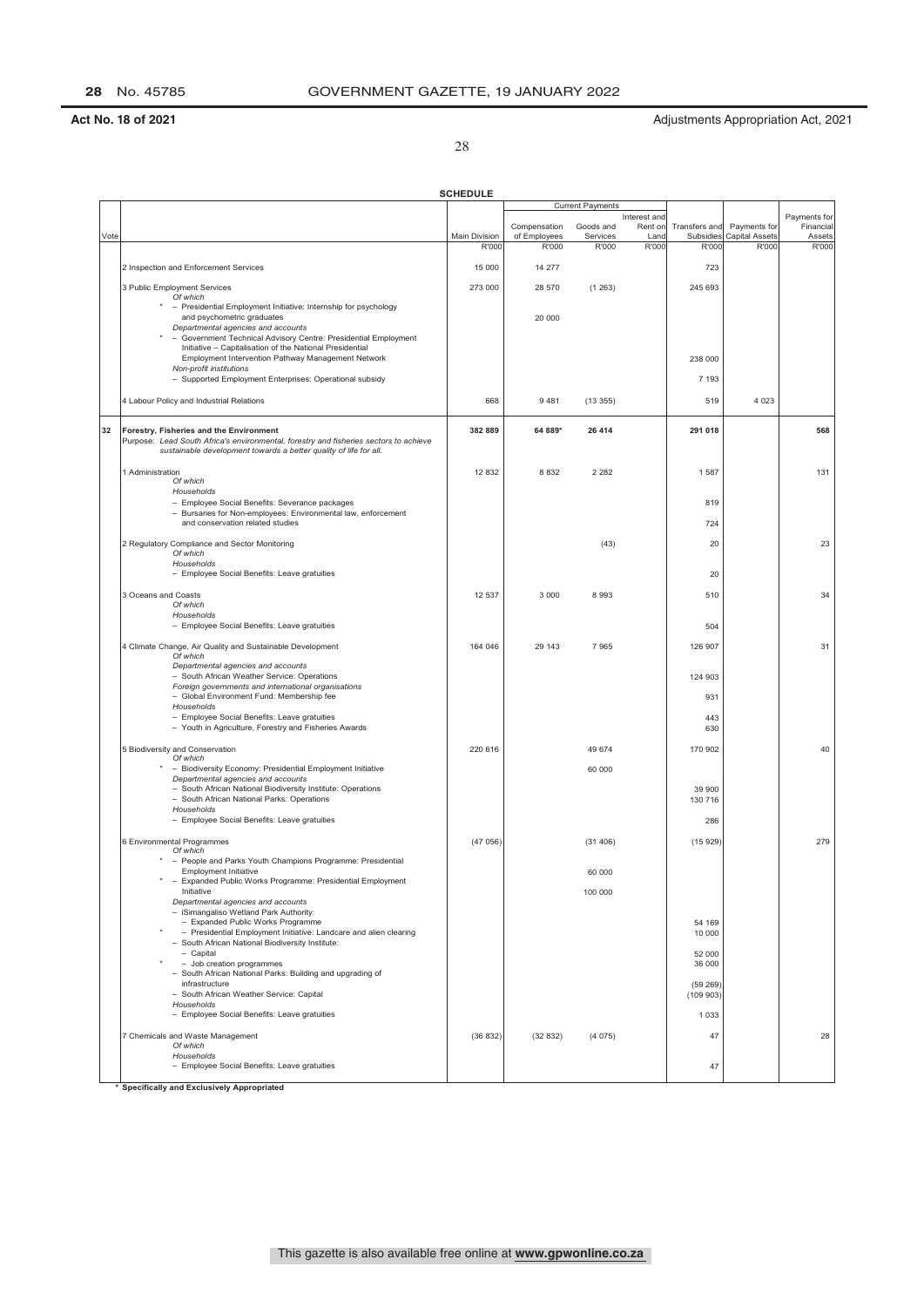**Act No. 18 of 2021** Adjustments Appropriation Act, 2021

**SCHEDULE**

| Vote | | Main Division | Current Payments | | | Transfers and Subsidies | Payments for Capital Assets | Payments for Financial Assets |
|---|---|---|---|---|---|---|---|---|
| | | | Compensation of Employees | Goods and Services | Interest and Rent on Land | | | |
| | | R'000 | R'000 | R'000 | R'000 | R'000 | R'000 | R'000 |
| | 2 Inspection and Enforcement Services | 15 000 | 14 277 | | | 723 | | |
| | 3 Public Employment Services | 273 000 | 28 570 | (1 263) | | 245 693 | | |
| | *Of which* | | | | | | | |
| | * – Presidential Employment Initiative: Internship for psychology and psychometric graduates | | 20 000 | | | | | |
| | *Departmental agencies and accounts* | | | | | | | |
| | * – Government Technical Advisory Centre: Presidential Employment Initiative – Capitalisation of the National Presidential Employment Intervention Pathway Management Network | | | | | 238 000 | | |
| | *Non-profit institutions* | | | | | | | |
| | – Supported Employment Enterprises: Operational subsidy | | | | | 7 193 | | |
| | 4 Labour Policy and Industrial Relations | 668 | 9 481 | (13 355) | | 519 | 4 023 | |
| **32** | **Forestry, Fisheries and the Environment** | **382 889** | **64 889*** | **26 414** | | **291 018** | | **568** |
| | Purpose: *Lead South Africa's environmental, forestry and fisheries sectors to achieve sustainable development towards a better quality of life for all.* | | | | | | | |
| | 1 Administration | 12 832 | 8 832 | 2 282 | | 1 587 | | 131 |
| | *Of which* | | | | | | | |
| | *Households* | | | | | | | |
| | – Employee Social Benefits: Severance packages | | | | | 819 | | |
| | – Bursaries for Non-employees: Environmental law, enforcement and conservation related studies | | | | | 724 | | |
| | 2 Regulatory Compliance and Sector Monitoring | | | (43) | | 20 | | 23 |
| | *Of which* | | | | | | | |
| | *Households* | | | | | | | |
| | – Employee Social Benefits: Leave gratuities | | | | | 20 | | |
| | 3 Oceans and Coasts | 12 537 | 3 000 | 8 993 | | 510 | | 34 |
| | *Of which* | | | | | | | |
| | *Households* | | | | | | | |
| | – Employee Social Benefits: Leave gratuities | | | | | 504 | | |
| | 4 Climate Change, Air Quality and Sustainable Development | 164 046 | 29 143 | 7 965 | | 126 907 | | 31 |
| | *Of which* | | | | | | | |
| | *Departmental agencies and accounts* | | | | | | | |
| | – South African Weather Service: Operations | | | | | 124 903 | | |
| | *Foreign governments and international organisations* | | | | | | | |
| | – Global Environment Fund: Membership fee | | | | | 931 | | |
| | *Households* | | | | | | | |
| | – Employee Social Benefits: Leave gratuities | | | | | 443 | | |
| | – Youth in Agriculture, Forestry and Fisheries Awards | | | | | 630 | | |
| | 5 Biodiversity and Conservation | 220 616 | | 49 674 | | 170 902 | | 40 |
| | *Of which* | | | | | | | |
| | * – Biodiversity Economy: Presidential Employment Initiative | | | 60 000 | | | | |
| | *Departmental agencies and accounts* | | | | | | | |
| | – South African National Biodiversity Institute: Operations | | | | | 39 900 | | |
| | – South African National Parks: Operations | | | | | 130 716 | | |
| | *Households* | | | | | | | |
| | – Employee Social Benefits: Leave gratuities | | | | | 286 | | |
| | 6 Environmental Programmes | (47 056) | | (31 406) | | (15 929) | | 279 |
| | *Of which* | | | | | | | |
| | * – People and Parks Youth Champions Programme: Presidential Employment Initiative | | | 60 000 | | | | |
| | * – Expanded Public Works Programme: Presidential Employment Initiative | | | 100 000 | | | | |
| | *Departmental agencies and accounts* | | | | | | | |
| | – iSimangaliso Wetland Park Authority: | | | | | | | |
| | – Expanded Public Works Programme | | | | | 54 169 | | |
| | * – Presidential Employment Initiative: Landcare and alien clearing | | | | | 10 000 | | |
| | – South African National Biodiversity Institute: | | | | | | | |
| | – Capital | | | | | 52 000 | | |
| | * – Job creation programmes | | | | | 36 000 | | |
| | – South African National Parks: Building and upgrading of infrastructure | | | | | (59 269) | | |
| | – South African Weather Service: Capital | | | | | (109 903) | | |
| | *Households* | | | | | | | |
| | – Employee Social Benefits: Leave gratuities | | | | | 1 033 | | |
| | 7 Chemicals and Waste Management | (36 832) | (32 832) | (4 075) | | 47 | | 28 |
| | *Of which* | | | | | | | |
| | *Households* | | | | | | | |
| | – Employee Social Benefits: Leave gratuities | | | | | 47 | | |

\* **Specifically and Exclusively Appropriated**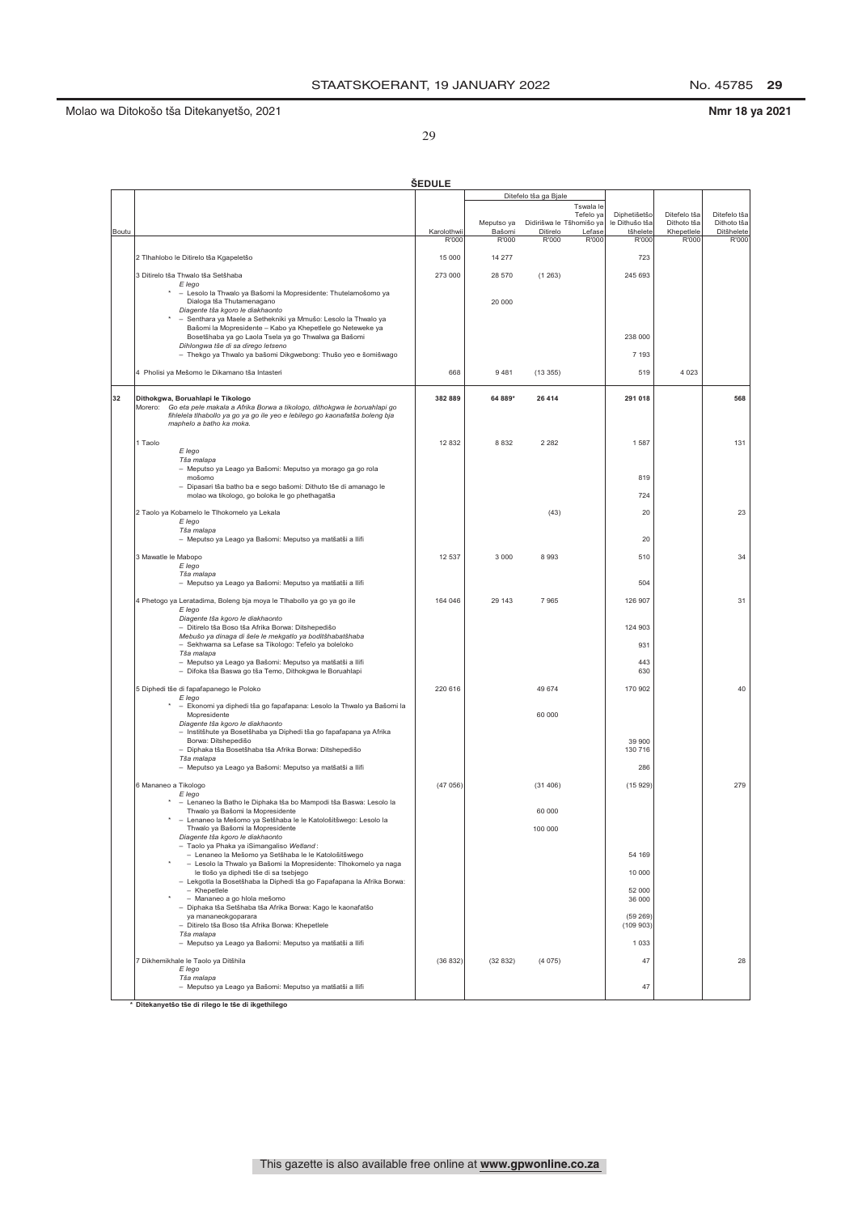Molao wa Ditokošo tša Ditekanyetšo, 2021

**Nmr 18 ya 2021**

**ŠEDULE**

| Boutu | | Karolothwii | Meputso ya Bašomi | Didirišwa le Ditirelo | Tšhomišo ya Lefase | Diphetišetšo le Dithušo tša tšhelete | Ditefelo tša Dithoto tša Khepetlele | Ditefelo tša Dithoto tša Ditšhelete |
|---|---|---|---|---|---|---|---|---|
| | | | Ditefelo tša ga Bjale | | Tswala le Tefelo ya | | | |
| | | R'000 | R'000 | R'000 | R'000 | R'000 | R'000 | R'000 |
| | 2 Tlhahlobo le Ditirelo tša Kgapeletšo | 15 000 | 14 277 | | | 723 | | |
| | 3 Ditirelo tša Thwalo tša Setšhaba | 273 000 | 28 570 | (1 263) | | 245 693 | | |
| | *E lego* | | | | | | | |
| | * – Lesolo la Thwalo ya Bašomi la Mopresidente: Thutelamošomo ya Dialoga tša Thutamenagano | | 20 000 | | | | | |
| | *Diagente tša kgoro le diakhaonto* | | | | | | | |
| | * – Senthara ya Maele a Sethekniki ya Mmušo: Lesolo la Thwalo ya Bašomi la Mopresidente – Kabo ya Khepetlele go Neteweke ya Bosetšhaba ya go Laola Tsela ya go Thwalwa ga Bašomi | | | | | 238 000 | | |
| | *Dihlongwa tše di sa dirego letseno* | | | | | | | |
| | – Thekgo ya Thwalo ya bašomi Dikgwebong: Thušo yeo e šomišwago | | | | | 7 193 | | |
| | 4 Pholisi ya Mešomo le Dikamano tša Intasteri | 668 | 9 481 | (13 355) | | 519 | 4 023 | |
| **32** | **Dithokgwa, Boruahlapi le Tikologo** | **382 889** | **64 889*** | **26 414** | | **291 018** | | **568** |
| | Morero: *Go eta pele makala a Afrika Borwa a tikologo, dithokgwa le boruahlapi go fihlelela tlhabollo ya go ya go ile yeo e lebilego go kaonafatša boleng bja maphelo a batho ka moka.* | | | | | | | |
| | 1 Taolo | 12 832 | 8 832 | 2 282 | | 1 587 | | 131 |
| | *E lego* | | | | | | | |
| | *Tša malapa* | | | | | | | |
| | – Meputso ya Leago ya Bašomi: Meputso ya morago ga go rola mošomo | | | | | 819 | | |
| | – Dipasari tša batho ba e sego bašomi: Dithuto tše di amanago le molao wa tikologo, go boloka le go phethagatša | | | | | 724 | | |
| | 2 Taolo ya Kobamelo le Tlhokomelo ya Lekala | | | (43) | | 20 | | 23 |
| | *E lego* | | | | | | | |
| | *Tša malapa* | | | | | | | |
| | – Meputso ya Leago ya Bašomi: Meputso ya matšatši a llifi | | | | | 20 | | |
| | 3 Mawatle le Mabopo | 12 537 | 3 000 | 8 993 | | 510 | | 34 |
| | *E lego* | | | | | | | |
| | *Tša malapa* | | | | | | | |
| | – Meputso ya Leago ya Bašomi: Meputso ya matšatši a llifi | | | | | 504 | | |
| | 4 Phetogo ya Leratadima, Boleng bja moya le Tlhabollo ya go ya go ile | 164 046 | 29 143 | 7 965 | | 126 907 | | 31 |
| | *E lego* | | | | | | | |
| | *Diagente tša kgoro le diakhaonto* | | | | | | | |
| | – Ditirelo tša Boso tša Afrika Borwa: Ditshepedišo | | | | | 124 903 | | |
| | *Mebušo ya dinaga di šele le mekgatlo ya boditšhabatšhaba* | | | | | | | |
| | – Sekhwama sa Lefase sa Tikologo: Tefelo ya boleloko | | | | | 931 | | |
| | *Tša malapa* | | | | | | | |
| | – Meputso ya Leago ya Bašomi: Meputso ya matšatši a llifi | | | | | 443 | | |
| | – Difoka tša Baswa go tša Temo, Dithokgwa le Boruahlapi | | | | | 630 | | |
| | 5 Diphedi tše di fapafapanego le Poloko | 220 616 | | 49 674 | | 170 902 | | 40 |
| | *E lego* | | | | | | | |
| | * – Ekonomi ya diphedi tša go fapafapana: Lesolo la Thwalo ya Bašomi la Mopresidente | | | 60 000 | | | | |
| | *Diagente tša kgoro le diakhaonto* | | | | | | | |
| | – Institšhute ya Bosetšhaba ya Diphedi tša go fapafapana ya Afrika Borwa: Ditshepedišo | | | | | 39 900 | | |
| | – Diphaka tša Bosetšhaba tša Afrika Borwa: Ditshepedišo | | | | | 130 716 | | |
| | *Tša malapa* | | | | | | | |
| | – Meputso ya Leago ya Bašomi: Meputso ya matšatši a llifi | | | | | 286 | | |
| | 6 Mananeo a Tikologo | (47 056) | | (31 406) | | (15 929) | | 279 |
| | *E lego* | | | | | | | |
| | * – Lenaneo la Batho le Diphaka tša bo Mampodi tša Baswa: Lesolo la Thwalo ya Bašomi la Mopresidente | | | 60 000 | | | | |
| | * – Lenaneo la Mešomo ya Setšhaba le le Katološitšwego: Lesolo la Thwalo ya Bašomi la Mopresidente | | | 100 000 | | | | |
| | *Diagente tša kgoro le diakhaonto* | | | | | | | |
| | – Taolo ya Phaka ya iSimangaliso *Wetland*: | | | | | | | |
| | – Lenaneo la Mešomo ya Setšhaba le le Katološitšwego | | | | | 54 169 | | |
| | * – Lesolo la Thwalo ya Bašomi la Mopresidente: Tlhokomelo ya naga le tlošo ya diphedi tše di sa tsebjego | | | | | 10 000 | | |
| | – Lekgotla la Bosetšhaba la Diphedi tša go Fapafapana la Afrika Borwa: | | | | | | | |
| | – Khepetlele | | | | | 52 000 | | |
| | * – Mananeo a go hlola mešomo | | | | | 36 000 | | |
| | – Diphaka tša Setšhaba tša Afrika Borwa: Kago le kaonafatšo ya mananeokgoparara | | | | | (59 269) | | |
| | – Ditirelo tša Boso tša Afrika Borwa: Khepetlele | | | | | (109 903) | | |
| | *Tša malapa* | | | | | | | |
| | – Meputso ya Leago ya Bašomi: Meputso ya matšatši a llifi | | | | | 1 033 | | |
| | 7 Dikhemikhale le Taolo ya Ditšhila | (36 832) | (32 832) | (4 075) | | 47 | | 28 |
| | *E lego* | | | | | | | |
| | *Tša malapa* | | | | | | | |
| | – Meputso ya Leago ya Bašomi: Meputso ya matšatši a llifi | | | | | 47 | | |

\* **Ditekanyetšo tše di rilego le tše di ikgethilego**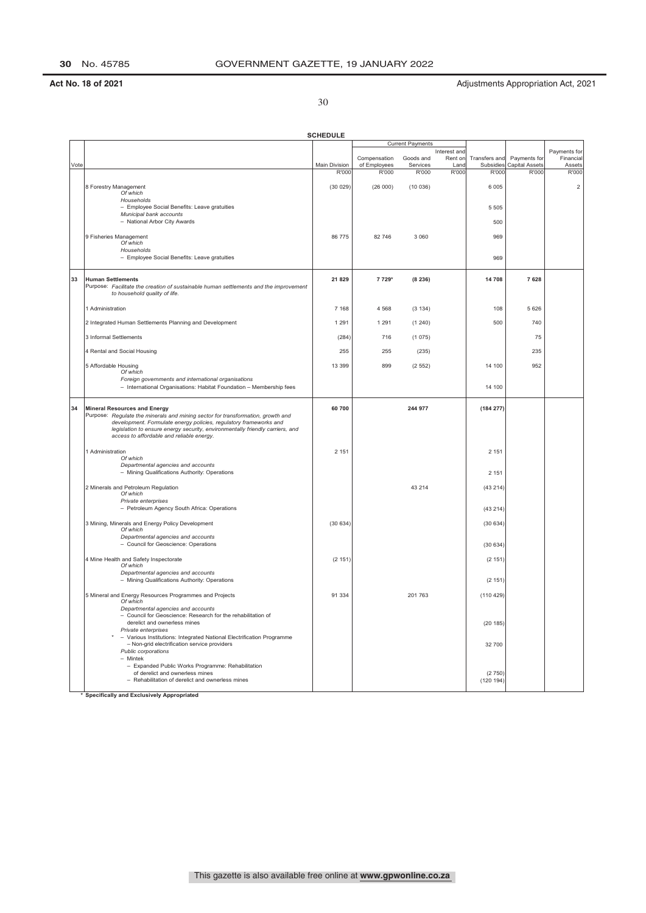**Act No. 18 of 2021** Adjustments Appropriation Act, 2021

**SCHEDULE**

| Vote | | Main Division | Current Payments | | | Transfers and Subsidies | Payments for Capital Assets | Payments for Financial Assets |
|---|---|---|---|---|---|---|---|---|
| | | | Compensation of Employees | Goods and Services | Interest and Rent on Land | | | |
| | | R'000 | R'000 | R'000 | R'000 | R'000 | R'000 | R'000 |
| | 8 Forestry Management *Of which* | (30 029) | (26 000) | (10 036) | | 6 005 | | 2 |
| | *Households* | | | | | | | |
| | – Employee Social Benefits: Leave gratuities | | | | | 5 505 | | |
| | *Municipal bank accounts* | | | | | | | |
| | – National Arbor City Awards | | | | | 500 | | |
| | 9 Fisheries Management *Of which* | 86 775 | 82 746 | 3 060 | | 969 | | |
| | *Households* | | | | | | | |
| | – Employee Social Benefits: Leave gratuities | | | | | 969 | | |
| **33** | **Human Settlements** Purpose: *Facilitate the creation of sustainable human settlements and the improvement to household quality of life.* | **21 829** | **7 729*** | **(8 236)** | | **14 708** | **7 628** | |
| | 1 Administration | 7 168 | 4 568 | (3 134) | | 108 | 5 626 | |
| | 2 Integrated Human Settlements Planning and Development | 1 291 | 1 291 | (1 240) | | 500 | 740 | |
| | 3 Informal Settlements | (284) | 716 | (1 075) | | | 75 | |
| | 4 Rental and Social Housing | 255 | 255 | (235) | | | 235 | |
| | 5 Affordable Housing *Of which* | 13 399 | 899 | (2 552) | | 14 100 | 952 | |
| | *Foreign governments and international organisations* | | | | | | | |
| | – International Organisations: Habitat Foundation – Membership fees | | | | | 14 100 | | |
| **34** | **Mineral Resources and Energy** Purpose: *Regulate the minerals and mining sector for transformation, growth and development. Formulate energy policies, regulatory frameworks and legislation to ensure energy security, environmentally friendly carriers, and access to affordable and reliable energy.* | **60 700** | | **244 977** | | **(184 277)** | | |
| | 1 Administration *Of which* | 2 151 | | | | 2 151 | | |
| | *Departmental agencies and accounts* | | | | | | | |
| | – Mining Qualifications Authority: Operations | | | | | 2 151 | | |
| | 2 Minerals and Petroleum Regulation *Of which* | | | 43 214 | | (43 214) | | |
| | *Private enterprises* | | | | | | | |
| | – Petroleum Agency South Africa: Operations | | | | | (43 214) | | |
| | 3 Mining, Minerals and Energy Policy Development *Of which* | (30 634) | | | | (30 634) | | |
| | *Departmental agencies and accounts* | | | | | | | |
| | – Council for Geoscience: Operations | | | | | (30 634) | | |
| | 4 Mine Health and Safety Inspectorate *Of which* | (2 151) | | | | (2 151) | | |
| | *Departmental agencies and accounts* | | | | | | | |
| | – Mining Qualifications Authority: Operations | | | | | (2 151) | | |
| | 5 Mineral and Energy Resources Programmes and Projects *Of which* | 91 334 | | 201 763 | | (110 429) | | |
| | *Departmental agencies and accounts* | | | | | | | |
| | – Council for Geoscience: Research for the rehabilitation of derelict and ownerless mines | | | | | (20 185) | | |
| | *Private enterprises* | | | | | | | |
| | * – Various Institutions: Integrated National Electrification Programme – Non-grid electrification service providers | | | | | 32 700 | | |
| | *Public corporations* | | | | | | | |
| | – Mintek | | | | | | | |
| | – Expanded Public Works Programme: Rehabilitation of derelict and ownerless mines | | | | | (2 750) | | |
| | – Rehabilitation of derelict and ownerless mines | | | | | (120 194) | | |

\* **Specifically and Exclusively Appropriated**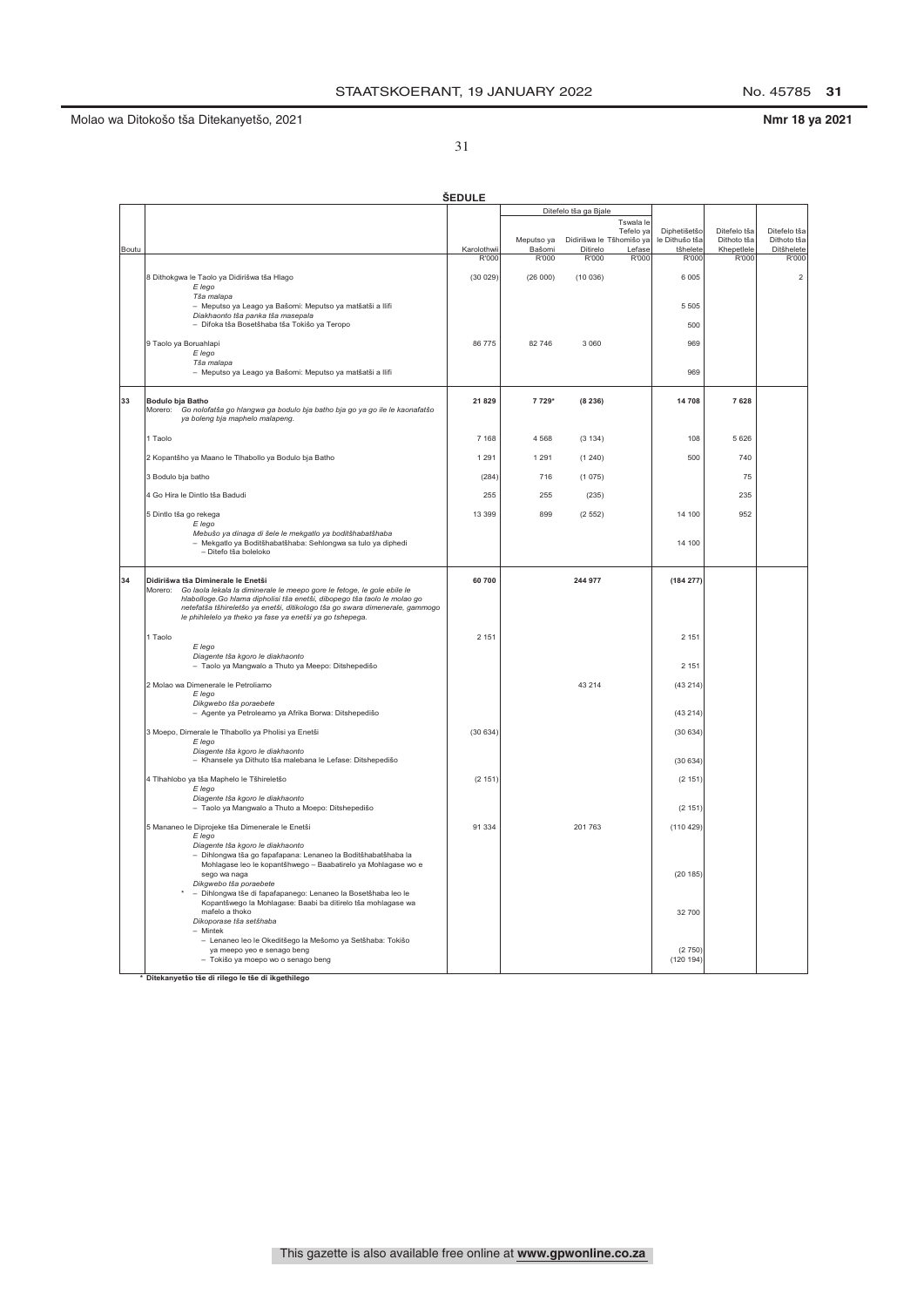Molao wa Ditokošo tša Ditekanyetšo, 2021 — Nmr 18 ya 2021

**ŠEDULE**

| Boutu | | Karolothwii | Ditefelo tša ga Bjale: Meputso ya Bašomi | Ditefelo tša ga Bjale: Didirišwa le Ditirelo | Ditefelo tša ga Bjale: Tswala le Tefelo ya Tšhomišo ya Lefase | Diphetišetšo le Dithušo tša tšhelete | Ditefelo tša Dithoto tša Khepetlele | Ditefelo tša Dithoto tša Ditšhelete |
|---|---|---|---|---|---|---|---|---|
| | | R'000 | R'000 | R'000 | R'000 | R'000 | R'000 | R'000 |
| | 8 Dithokgwa le Taolo ya Didirišwa tša Hlago | (30 029) | (26 000) | (10 036) | | 6 005 | | 2 |
| | *E lego* | | | | | | | |
| | *Tša malapa* | | | | | | | |
| | – Meputso ya Leago ya Bašomi: Meputso ya matšatši a llifi | | | | | 5 505 | | |
| | *Diakhaonto tša panka tša masepala* | | | | | | | |
| | – Difoka tša Bosetšhaba tša Tokišo ya Teropo | | | | | 500 | | |
| | 9 Taolo ya Boruahlapi | 86 775 | 82 746 | 3 060 | | 969 | | |
| | *E lego* | | | | | | | |
| | *Tša malapa* | | | | | | | |
| | – Meputso ya Leago ya Bašomi: Meputso ya matšatši a llifi | | | | | 969 | | |
| **33** | **Bodulo bja Batho** | **21 829** | **7 729*** | **(8 236)** | | **14 708** | **7 628** | |
| | Morero: *Go nolofatša go hlangwa ga bodulo bja batho bja go ya go ile le kaonafatšo ya boleng bja maphelo malapeng.* | | | | | | | |
| | 1 Taolo | 7 168 | 4 568 | (3 134) | | 108 | 5 626 | |
| | 2 Kopantšho ya Maano le Tlhabollo ya Bodulo bja Batho | 1 291 | 1 291 | (1 240) | | 500 | 740 | |
| | 3 Bodulo bja batho | (284) | 716 | (1 075) | | | 75 | |
| | 4 Go Hira le Dintlo tša Badudi | 255 | 255 | (235) | | | 235 | |
| | 5 Dintlo tša go rekega | 13 399 | 899 | (2 552) | | 14 100 | 952 | |
| | *E lego* | | | | | | | |
| | *Mebušo ya dinaga di šele le mekgatlo ya boditšhabatšhaba* | | | | | | | |
| | – Mekgatlo ya Boditšhabatšhaba: Sehlongwa sa tulo ya diphedi – Ditefo tša boleloko | | | | | 14 100 | | |
| **34** | **Didirišwa tša Diminerale le Enetši** | **60 700** | | **244 977** | | **(184 277)** | | |
| | Morero: *Go laola lekala la diminerale le meepo gore le fetoge, le gole ebile le hlabolloge.Go hlama dipholisi tša enetši, dibopego tša taolo le molao go netefatša tšhireletšo ya enetši, ditlokologo tša go swara dimenerale, gammogo le phihlelelo ya theko ya fase ya enetši ya go tshepega.* | | | | | | | |
| | 1 Taolo | 2 151 | | | | 2 151 | | |
| | *E lego* | | | | | | | |
| | *Diagente tša kgoro le diakhaonto* | | | | | | | |
| | – Taolo ya Mangwalo a Thuto ya Meepo: Ditshepedišo | | | | | 2 151 | | |
| | 2 Molao wa Dimenerale le Petroliamo | | | 43 214 | | (43 214) | | |
| | *E lego* | | | | | | | |
| | *Dikgwebo tša poraebete* | | | | | | | |
| | – Agente ya Petroleamo ya Afrika Borwa: Ditshepedišo | | | | | (43 214) | | |
| | 3 Moepo, Dimerale le Tlhabollo ya Pholisi ya Enetši | (30 634) | | | | (30 634) | | |
| | *E lego* | | | | | | | |
| | *Diagente tša kgoro le diakhaonto* | | | | | | | |
| | – Khansele ya Dithuto tša malebana le Lefase: Ditshepedišo | | | | | (30 634) | | |
| | 4 Tlhahlobo ya tša Maphelo le Tšhireletšo | (2 151) | | | | (2 151) | | |
| | *E lego* | | | | | | | |
| | *Diagente tša kgoro le diakhaonto* | | | | | | | |
| | – Taolo ya Mangwalo a Thuto a Moepo: Ditshepedišo | | | | | (2 151) | | |
| | 5 Mananeo le Diprojeke tša Dimenerale le Enetši | 91 334 | | 201 763 | | (110 429) | | |
| | *E lego* | | | | | | | |
| | *Diagente tša kgoro le diakhaonto* | | | | | | | |
| | – Dihlongwa tša go fapafapana: Lenaneo la Boditšhabatšhaba la Mohlagase leo le kopantšhwego – Baabatirelo ya Mohlagase wo e sego wa naga | | | | | (20 185) | | |
| | *Dikgwebo tša poraebete* | | | | | | | |
| | * – Dihlongwa tše di fapafapanego: Lenaneo la Bosetšhaba leo le Kopantšwego la Mohlagase: Baabi ba ditirelo tša mohlagase wa mafelo a thoko | | | | | 32 700 | | |
| | *Dikoporase tša setšhaba* | | | | | | | |
| | – Mintek | | | | | | | |
| | – Lenaneo leo le Okeditšego la Mešomo ya Setšhaba: Tokišo ya meepo yeo e senago beng | | | | | (2 750) | | |
| | – Tokišo ya moepo wo o senago beng | | | | | (120 194) | | |

\* **Ditekanyetšo tše di rilego le tše di ikgethilego**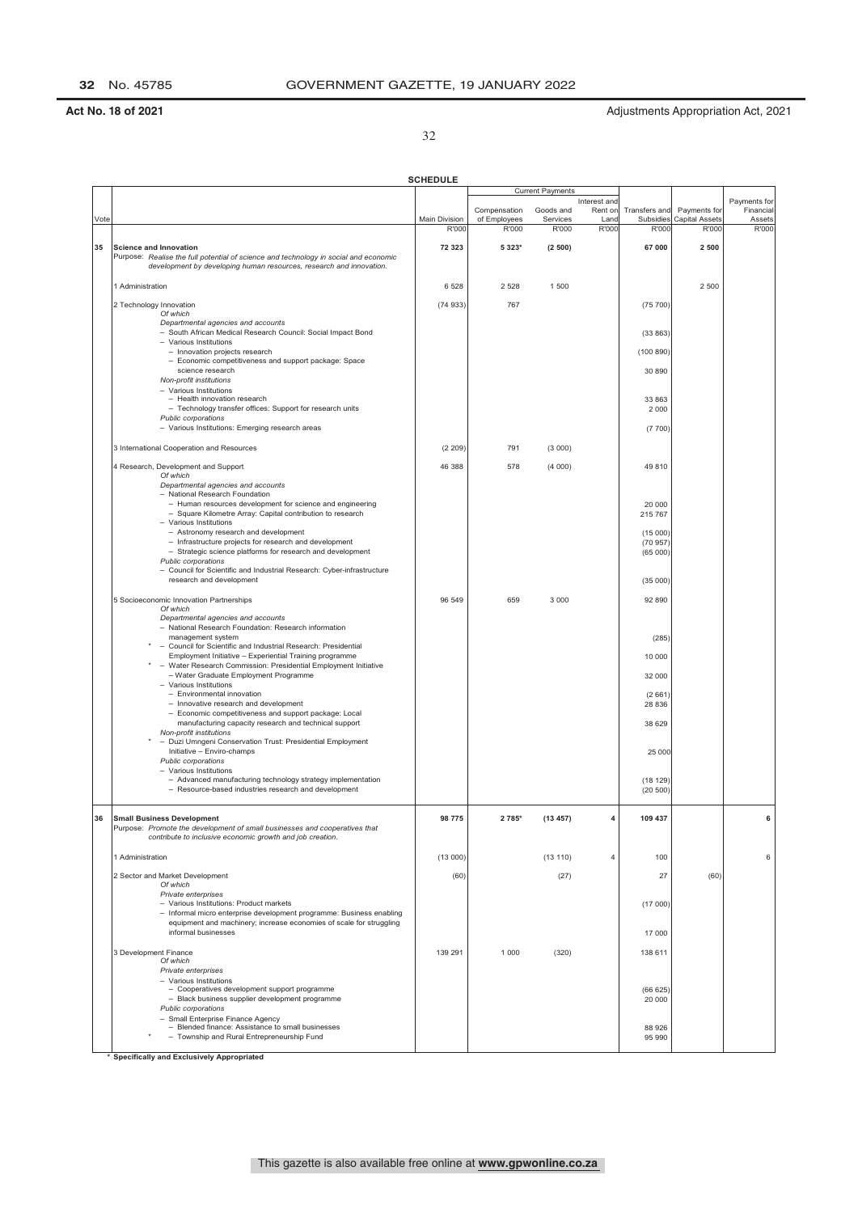**Act No. 18 of 2021** Adjustments Appropriation Act, 2021

**SCHEDULE**

| Vote | | Main Division | Current Payments: Compensation of Employees | Current Payments: Goods and Services | Current Payments: Interest and Rent on Land | Transfers and Subsidies | Payments for Capital Assets | Payments for Financial Assets |
|---|---|---|---|---|---|---|---|---|
| | | R'000 | R'000 | R'000 | R'000 | R'000 | R'000 | R'000 |
| **35** | **Science and Innovation** | **72 323** | **5 323*** | **(2 500)** | | **67 000** | **2 500** | |
| | Purpose: *Realise the full potential of science and technology in social and economic development by developing human resources, research and innovation.* | | | | | | | |
| | 1 Administration | 6 528 | 2 528 | 1 500 | | | 2 500 | |
| | 2 Technology Innovation | (74 933) | 767 | | | (75 700) | | |
| | *Of which* | | | | | | | |
| | *Departmental agencies and accounts* | | | | | | | |
| | – South African Medical Research Council: Social Impact Bond | | | | | (33 863) | | |
| | – Various Institutions | | | | | | | |
| | – Innovation projects research | | | | | (100 890) | | |
| | – Economic competitiveness and support package: Space science research | | | | | 30 890 | | |
| | *Non-profit institutions* | | | | | | | |
| | – Various Institutions | | | | | | | |
| | – Health innovation research | | | | | 33 863 | | |
| | – Technology transfer offices: Support for research units | | | | | 2 000 | | |
| | *Public corporations* | | | | | | | |
| | – Various Institutions: Emerging research areas | | | | | (7 700) | | |
| | 3 International Cooperation and Resources | (2 209) | 791 | (3 000) | | | | |
| | 4 Research, Development and Support | 46 388 | 578 | (4 000) | | 49 810 | | |
| | *Of which* | | | | | | | |
| | *Departmental agencies and accounts* | | | | | | | |
| | – National Research Foundation | | | | | | | |
| | – Human resources development for science and engineering | | | | | 20 000 | | |
| | – Square Kilometre Array: Capital contribution to research | | | | | 215 767 | | |
| | – Various Institutions | | | | | | | |
| | – Astronomy research and development | | | | | (15 000) | | |
| | – Infrastructure projects for research and development | | | | | (70 957) | | |
| | – Strategic science platforms for research and development | | | | | (65 000) | | |
| | *Public corporations* | | | | | | | |
| | – Council for Scientific and Industrial Research: Cyber-infrastructure research and development | | | | | (35 000) | | |
| | 5 Socioeconomic Innovation Partnerships | 96 549 | 659 | 3 000 | | 92 890 | | |
| | *Of which* | | | | | | | |
| | *Departmental agencies and accounts* | | | | | | | |
| | – National Research Foundation: Research information management system | | | | | (285) | | |
| | * – Council for Scientific and Industrial Research: Presidential Employment Initiative – Experiential Training programme | | | | | 10 000 | | |
| | * – Water Research Commission: Presidential Employment Initiative – Water Graduate Employment Programme | | | | | 32 000 | | |
| | – Various Institutions | | | | | | | |
| | – Environmental innovation | | | | | (2 661) | | |
| | – Innovative research and development | | | | | 28 836 | | |
| | – Economic competitiveness and support package: Local manufacturing capacity research and technical support | | | | | 38 629 | | |
| | *Non-profit institutions* | | | | | | | |
| | * – Duzi Umngeni Conservation Trust: Presidential Employment Initiative – Enviro-champs | | | | | 25 000 | | |
| | *Public corporations* | | | | | | | |
| | – Various Institutions | | | | | | | |
| | – Advanced manufacturing technology strategy implementation | | | | | (18 129) | | |
| | – Resource-based industries research and development | | | | | (20 500) | | |
| **36** | **Small Business Development** | **98 775** | **2 785*** | **(13 457)** | **4** | **109 437** | | **6** |
| | Purpose: *Promote the development of small businesses and cooperatives that contribute to inclusive economic growth and job creation.* | | | | | | | |
| | 1 Administration | (13 000) | | (13 110) | 4 | 100 | | 6 |
| | 2 Sector and Market Development | (60) | | (27) | | 27 | (60) | |
| | *Of which* | | | | | | | |
| | *Private enterprises* | | | | | | | |
| | – Various Institutions: Product markets | | | | | (17 000) | | |
| | – Informal micro enterprise development programme: Business enabling equipment and machinery; increase economies of scale for struggling informal businesses | | | | | 17 000 | | |
| | 3 Development Finance | 139 291 | 1 000 | (320) | | 138 611 | | |
| | *Of which* | | | | | | | |
| | *Private enterprises* | | | | | | | |
| | – Various Institutions | | | | | | | |
| | – Cooperatives development support programme | | | | | (66 625) | | |
| | – Black business supplier development programme | | | | | 20 000 | | |
| | *Public corporations* | | | | | | | |
| | – Small Enterprise Finance Agency | | | | | | | |
| | – Blended finance: Assistance to small businesses | | | | | 88 926 | | |
| | * – Township and Rural Entrepreneurship Fund | | | | | 95 990 | | |

**\* Specifically and Exclusively Appropriated**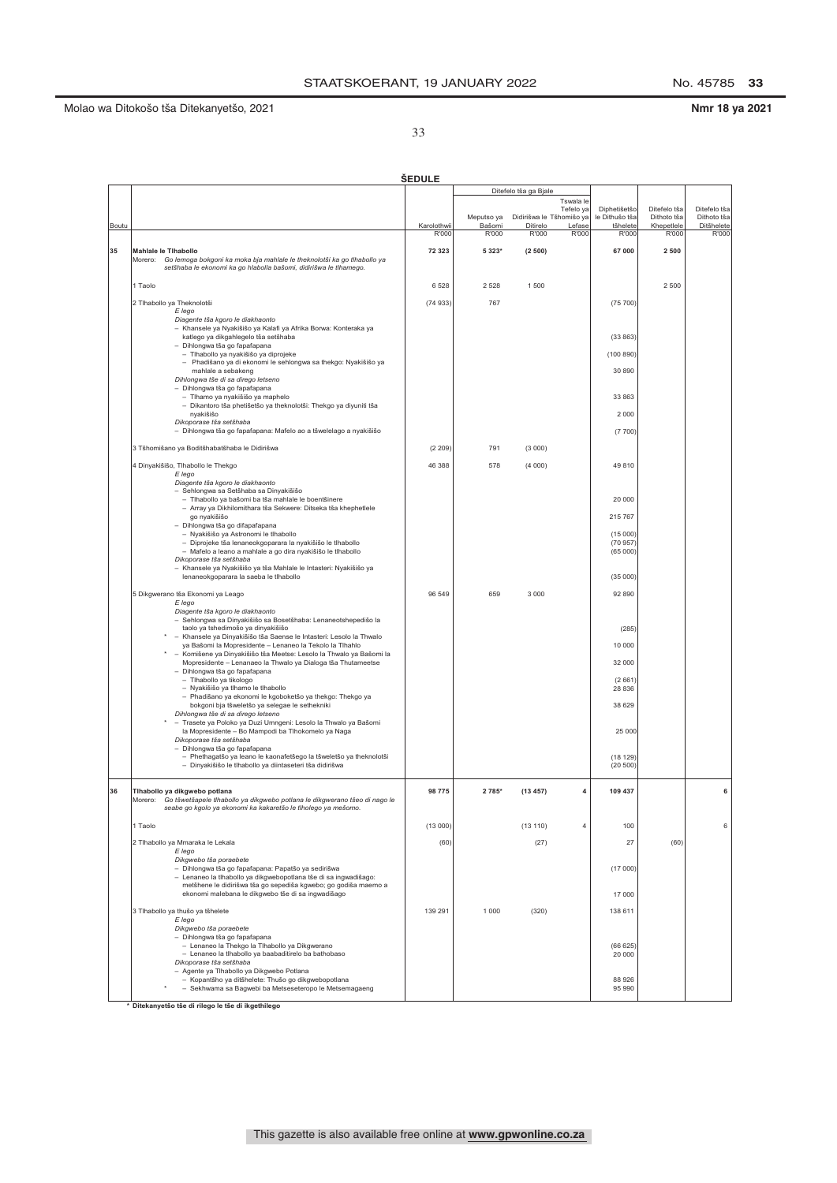Molao wa Ditokošo tša Ditekanyetšo, 2021 **Nmr 18 ya 2021**

**ŠEDULE**

| Boutu | | Karolothwii | Meputso ya Bašomi | Ditefelo tša ga Bjale: Didirišwa le Ditirelo | Ditefelo tša ga Bjale: Tšhomišo ya Lefase | Tswala le Tefelo ya Diphetišetšo le Dithušo tša tšhelete | Ditefelo tša Dithoto tša Khepetlele | Ditefelo tša Dithoto tša Ditšhelete |
|---|---|---|---|---|---|---|---|---|
| | | R'000 | R'000 | R'000 | R'000 | R'000 | R'000 | R'000 |
| **35** | **Mahlale le Tlhabollo** Morero: *Go lemoga bokgoni ka moka bja mahlale le theknolotši ka go tlhabollo ya setšhaba le ekonomi ka go hlabolla bašomi, didirišwa le tlhamego.* | **72 323** | **5 323*** | **(2 500)** | | **67 000** | **2 500** | |
| | 1 Taolo | 6 528 | 2 528 | 1 500 | | | 2 500 | |
| | 2 Tlhabollo ya Theknolotši | (74 933) | 767 | | | (75 700) | | |
| | *E lego* | | | | | | | |
| | *Diagente tša kgoro le diakhaonto* | | | | | | | |
| | – Khansele ya Nyakišišo ya Kalafi ya Afrika Borwa: Konteraka ya katlego ya dikgahlegelo tša setšhaba | | | | | (33 863) | | |
| | – Dihlongwa tša go fapafapana | | | | | | | |
| | – Tlhabollo ya nyakišišo ya diprojeke | | | | | (100 890) | | |
| | – Phadišano ya di ekonomi le sehlongwa sa thekgo: Nyakišišo ya mahlale a sebakeng | | | | | 30 890 | | |
| | *Dihlongwa tše di sa dirego letseno* | | | | | | | |
| | – Dihlongwa tša go fapafapana | | | | | | | |
| | – Tlhamo ya nyakišišo ya maphelo | | | | | 33 863 | | |
| | – Dikantoro tša phetišetšo ya theknolotši: Thekgo ya diyuniti tša nyakišišo | | | | | 2 000 | | |
| | *Dikoporase tša setšhaba* | | | | | | | |
| | – Dihlongwa tša go fapafapana: Mafelo ao a tšwelelago a nyakišišo | | | | | (7 700) | | |
| | 3 Tšhomišano ya Boditšhabatšhaba le Didirišwa | (2 209) | 791 | (3 000) | | | | |
| | 4 Dinyakišišo, Tlhabollo le Thekgo | 46 388 | 578 | (4 000) | | 49 810 | | |
| | *E lego* | | | | | | | |
| | *Diagente tša kgoro le diakhaonto* | | | | | | | |
| | – Sehlongwa sa Setšhaba sa Dinyakišišo | | | | | | | |
| | – Tlhabollo ya bašomi ba tša mahlale le boentšinere | | | | | 20 000 | | |
| | – Array ya Dikhilomithara tša Sekwere: Ditseka tša khephetlele go nyakišišo | | | | | 215 767 | | |
| | – Dihlongwa tša go difapafapana | | | | | | | |
| | – Nyakišišo ya Astronomi le tlhabollo | | | | | (15 000) | | |
| | – Diprojeke tša lenaneokgoparara la nyakišišo le tlhabollo | | | | | (70 957) | | |
| | – Mafelo a leano a mahlale a go dira nyakišišo le tlhabollo | | | | | (65 000) | | |
| | *Dikoporase tša setšhaba* | | | | | | | |
| | – Khansele ya Nyakišišo ya tša Mahlale le Intasteri: Nyakišišo ya lenaneokgoparara la saeba le tlhabollo | | | | | (35 000) | | |
| | 5 Dikgwerano tša Ekonomi ya Leago | 96 549 | 659 | 3 000 | | 92 890 | | |
| | *E lego* | | | | | | | |
| | *Diagente tša kgoro le diakhaonto* | | | | | | | |
| | – Sehlongwa sa Dinyakišišo sa Bosetšhaba: Lenaneotshepedišo la taolo ya tshedimošo ya dinyakišišo | | | | | (285) | | |
| | * – Khansele ya Dinyakišišo tša Saense le Intasteri: Lesolo la Thwalo ya Bašomi la Mopresidente – Lenaneo la Tekolo la Tlhahlo | | | | | 10 000 | | |
| | * – Komišene ya Dinyakišišo tša Meetse: Lesolo la Thwalo ya Bašomi la Mopresidente – Lenanaeo la Thwalo ya Dialoga tša Thutameetse | | | | | 32 000 | | |
| | – Dihlongwa tša go fapafapana | | | | | | | |
| | – Tlhabollo ya tikologo | | | | | (2 661) | | |
| | – Nyakišišo ya tlhamo le tlhabollo | | | | | 28 836 | | |
| | – Phadišano ya ekonomi le kgoboketšo ya thekgo: Thekgo ya bokgoni bja tšweletšo ya selegae le sethekniki | | | | | 38 629 | | |
| | *Dihlongwa tše di sa dirego letseno* | | | | | | | |
| | * – Trasete ya Poloko ya Duzi Umngeni: Lesolo la Thwalo ya Bašomi la Mopresidente – Bo Mampodi ba Tlhokomelo ya Naga | | | | | 25 000 | | |
| | *Dikoporase tša setšhaba* | | | | | | | |
| | – Dihlongwa tša go fapafapana | | | | | | | |
| | – Phethagatšo ya leano le kaonafetšego la tšweletšo ya theknolotši | | | | | (18 129) | | |
| | – Dinyakišišo le tlhabollo ya diintaseteri tša didirišwa | | | | | (20 500) | | |
| **36** | **Tlhabollo ya dikgwebo potlana** Morero: *Go tšwetšapele tlhabollo ya dikgwebo potlana le dikgwerano tšeo di nago le seabe go kgolo ya ekonomi ka kakaretšo le tlholego ya mešomo.* | **98 775** | **2 785*** | **(13 457)** | **4** | **109 437** | | **6** |
| | 1 Taolo | (13 000) | | (13 110) | 4 | 100 | | 6 |
| | 2 Tlhabollo ya Mmaraka le Lekala | (60) | | (27) | | 27 | (60) | |
| | *E lego* | | | | | | | |
| | *Dikgwebo tša poraebete* | | | | | | | |
| | – Dihlongwa tša go fapafapana: Papatšo ya sedirišwa | | | | | (17 000) | | |
| | – Lenaneo la tlhabollo ya dikgwebopotlana tše di sa ingwadišago: metšhene le didirišwa tša go sepediša kgwebo; go godiša maemo a ekonomi malebana le dikgwebo tše di sa ingwadišago | | | | | 17 000 | | |
| | 3 Tlhabollo ya thušo ya tšhelete | 139 291 | 1 000 | (320) | | 138 611 | | |
| | *E lego* | | | | | | | |
| | *Dikgwebo tša poraebete* | | | | | | | |
| | – Dihlongwa tša go fapafapana | | | | | | | |
| | – Lenaneo la Thekgo la Tlhabollo ya Dikgwerano | | | | | (66 625) | | |
| | – Lenaneo la tlhabollo ya baabaditirelo ba bathobaso | | | | | 20 000 | | |
| | *Dikoporase tša setšhaba* | | | | | | | |
| | – Agente ya Tlhabollo ya Dikgwebo Potlana | | | | | | | |
| | – Kopantšho ya ditšhelete: Thušo go dikgwebopotlana | | | | | 88 926 | | |
| | * – Sekhwama sa Bagwebi ba Metseseteropo le Metsemagaeng | | | | | 95 990 | | |

\* **Ditekanyetšo tše di rilego le tše di ikgethilego**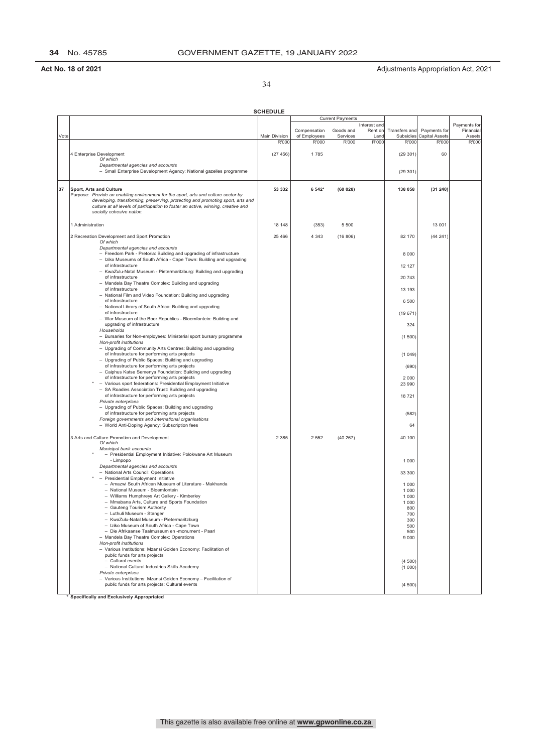**Act No. 18 of 2021** Adjustments Appropriation Act, 2021

**SCHEDULE**

| Vote | | Main Division | Current Payments | | | Transfers and Subsidies | Payments for Capital Assets | Payments for Financial Assets |
|---|---|---|---|---|---|---|---|---|
| | | | Compensation of Employees | Goods and Services | Interest and Rent on Land | | | |
| | | R'000 | R'000 | R'000 | R'000 | R'000 | R'000 | R'000 |
| | 4 Enterprise Development | (27 456) | 1 785 | | | (29 301) | 60 | |
| | *Of which* | | | | | | | |
| | *Departmental agencies and accounts* | | | | | | | |
| | – Small Enterprise Development Agency: National gazelles programme | | | | | (29 301) | | |
| **37** | **Sport, Arts and Culture** | **53 332** | **6 542*** | **(60 028)** | | **138 058** | **(31 240)** | |
| | Purpose: *Provide an enabling environment for the sport, arts and culture sector by developing, transforming, preserving, protecting and promoting sport, arts and culture at all levels of participation to foster an active, winning, creative and socially cohesive nation.* | | | | | | | |
| | 1 Administration | 18 148 | (353) | 5 500 | | | 13 001 | |
| | 2 Recreation Development and Sport Promotion | 25 466 | 4 343 | (16 806) | | 82 170 | (44 241) | |
| | *Of which* | | | | | | | |
| | *Departmental agencies and accounts* | | | | | | | |
| | – Freedom Park - Pretoria: Building and upgrading of infrastructure | | | | | 8 000 | | |
| | – Iziko Museums of South Africa - Cape Town: Building and upgrading of infrastructure | | | | | 12 127 | | |
| | – KwaZulu-Natal Museum - Pietermaritzburg: Building and upgrading of infrastructure | | | | | 20 743 | | |
| | – Mandela Bay Theatre Complex: Building and upgrading of infrastructure | | | | | 13 193 | | |
| | – National Film and Video Foundation: Building and upgrading of infrastructure | | | | | 6 500 | | |
| | – National Library of South Africa: Building and upgrading of infrastructure | | | | | (19 671) | | |
| | – War Museum of the Boer Republics - Bloemfontein: Building and upgrading of infrastructure | | | | | 324 | | |
| | *Households* | | | | | | | |
| | – Bursaries for Non-employees: Ministerial sport bursary programme | | | | | (1 500) | | |
| | *Non-profit institutions* | | | | | | | |
| | – Upgrading of Community Arts Centres: Building and upgrading of infrastructure for performing arts projects | | | | | (1 049) | | |
| | – Upgrading of Public Spaces: Building and upgrading of infrastructure for performing arts projects | | | | | (690) | | |
| | – Caiphus Katse Semenya Foundation: Building and upgrading of infrastructure for performing arts projects | | | | | 2 000 | | |
| | * – Various sport federations: Presidential Employment Initiative | | | | | 23 990 | | |
| | – SA Roadies Association Trust: Building and upgrading of infrastructure for performing arts projects | | | | | 18 721 | | |
| | *Private enterprises* | | | | | | | |
| | – Upgrading of Public Spaces: Building and upgrading of infrastructure for performing arts projects | | | | | (582) | | |
| | *Foreign governments and international organisations* | | | | | | | |
| | – World Anti-Doping Agency: Subscription fees | | | | | 64 | | |
| | 3 Arts and Culture Promotion and Development | 2 385 | 2 552 | (40 267) | | 40 100 | | |
| | *Of which* | | | | | | | |
| | *Municipal bank accounts* | | | | | | | |
| | * – Presidential Employment Initiative: Polokwane Art Museum - Limpopo | | | | | 1 000 | | |
| | *Departmental agencies and accounts* | | | | | | | |
| | – National Arts Council: Operations | | | | | 33 300 | | |
| | * – Presidential Employment Initiative | | | | | | | |
| | – Amazwi South African Museum of Literature - Makhanda | | | | | 1 000 | | |
| | – National Museum - Bloemfontein | | | | | 1 000 | | |
| | – Williams Humphreys Art Gallery - Kimberley | | | | | 1 000 | | |
| | – Mmabana Arts, Culture and Sports Foundation | | | | | 1 000 | | |
| | – Gauteng Tourism Authority | | | | | 800 | | |
| | – Luthuli Museum - Stanger | | | | | 700 | | |
| | – KwaZulu-Natal Museum - Pietermaritzburg | | | | | 300 | | |
| | – Iziko Museum of South Africa - Cape Town | | | | | 500 | | |
| | – Die Afrikaanse Taalmuseum en -monument - Paarl | | | | | 500 | | |
| | – Mandela Bay Theatre Complex: Operations | | | | | 9 000 | | |
| | *Non-profit institutions* | | | | | | | |
| | – Various Institutions: Mzansi Golden Economy: Facilitation of public funds for arts projects | | | | | | | |
| | – Cultural events | | | | | (4 500) | | |
| | – National Cultural Industries Skills Academy | | | | | (1 000) | | |
| | *Private enterprises* | | | | | | | |
| | – Various Institutions: Mzansi Golden Economy – Facilitation of public funds for arts projects: Cultural events | | | | | (4 500) | | |

\* **Specifically and Exclusively Appropriated**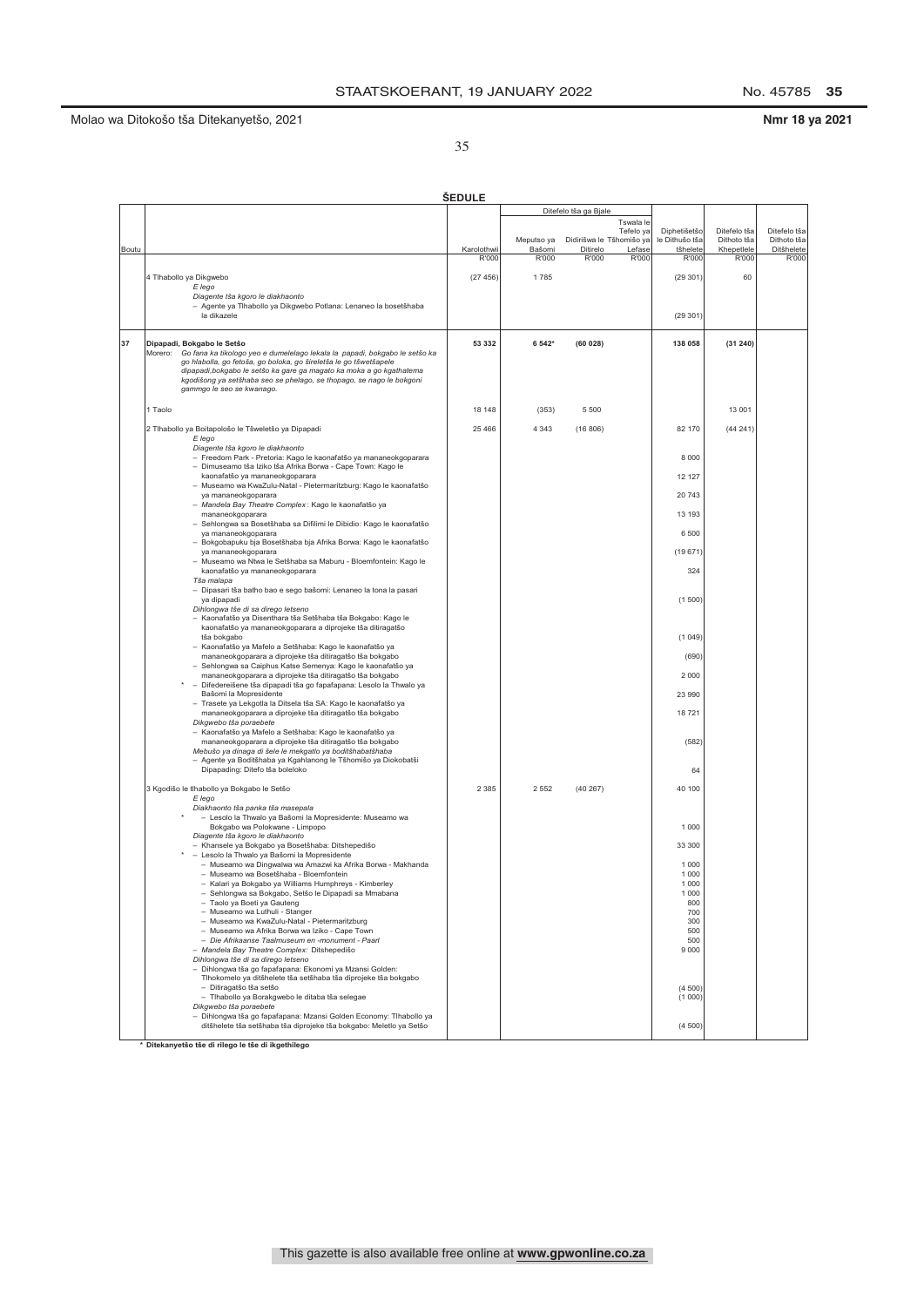Molao wa Ditokošo tša Ditekanyetšo, 2021 **Nmr 18 ya 2021**

**ŠEDULE**

| Boutu | | Karolothwii | Ditefelo tša ga Bjale: Meputso ya Bašomi | Ditefelo tša ga Bjale: Didirišwa le Ditirelo | Ditefelo tša ga Bjale: Tswala le Tefelo ya Tšhomišo ya Lefase | Diphetišetšo le Dithušo tša tšhelete | Ditefelo tša Dithoto tša Khepetlele | Ditefelo tša Dithoto tša Ditšhelete |
|---|---|---|---|---|---|---|---|---|
| | | R'000 | R'000 | R'000 | R'000 | R'000 | R'000 | R'000 |
| | 4 Tlhabollo ya Dikgwebo | (27 456) | 1 785 | | | (29 301) | 60 | |
| | *E lego* | | | | | | | |
| | *Diagente tša kgoro le diakhaonto* | | | | | | | |
| | – Agente ya Tlhabollo ya Dikgwebo Potlana: Lenaneo la bosetšhaba la dikazele | | | | | (29 301) | | |
| **37** | **Dipapadi, Bokgabo le Setšo** | **53 332** | **6 542*** | **(60 028)** | | **138 058** | **(31 240)** | |
| | Morero: *Go fana ka tikologo yeo e dumelelago lekala la papadi, bokgabo le setšo ka go hlabolla, go fetoša, go boloka, go šireletša le go tšwetšapele dipapadi,bokgabo le setšo ka gare ga magato ka moka a go kgathatema kgodišong ya setšhaba seo se phelago, se thopago, se nago le bokgoni gammgo le seo se kwanago.* | | | | | | | |
| | 1 Taolo | 18 148 | (353) | 5 500 | | | 13 001 | |
| | 2 Tlhabollo ya Boitapološo le Tšweletšo ya Dipapadi | 25 466 | 4 343 | (16 806) | | 82 170 | (44 241) | |
| | *E lego* | | | | | | | |
| | *Diagente tša kgoro le diakhaonto* | | | | | | | |
| | – Freedom Park - Pretoria: Kago le kaonafatšo ya mananeokgoparara | | | | | 8 000 | | |
| | – Dimuseamo tša Iziko tša Afrika Borwa - Cape Town: Kago le kaonafatšo ya mananeokgoparara | | | | | 12 127 | | |
| | – Museamo wa KwaZulu-Natal - Pietermaritzburg: Kago le kaonafatšo ya mananeokgoparara | | | | | 20 743 | | |
| | – *Mandela Bay Theatre Complex* : Kago le kaonafatšo ya mananeokgoparara | | | | | 13 193 | | |
| | – Sehlongwa sa Bosetšhaba sa Difilimi le Dibidio: Kago le kaonafatšo ya mananeokgoparara | | | | | 6 500 | | |
| | – Bokgobapuku bja Bosetšhaba bja Afrika Borwa: Kago le kaonafatšo ya mananeokgoparara | | | | | (19 671) | | |
| | – Museamo wa Ntwa le Setšhaba sa Maburu - Bloemfontein: Kago le kaonafatšo ya mananeokgoparara | | | | | 324 | | |
| | *Tša malapa* | | | | | | | |
| | – Dipasari tša batho bao e sego bašomi: Lenaneo la tona la pasari ya dipapadi | | | | | (1 500) | | |
| | *Dihlongwa tše di sa dirego letseno* | | | | | | | |
| | – Kaonafatšo ya Disenthara tša Setšhaba tša Bokgabo: Kago le kaonafatšo ya mananeokgoparara a diprojeke tša ditiragatšo tša bokgabo | | | | | (1 049) | | |
| | – Kaonafatšo ya Mafelo a Setšhaba: Kago le kaonafatšo ya mananeokgoparara a diprojeke tša ditiragatšo tša bokgabo | | | | | (690) | | |
| | – Sehlongwa sa Caiphus Katse Semenya: Kago le kaonafatšo ya mananeokgoparara a diprojeke tša ditiragatšo tša bokgabo | | | | | 2 000 | | |
| | * – Difedereišene tša dipapadi tša go fapafapana: Lesolo la Thwalo ya Bašomi la Mopresidente | | | | | 23 990 | | |
| | – Trasete ya Lekgotla la Ditsela tša SA: Kago le kaonafatšo ya mananeokgoparara a diprojeke tša ditiragatšo tša bokgabo | | | | | 18 721 | | |
| | *Dikgwebo tša poraebete* | | | | | | | |
| | – Kaonafatšo ya Mafelo a Setšhaba: Kago le kaonafatšo ya mananeokgoparara a diprojeke tša ditiragatšo tša bokgabo | | | | | (582) | | |
| | *Mebušo ya dinaga di šele le mekgatlo ya boditšhabatšhaba* | | | | | | | |
| | – Agente ya Boditšhaba ya Kgahlanong le Tšhomišo ya Diokobatši Dipapading: Ditefo tša boleloko | | | | | 64 | | |
| | 3 Kgodišo le tlhabollo ya Bokgabo le Setšo | 2 385 | 2 552 | (40 267) | | 40 100 | | |
| | *E lego* | | | | | | | |
| | *Diakhaonto tša panka tša masepala* | | | | | | | |
| | * – Lesolo la Thwalo ya Bašomi la Mopresidente: Museamo wa Bokgabo wa Polokwane - Limpopo | | | | | 1 000 | | |
| | *Diagente tša kgoro le diakhaonto* | | | | | | | |
| | – Khansele ya Bokgabo ya Bosetšhaba: Ditshepedišo | | | | | 33 300 | | |
| | * – Lesolo la Thwalo ya Bašomi la Mopresidente | | | | | | | |
| | – Museamo wa Dingwalwa wa Amazwi ka Afrika Borwa - Makhanda | | | | | 1 000 | | |
| | – Museamo wa Bosetšhaba - Bloemfontein | | | | | 1 000 | | |
| | – Kalari ya Bokgabo ya Williams Humphreys - Kimberley | | | | | 1 000 | | |
| | – Sehlongwa sa Bokgabo, Setšo le Dipapadi sa Mmabana | | | | | 1 000 | | |
| | – Taolo ya Boeti ya Gauteng | | | | | 800 | | |
| | – Museamo wa Luthuli - Stanger | | | | | 700 | | |
| | – Museamo wa KwaZulu-Natal - Pietermaritzburg | | | | | 300 | | |
| | – Museamo wa Afrika Borwa wa Iziko - Cape Town | | | | | 500 | | |
| | – *Die Afrikaanse Taalmuseum en -monument - Paarl* | | | | | 500 | | |
| | – *Mandela Bay Theatre Complex:* Ditshepedišo | | | | | 9 000 | | |
| | *Dihlongwa tše di sa dirego letseno* | | | | | | | |
| | – Dihlongwa tša go fapafapana: Ekonomi ya Mzansi Golden: Tlhokomelo ya ditšhelete tša setšhaba tša diprojeke tša bokgabo | | | | | | | |
| | – Ditiragatšo tša setšo | | | | | (4 500) | | |
| | – Tlhabollo ya Borakgwebo le ditaba tša selegae | | | | | (1 000) | | |
| | *Dikgwebo tša poraebete* | | | | | | | |
| | – Dihlongwa tša go fapafapana: Mzansi Golden Economy: Tlhabollo ya ditšhelete tša setšhaba tša diprojeke tša bokgabo: Meletlo ya Setšo | | | | | (4 500) | | |

\* **Ditekanyetšo tše di rilego le tše di ikgethilego**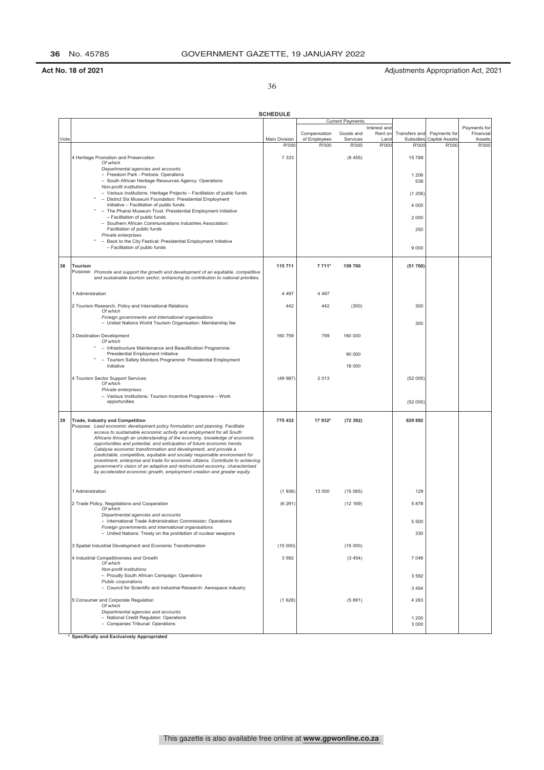**Act No. 18 of 2021** Adjustments Appropriation Act, 2021

**SCHEDULE**

| Vote | | Main Division | Current Payments | | | Transfers and Subsidies | Payments for Capital Assets | Payments for Financial Assets |
|---|---|---|---|---|---|---|---|---|
| | | | Compensation of Employees | Goods and Services | Interest and Rent on Land | | | |
| | | R'000 | R'000 | R'000 | R'000 | R'000 | R'000 | R'000 |
| | 4 Heritage Promotion and Preservation | 7 333 | | (8 455) | | 15 788 | | |
| | *Of which* | | | | | | | |
| | *Departmental agencies and accounts* | | | | | | | |
| | – Freedom Park - Pretoria: Operations | | | | | 1 206 | | |
| | – South African Heritage Resources Agency: Operations | | | | | 538 | | |
| | *Non-profit institutions* | | | | | | | |
| | – Various Institutions: Heritage Projects – Facilitation of public funds | | | | | (1 206) | | |
| | * – District Six Museum Foundation: Presidential Employment Initiative – Facilitation of public funds | | | | | 4 000 | | |
| | * – The Phansi Museum Trust: Presidential Employment Initiative – Facilitation of public funds | | | | | 2 000 | | |
| | – Southern African Communications Industries Association: Facilitation of public funds | | | | | 250 | | |
| | *Private enterprises* | | | | | | | |
| | * – Back to the City Festival: Presidential Employment Initiative – Facilitation of public funds | | | | | 9 000 | | |
| **38** | **Tourism** | **115 711** | **7 711*** | **159 700** | | **(51 700)** | | |
| | Purpose: *Promote and support the growth and development of an equitable, competitive and sustainable tourism sector, enhancing its contribution to national priorities.* | | | | | | | |
| | 1 Administration | 4 497 | 4 497 | | | | | |
| | 2 Tourism Research, Policy and International Relations | 442 | 442 | (300) | | 300 | | |
| | *Of which* | | | | | | | |
| | *Foreign governments and international organisations* | | | | | | | |
| | – United Nations World Tourism Organisation: Membership fee | | | | | 300 | | |
| | 3 Destination Development | 160 759 | 759 | 160 000 | | | | |
| | *Of which* | | | | | | | |
| | * – Infrastructure Maintenance and Beautification Programme: Presidential Employment Initiative | | | 90 000 | | | | |
| | * – Tourism Safety Monitors Programme: Presidential Employment Initiative | | | 18 000 | | | | |
| | 4 Tourism Sector Support Services | (49 987) | 2 013 | | | (52 000) | | |
| | *Of which* | | | | | | | |
| | *Private enterprises* | | | | | | | |
| | – Various Institutions: Tourism Incentive Programme – Work opportunities | | | | | (52 000) | | |
| **39** | **Trade, Industry and Competition** | **775 432** | **17 932*** | **(72 392)** | | **829 892** | | |
| | Purpose: *Lead economic development policy formulation and planning. Facilitate access to sustainable economic activity and employment for all South Africans through an understanding of the economy, knowledge of economic opportunities and potential, and anticipation of future economic trends. Catalyse economic transformation and development, and provide a predictable, competitive, equitable and socially responsible environment for investment, enterprise and trade for economic citizens. Contribute to achieving government's vision of an adaptive and restructured economy, characterised by accelerated economic growth, employment creation and greater equity.* | | | | | | | |
| | 1 Administration | (1 936) | 13 000 | (15 065) | | 129 | | |
| | 2 Trade Policy, Negotiations and Cooperation | (6 291) | | (12 169) | | 5 878 | | |
| | *Of which* | | | | | | | |
| | *Departmental agencies and accounts* | | | | | | | |
| | – International Trade Administration Commission: Operations | | | | | 5 500 | | |
| | *Foreign governments and international organisations* | | | | | | | |
| | – United Nations: Treaty on the prohibition of nuclear weapons | | | | | 330 | | |
| | 3 Spatial Industrial Development and Economic Transformation | (15 000) | | (15 000) | | | | |
| | 4 Industrial Competitiveness and Growth | 3 592 | | (3 454) | | 7 046 | | |
| | *Of which* | | | | | | | |
| | *Non-profit institutions* | | | | | | | |
| | – Proudly South African Campaign: Operations | | | | | 3 592 | | |
| | *Public corporations* | | | | | | | |
| | – Council for Scientific and Industrial Research: Aerospace industry | | | | | 3 454 | | |
| | 5 Consumer and Corporate Regulation | (1 628) | | (5 891) | | 4 263 | | |
| | *Of which* | | | | | | | |
| | *Departmental agencies and accounts* | | | | | | | |
| | – National Credit Regulator: Operations | | | | | 1 200 | | |
| | – Companies Tribunal: Operations | | | | | 3 000 | | |

\* **Specifically and Exclusively Appropriated**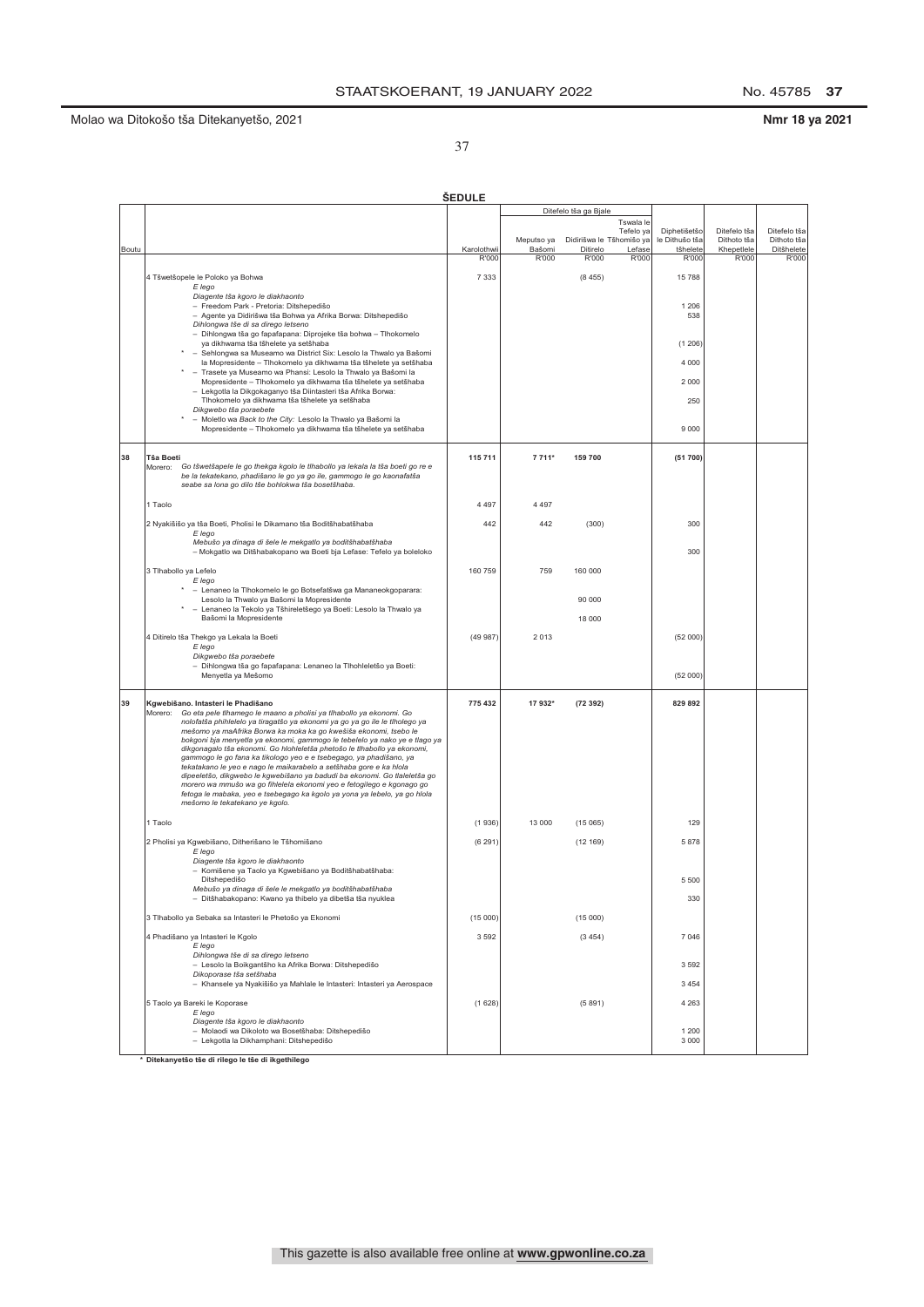Molao wa Ditokošo tša Ditekanyetšo, 2021 **Nmr 18 ya 2021**

**ŠEDULE**

| Boutu | | Karolothwii | Meputso ya Bašomi | Ditefelo tša ga Bjale: Didirišwa le Ditirelo | Tswala le Tefelo ya Tšhomišo ya Lefase | Diphetišetšo le Dithušo tša tšhelete | Ditefelo tša Dithoto tša Khepetlele | Ditefelo tša Dithoto tša Ditšhelete |
|---|---|---|---|---|---|---|---|---|
| | | R'000 | R'000 | R'000 | R'000 | R'000 | R'000 | R'000 |
| | 4 Tšwetšopele le Poloko ya Bohwa | 7 333 | | (8 455) | | 15 788 | | |
| | *E lego* | | | | | | | |
| | *Diagente tša kgoro le diakhaonto* | | | | | | | |
| | – Freedom Park - Pretoria: Ditshepedišo | | | | | 1 206 | | |
| | – Agente ya Didirišwa tša Bohwa ya Afrika Borwa: Ditshepedišo | | | | | 538 | | |
| | *Dihlongwa tše di sa dirego letseno* | | | | | | | |
| | – Dihlongwa tša go fapafapana: Diprojeke tša bohwa – Tlhokomelo ya dikhwama tša tšhelete ya setšhaba | | | | | (1 206) | | |
| | * – Sehlongwa sa Museamo wa District Six: Lesolo la Thwalo ya Bašomi la Mopresidente – Tlhokomelo ya dikhwama tša tšhelete ya setšhaba | | | | | 4 000 | | |
| | * – Trasete ya Museamo wa Phansi: Lesolo la Thwalo ya Bašomi la Mopresidente – Tlhokomelo ya dikhwama tša tšhelete ya setšhaba | | | | | 2 000 | | |
| | – Lekgotla la Dikgokaganyo tša Diintasteri tša Afrika Borwa: Tlhokomelo ya dikhwama tša tšhelete ya setšhaba | | | | | 250 | | |
| | *Dikgwebo tša poraebete* | | | | | | | |
| | * – Moletlo wa *Back to the City*: Lesolo la Thwalo ya Bašomi la Mopresidente – Tlhokomelo ya dikhwama tša tšhelete ya setšhaba | | | | | 9 000 | | |
| **38** | **Tša Boeti** | **115 711** | **7 711*** | **159 700** | | **(51 700)** | | |
| | Morero: *Go tšwetšapele le go thekga kgolo le tlhabollo ya lekala la tša boeti go re e be la tekatekano, phadišano le go ya go ile, gammogo le go kaonafatša seabe sa lona go dilo tše bohlokwa tša bosetšhaba.* | | | | | | | |
| | 1 Taolo | 4 497 | 4 497 | | | | | |
| | 2 Nyakišišo ya tša Boeti, Pholisi le Dikamano tša Boditšhabatšhaba | 442 | 442 | (300) | | 300 | | |
| | *E lego* | | | | | | | |
| | *Mebušo ya dinaga di šele le mekgatlo ya boditšhabatšhaba* | | | | | | | |
| | – Mokgatlo wa Ditšhabakopano wa Boeti bja Lefase: Tefelo ya boleloko | | | | | 300 | | |
| | 3 Tlhabollo ya Lefelo | 160 759 | 759 | 160 000 | | | | |
| | *E lego* | | | | | | | |
| | * – Lenaneo la Tlhokomelo le go Botsefatšwa ga Mananeokgoparara: Lesolo la Thwalo ya Bašomi la Mopresidente | | | 90 000 | | | | |
| | * – Lenaneo la Tekolo ya Tšhireletšego ya Boeti: Lesolo la Thwalo ya Bašomi la Mopresidente | | | 18 000 | | | | |
| | 4 Ditirelo tša Thekgo ya Lekala la Boeti | (49 987) | 2 013 | | | (52 000) | | |
| | *E lego* | | | | | | | |
| | *Dikgwebo tša poraebete* | | | | | | | |
| | – Dihlongwa tša go fapafapana: Lenaneo la Tlhohleletšo ya Boeti: Menyetla ya Mešomo | | | | | (52 000) | | |
| **39** | **Kgwebišano. Intasteri le Phadišano** | **775 432** | **17 932*** | **(72 392)** | | **829 892** | | |
| | Morero: *Go eta pele tlhamego le maano a pholisi ya tlhabollo ya ekonomi. Go nolofatša phihlelelo ya tiragatšo ya ekonomi ya go ya go ile le tlhologo ya mešomo ya maAfrika Borwa ka moka ka go kwešiša ekonomi, tsebo le bokgoni bja menyetla ya ekonomi, gammogo le tebelelo ya nako ye e tlago ya dikgonagalo tša ekonomi. Go hlohleletša phetošo le tlhabollo ya ekonomi, gammogo le go fana ka tikologo yeo e e tsebegago, ya phadišano, ya tekatakano le yeo e nago le maikarabelo a setšhaba gore e ka hlola dipeeletšo, dikgwebo le kgwebišano ya badudi ba ekonomi. Go tlaleletša go morero wa mmušo wa go fihlelela ekonomi yeo e fetogilego e kgonago go fetoga le mabaka, yeo e tsebegago ka kgolo ya yona ya lebelo, ya go hlola mešomo le tekatekano ye kgolo.* | | | | | | | |
| | 1 Taolo | (1 936) | 13 000 | (15 065) | | 129 | | |
| | 2 Pholisi ya Kgwebišano, Ditherišano le Tšhomišano | (6 291) | | (12 169) | | 5 878 | | |
| | *E lego* | | | | | | | |
| | *Diagente tša kgoro le diakhaonto* | | | | | | | |
| | – Komišene ya Taolo ya Kgwebišano ya Boditšhabatšhaba: Ditshepedišo | | | | | 5 500 | | |
| | *Mebušo ya dinaga di šele le mekgatlo ya boditšhabatšhaba* | | | | | | | |
| | – Ditšhabakopano: Kwano ya thibelo ya dibetša tša nyuklea | | | | | 330 | | |
| | 3 Tlhabollo ya Sebaka sa Intasteri le Phetošo ya Ekonomi | (15 000) | | (15 000) | | | | |
| | 4 Phadišano ya Intasteri le Kgolo | 3 592 | | (3 454) | | 7 046 | | |
| | *E lego* | | | | | | | |
| | *Dihlongwa tše di sa dirego letseno* | | | | | | | |
| | – Lesolo la Boikgantšho ka Afrika Borwa: Ditshepedišo | | | | | 3 592 | | |
| | *Dikoporase tša setšhaba* | | | | | | | |
| | – Khansele ya Nyakišišo ya Mahlale le Intasteri: Intasteri ya Aerospace | | | | | 3 454 | | |
| | 5 Taolo ya Bareki le Koporase | (1 628) | | (5 891) | | 4 263 | | |
| | *E lego* | | | | | | | |
| | *Diagente tša kgoro le diakhaonto* | | | | | | | |
| | – Molaodi wa Dikoloto wa Bosetšhaba: Ditshepedišo | | | | | 1 200 | | |
| | – Lekgotla la Dikhamphani: Ditshepedišo | | | | | 3 000 | | |

\* **Ditekanyetšo tše di rilego le tše di ikgethilego**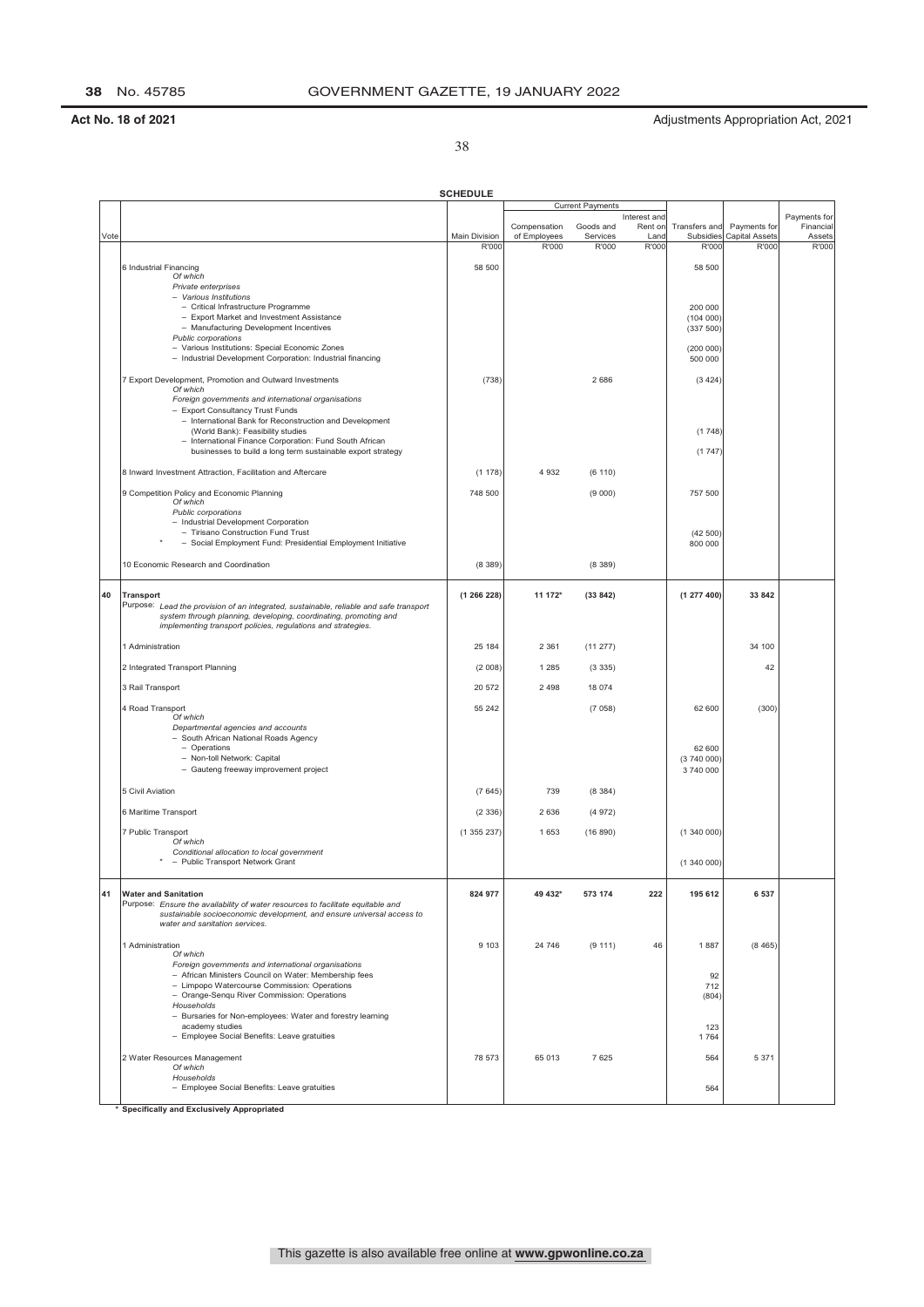**Act No. 18 of 2021** Adjustments Appropriation Act, 2021

**SCHEDULE**

| Vote | | Main Division | Current Payments | | | Transfers and Subsidies | Payments for Capital Assets | Payments for Financial Assets |
|---|---|---|---|---|---|---|---|---|
| | | | Compensation of Employees | Goods and Services | Interest and Rent on Land | | | |
| | | R'000 | R'000 | R'000 | R'000 | R'000 | R'000 | R'000 |
| | 6 Industrial Financing | 58 500 | | | | 58 500 | | |
| | *Of which* | | | | | | | |
| | *Private enterprises* | | | | | | | |
| | – *Various Institutions* | | | | | | | |
| | – Critical Infrastructure Programme | | | | | 200 000 | | |
| | – Export Market and Investment Assistance | | | | | (104 000) | | |
| | – Manufacturing Development Incentives | | | | | (337 500) | | |
| | *Public corporations* | | | | | | | |
| | – Various Institutions: Special Economic Zones | | | | | (200 000) | | |
| | – Industrial Development Corporation: Industrial financing | | | | | 500 000 | | |
| | 7 Export Development, Promotion and Outward Investments | (738) | | 2 686 | | (3 424) | | |
| | *Of which* | | | | | | | |
| | *Foreign governments and international organisations* | | | | | | | |
| | – Export Consultancy Trust Funds | | | | | | | |
| | – International Bank for Reconstruction and Development (World Bank): Feasibility studies | | | | | (1 748) | | |
| | – International Finance Corporation: Fund South African businesses to build a long term sustainable export strategy | | | | | (1 747) | | |
| | 8 Inward Investment Attraction, Facilitation and Aftercare | (1 178) | 4 932 | (6 110) | | | | |
| | 9 Competition Policy and Economic Planning | 748 500 | | (9 000) | | 757 500 | | |
| | *Of which* | | | | | | | |
| | *Public corporations* | | | | | | | |
| | – Industrial Development Corporation | | | | | | | |
| | – Tirisano Construction Fund Trust | | | | | (42 500) | | |
| | * – Social Employment Fund: Presidential Employment Initiative | | | | | 800 000 | | |
| | 10 Economic Research and Coordination | (8 389) | | (8 389) | | | | |
| **40** | **Transport** | **(1 266 228)** | **11 172*** | **(33 842)** | | **(1 277 400)** | **33 842** | |
| | Purpose: *Lead the provision of an integrated, sustainable, reliable and safe transport system through planning, developing, coordinating, promoting and implementing transport policies, regulations and strategies.* | | | | | | | |
| | 1 Administration | 25 184 | 2 361 | (11 277) | | | 34 100 | |
| | 2 Integrated Transport Planning | (2 008) | 1 285 | (3 335) | | | 42 | |
| | 3 Rail Transport | 20 572 | 2 498 | 18 074 | | | | |
| | 4 Road Transport | 55 242 | | (7 058) | | 62 600 | (300) | |
| | *Of which* | | | | | | | |
| | *Departmental agencies and accounts* | | | | | | | |
| | – South African National Roads Agency | | | | | | | |
| | – Operations | | | | | 62 600 | | |
| | – Non-toll Network: Capital | | | | | (3 740 000) | | |
| | – Gauteng freeway improvement project | | | | | 3 740 000 | | |
| | 5 Civil Aviation | (7 645) | 739 | (8 384) | | | | |
| | 6 Maritime Transport | (2 336) | 2 636 | (4 972) | | | | |
| | 7 Public Transport | (1 355 237) | 1 653 | (16 890) | | (1 340 000) | | |
| | *Of which* | | | | | | | |
| | *Conditional allocation to local government* | | | | | | | |
| | * – Public Transport Network Grant | | | | | (1 340 000) | | |
| **41** | **Water and Sanitation** | **824 977** | **49 432*** | **573 174** | **222** | **195 612** | **6 537** | |
| | Purpose: *Ensure the availability of water resources to facilitate equitable and sustainable socioeconomic development, and ensure universal access to water and sanitation services.* | | | | | | | |
| | 1 Administration | 9 103 | 24 746 | (9 111) | 46 | 1 887 | (8 465) | |
| | *Of which* | | | | | | | |
| | *Foreign governments and international organisations* | | | | | | | |
| | – African Ministers Council on Water: Membership fees | | | | | 92 | | |
| | – Limpopo Watercourse Commission: Operations | | | | | 712 | | |
| | – Orange-Senqu River Commission: Operations | | | | | (804) | | |
| | *Households* | | | | | | | |
| | – Bursaries for Non-employees: Water and forestry learning academy studies | | | | | 123 | | |
| | – Employee Social Benefits: Leave gratuities | | | | | 1 764 | | |
| | 2 Water Resources Management | 78 573 | 65 013 | 7 625 | | 564 | 5 371 | |
| | *Of which* | | | | | | | |
| | *Households* | | | | | | | |
| | – Employee Social Benefits: Leave gratuities | | | | | 564 | | |

**\* Specifically and Exclusively Appropriated**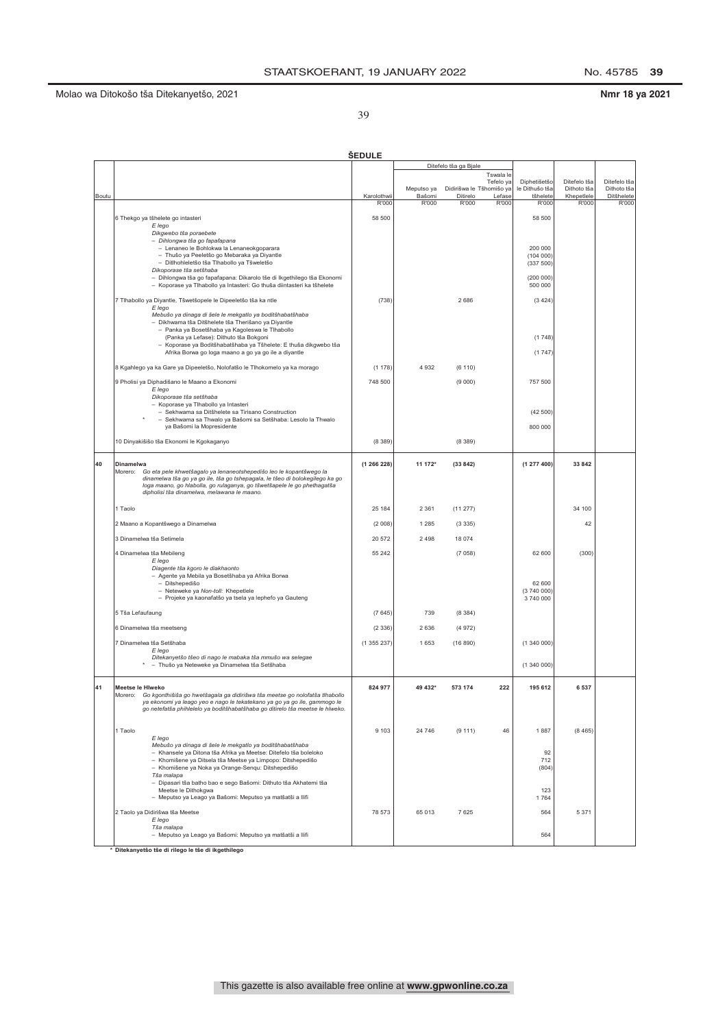Molao wa Ditokošo tša Ditekanyetšo, 2021 **Nmr 18 ya 2021**

**ŠEDULE**

| Boutu | | Karolothwii | Meputso ya Bašomi | Ditefelo tša ga Bjale: Didirišwa le Ditirelo | Tswala le Tefelo ya Tšhomišo ya Lefase | Diphetišetšo le Dithušo tša tšhelete | Ditefelo tša Dithoto tša Khepetlele | Ditefelo tša Ditšhelete |
|---|---|---|---|---|---|---|---|---|
| | | R'000 | R'000 | R'000 | R'000 | R'000 | R'000 | R'000 |
| | 6 Thekgo ya tšhelete go intasteri | 58 500 | | | | 58 500 | | |
| | *E lego* | | | | | | | |
| | *Dikgwebo tša poraebete* | | | | | | | |
| | – *Dihlongwa tša go fapafapana* | | | | | | | |
| | – Lenaneo le Bohlokwa la Lenaneokgoparara | | | | | 200 000 | | |
| | – Thušo ya Peeletšo go Mebaraka ya Diyantle | | | | | (104 000) | | |
| | – Ditlhohleletšo tša Tlhabollo ya Tšweletšo | | | | | (337 500) | | |
| | *Dikoporase tša setšhaba* | | | | | | | |
| | – Dihlongwa tša go fapafapana: Dikarolo tše di Ikgethilego tša Ekonomi | | | | | (200 000) | | |
| | – Koporase ya Tlhabollo ya Intasteri: Go thuša diintasteri ka tšhelete | | | | | 500 000 | | |
| | 7 Tlhabollo ya Diyantle, Tšwetšopele le Dipeeletšo tša ka ntle | (738) | | 2 686 | | (3 424) | | |
| | *E lego* | | | | | | | |
| | *Mebušo ya dinaga di šele le mekgatlo ya boditšhabatšhaba* | | | | | | | |
| | – Dikhwama tša Ditšhelete tša Therišano ya Diyantle | | | | | | | |
| | – Panka ya Bosetšhaba ya Kagoleswa le Tlhabollo (Panka ya Lefase): Dithuto tša Bokgoni | | | | | (1 748) | | |
| | – Koporase ya Boditšhabatšhaba ya Tšhelete: E thuša dikgwebo tša Afrika Borwa go loga maano a go ya go ile a diyantle | | | | | (1 747) | | |
| | 8 Kgahlego ya ka Gare ya Dipeeletšo, Nolofatšo le Tlhokomelo ya ka morago | (1 178) | 4 932 | (6 110) | | | | |
| | 9 Pholisi ya Diphadišano le Maano a Ekonomi | 748 500 | | (9 000) | | 757 500 | | |
| | *E lego* | | | | | | | |
| | *Dikoporase tša setšhaba* | | | | | | | |
| | – Koporase ya Tlhabollo ya Intasteri | | | | | | | |
| | – Sekhwama sa Ditšhelete sa Tirisano Construction | | | | | (42 500) | | |
| | * – Sekhwama sa Thwalo ya Bašomi sa Setšhaba: Lesolo la Thwalo ya Bašomi la Mopresidente | | | | | 800 000 | | |
| | 10 Dinyakišišo tša Ekonomi le Kgokaganyo | (8 389) | | (8 389) | | | | |
| **40** | **Dinamelwa** | **(1 266 228)** | **11 172*** | **(33 842)** | | **(1 277 400)** | **33 842** | |
| | Morero: *Go eta pele khwetšagalo ya lenaneotshepedišo leo le kopantšwego la dinamelwa tša go ya go ile, tša go tshepagala, le tšeo di bolokegilego ka go loga maano, go hlabolla, go rulaganya, go tšwetšapele le go phethagatša dipholisi tša dinamelwa, melawana le maano.* | | | | | | | |
| | 1 Taolo | 25 184 | 2 361 | (11 277) | | | 34 100 | |
| | 2 Maano a Kopantšwego a Dinamelwa | (2 008) | 1 285 | (3 335) | | | 42 | |
| | 3 Dinamelwa tša Setimela | 20 572 | 2 498 | 18 074 | | | | |
| | 4 Dinamelwa tša Mebileng | 55 242 | | (7 058) | | 62 600 | (300) | |
| | *E lego* | | | | | | | |
| | *Diagente tša kgoro le diakhaonto* | | | | | | | |
| | – Agente ya Mebila ya Bosetšhaba ya Afrika Borwa | | | | | | | |
| | – Ditshepedišo | | | | | 62 600 | | |
| | – Neteweke ya *Non-toll:* Khepetlele | | | | | (3 740 000) | | |
| | – Projeke ya kaonafatšo ya tsela ya lephefo ya Gauteng | | | | | 3 740 000 | | |
| | 5 Tša Lefaufaung | (7 645) | 739 | (8 384) | | | | |
| | 6 Dinamelwa tša meetseng | (2 336) | 2 636 | (4 972) | | | | |
| | 7 Dinamelwa tša Setšhaba | (1 355 237) | 1 653 | (16 890) | | (1 340 000) | | |
| | *E lego* | | | | | | | |
| | *Ditekanyetšo tšeo di nago le mabaka tša mmušo wa selegae* | | | | | | | |
| | * – Thušo ya Neteweke ya Dinamelwa tša Setšhaba | | | | | (1 340 000) | | |
| **41** | **Meetse le Hlweko** | **824 977** | **49 432*** | **573 174** | **222** | **195 612** | **6 537** | |
| | Morero: *Go kgonthišiša go hwetšagala ga didirišwa tša meetse go nolofatša tlhabollo ya ekonomi ya leago yeo e nago le tekatekano ya go ya go ile, gammogo le go netefatša phihlelelo ya boditšhabatšhaba go ditirelo tša meetse le hlweko.* | | | | | | | |
| | 1 Taolo | 9 103 | 24 746 | (9 111) | 46 | 1 887 | (8 465) | |
| | *E lego* | | | | | | | |
| | *Mebušo ya dinaga di šele le mekgatlo ya boditšhabatšhaba* | | | | | | | |
| | – Khansele ya Ditona tša Afrika ya Meetse: Ditefelo tša boleloko | | | | | 92 | | |
| | – Khomišene ya Ditsela tša Meetse ya Limpopo: Ditshepedišo | | | | | 712 | | |
| | – Khomišene ya Noka ya Orange-Senqu: Ditshepedišo | | | | | (804) | | |
| | *Tša malapa* | | | | | | | |
| | – Dipasari tša batho bao e sego Bašomi: Dithuto tša Akhatemi tša Meetse le Dithokgwa | | | | | 123 | | |
| | – Meputso ya Leago ya Bašomi: Meputso ya matšatši a llifi | | | | | 1 764 | | |
| | 2 Taolo ya Didirišwa tša Meetse | 78 573 | 65 013 | 7 625 | | 564 | 5 371 | |
| | *E lego* | | | | | | | |
| | *Tša malapa* | | | | | | | |
| | – Meputso ya Leago ya Bašomi: Meputso ya matšatši a llifi | | | | | 564 | | |

\* **Ditekanyetšo tše di rilego le tše di ikgethilego**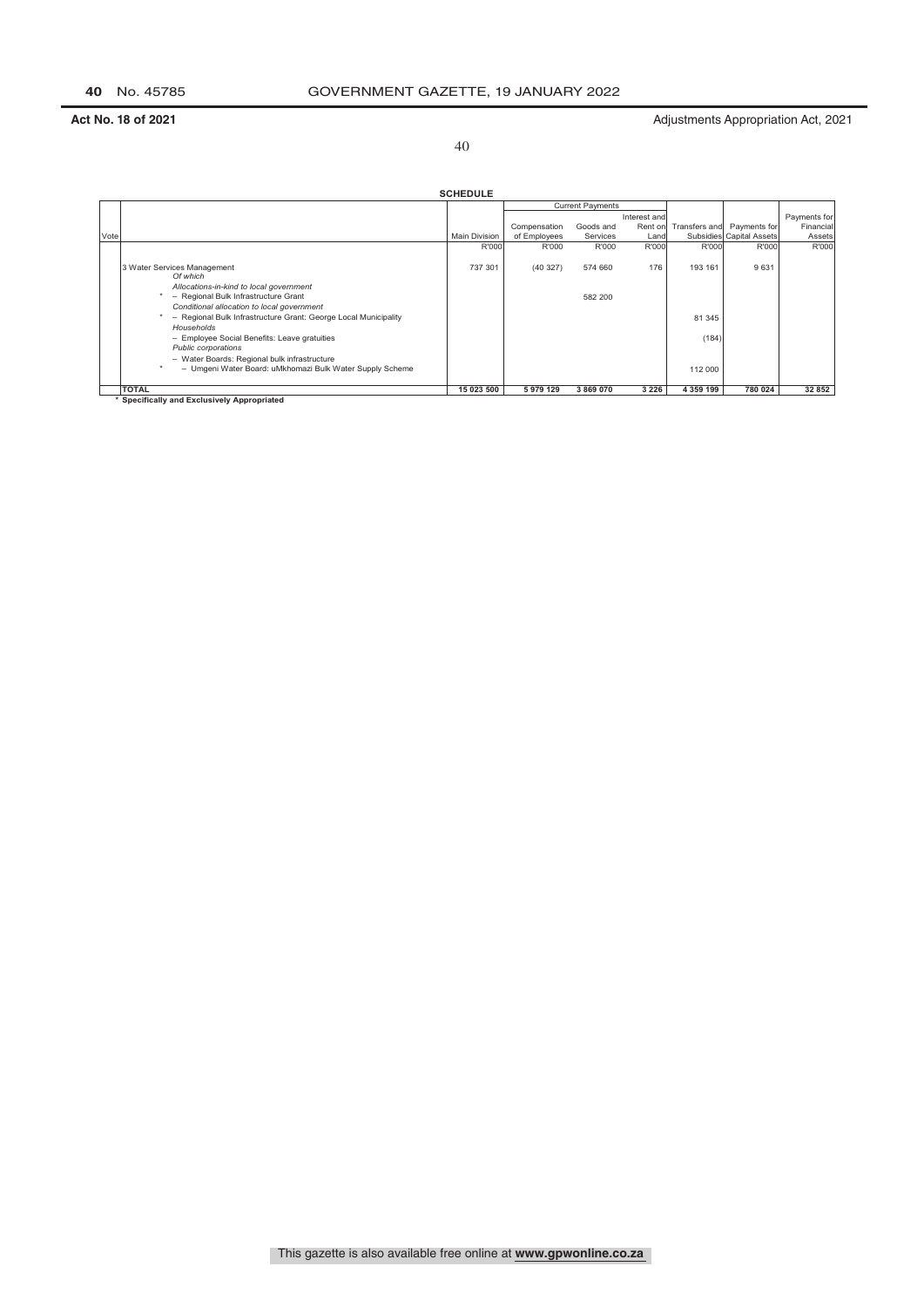**Act No. 18 of 2021** Adjustments Appropriation Act, 2021

**SCHEDULE**

| Vote | | Main Division | Current Payments | | | Transfers and Subsidies | Payments for Capital Assets | Payments for Financial Assets |
|---|---|---|---|---|---|---|---|---|
| | | | Compensation of Employees | Goods and Services | Interest and Rent on Land | | | |
| | | R'000 | R'000 | R'000 | R'000 | R'000 | R'000 | R'000 |
| | 3 Water Services Management | 737 301 | (40 327) | 574 660 | 176 | 193 161 | 9 631 | |
| | *Of which* | | | | | | | |
| | *Allocations-in-kind to local government* | | | | | | | |
| | * – Regional Bulk Infrastructure Grant | | | 582 200 | | | | |
| | *Conditional allocation to local government* | | | | | | | |
| | * – Regional Bulk Infrastructure Grant: George Local Municipality | | | | | 81 345 | | |
| | *Households* | | | | | | | |
| | – Employee Social Benefits: Leave gratuities | | | | | (184) | | |
| | *Public corporations* | | | | | | | |
| | – Water Boards: Regional bulk infrastructure | | | | | | | |
| | * – Umgeni Water Board: uMkhomazi Bulk Water Supply Scheme | | | | | 112 000 | | |
| | **TOTAL** | **15 023 500** | **5 979 129** | **3 869 070** | **3 226** | **4 359 199** | **780 024** | **32 852** |

\* **Specifically and Exclusively Appropriated**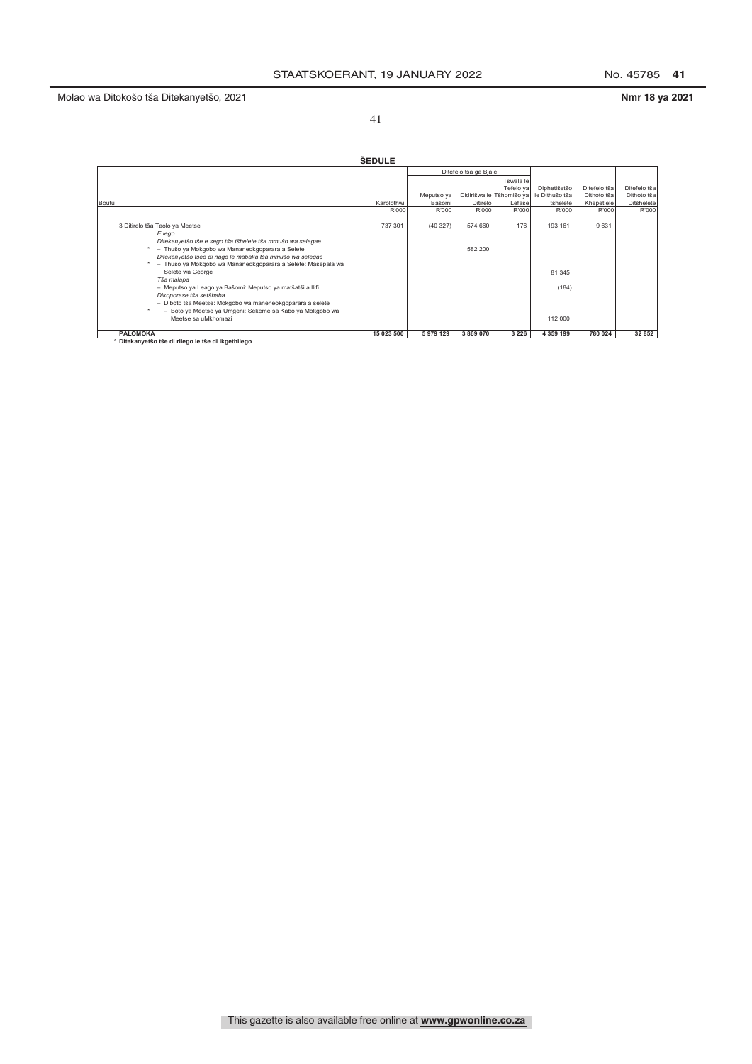**ŠEDULE**

| Boutu | | Karolothwii | Ditefelo tša ga Bjale | | | Diphetišetšo le Dithušo tša tšhelete | Ditefelo tša Dithoto tša Khepetlele | Ditefelo tša Dithoto tša Ditšhelete |
|---|---|---|---|---|---|---|---|---|
| | | | Meputso ya Bašomi | Didirišwa le Ditirelo | Tswala le Tefelo ya Tšhomišo ya Lefase | | | |
| | | R'000 | R'000 | R'000 | R'000 | R'000 | R'000 | R'000 |
| | 3 Ditirelo tša Taolo ya Meetse | 737 301 | (40 327) | 574 660 | 176 | 193 161 | 9 631 | |
| | *E lego* | | | | | | | |
| | *Ditekanyetšo tše e sego tša tšhelete tša mmušo wa selegae* | | | | | | | |
| | * – Thušo ya Mokgobo wa Mananeokgoparara a Selete | | | 582 200 | | | | |
| | *Ditekanyetšo tšeo di nago le mabaka tša mmušo wa selegae* | | | | | | | |
| | * – Thušo ya Mokgobo wa Mananeokgoparara a Selete: Masepala wa Selete wa George | | | | | 81 345 | | |
| | *Tša malapa* | | | | | | | |
| | – Meputso ya Leago ya Bašomi: Meputso ya matšatši a llifi | | | | | (184) | | |
| | *Dikoporase tša setšhaba* | | | | | | | |
| | – Diboto tša Meetse: Mokgobo wa maneneokgoparara a selete | | | | | | | |
| | * – Boto ya Meetse ya Umgeni: Sekeme sa Kabo ya Mokgobo wa Meetse sa uMkhomazi | | | | | 112 000 | | |
| | **PALOMOKA** | **15 023 500** | **5 979 129** | **3 869 070** | **3 226** | **4 359 199** | **780 024** | **32 852** |

**\* Ditekanyetšo tše di rilego le tše di ikgethilego**